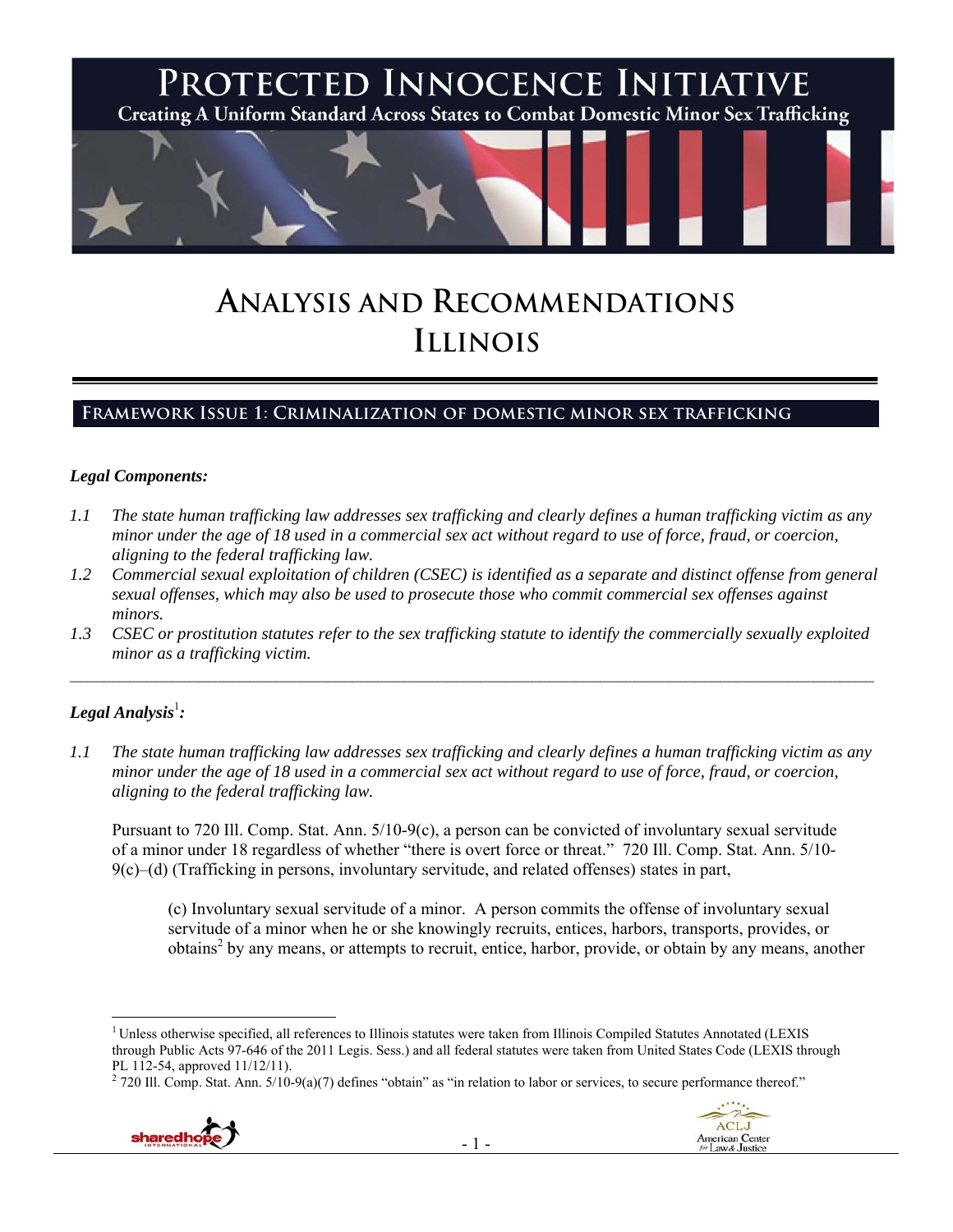# PROTECTED INNOCENCE INITIATIVE

Creating A Uniform Standard Across States to Combat Domestic Minor Sex Trafficking

# ANALYSIS AND RECOMMENDATIONS ILLINOIS

## FRAMEWORK ISSUE 1: CRIMINALIZATION OF DOMESTIC MINOR SEX TRAFFICKING

### *Legal Components:*

*1.1 The state human trafficking law addresses sex trafficking and clearly defines a human trafficking victim as any minor under the age of 18 used in a commercial sex act without regard to use of force, fraud, or coercion, aligning to the federal trafficking law.*

*1.2 Commercial sexual exploitation of children (CSEC) is identified as a separate and distinct offense from general sexual offenses, which may also be used to prosecute those who commit commercial sex offenses against minors.*

*1.3 CSEC or prostitution statutes refer to the sex trafficking statute to identify the commercially sexually exploited minor as a trafficking victim.*

---

### *Legal Analysis*[1]*:*

*1.1 The state human trafficking law addresses sex trafficking and clearly defines a human trafficking victim as any minor under the age of 18 used in a commercial sex act without regard to use of force, fraud, or coercion, aligning to the federal trafficking law.*

Pursuant to 720 Ill. Comp. Stat. Ann. 5/10-9(c), a person can be convicted of involuntary sexual servitude of a minor under 18 regardless of whether "there is overt force or threat." 720 Ill. Comp. Stat. Ann. 5/10-9(c)–(d) (Trafficking in persons, involuntary servitude, and related offenses) states in part,

> (c) Involuntary sexual servitude of a minor. A person commits the offense of involuntary sexual servitude of a minor when he or she knowingly recruits, entices, harbors, transports, provides, or obtains[2] by any means, or attempts to recruit, entice, harbor, provide, or obtain by any means, another

---

[1] Unless otherwise specified, all references to Illinois statutes were taken from Illinois Compiled Statutes Annotated (LEXIS through Public Acts 97-646 of the 2011 Legis. Sess.) and all federal statutes were taken from United States Code (LEXIS through PL 112-54, approved 11/12/11).

[2] 720 Ill. Comp. Stat. Ann. 5/10-9(a)(7) defines "obtain" as "in relation to labor or services, to secure performance thereof."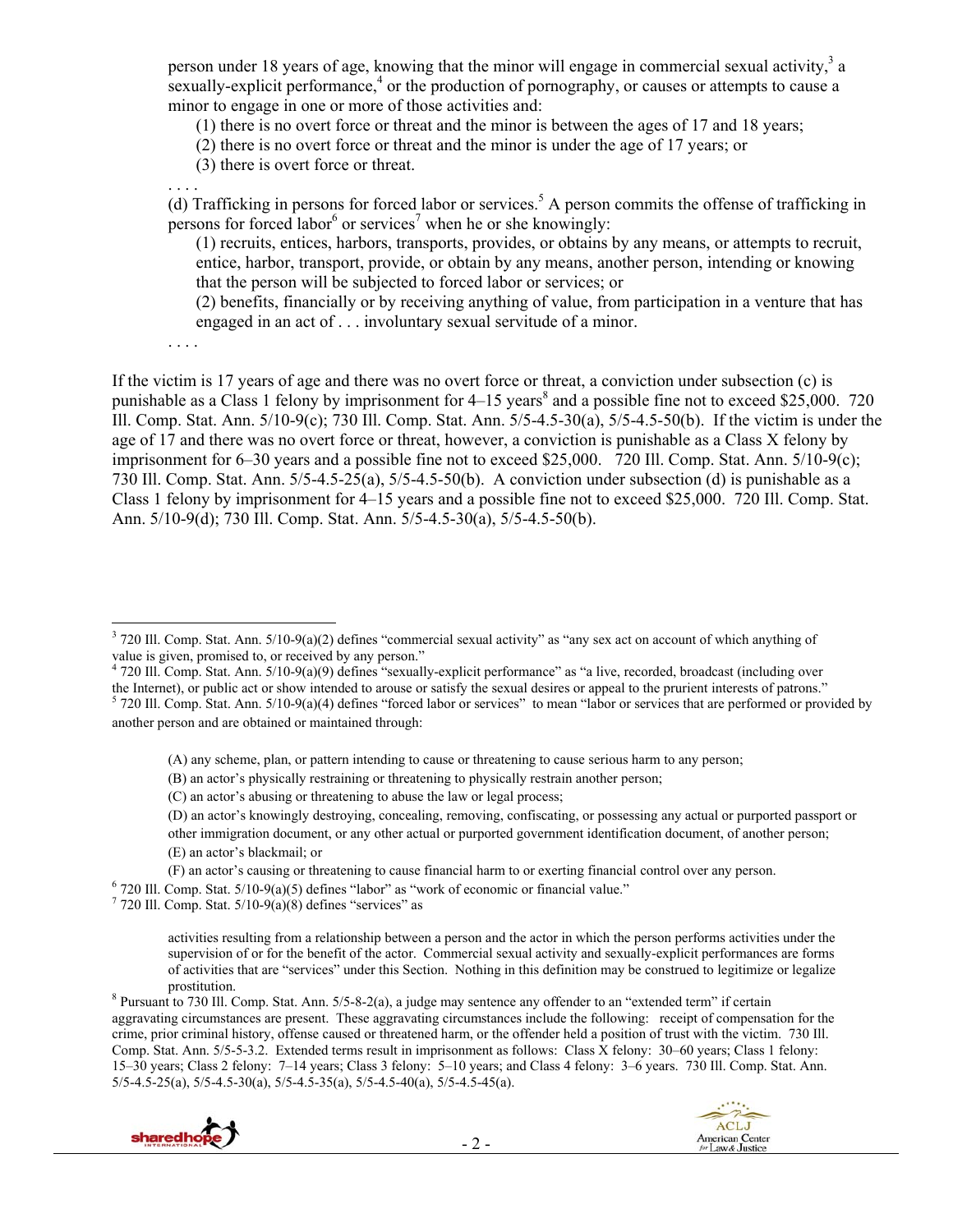person under 18 years of age, knowing that the minor will engage in commercial sexual activity,[3] a sexually-explicit performance,[4] or the production of pornography, or causes or attempts to cause a minor to engage in one or more of those activities and:

(1) there is no overt force or threat and the minor is between the ages of 17 and 18 years;

(2) there is no overt force or threat and the minor is under the age of 17 years; or

(3) there is overt force or threat.

. . . .

(d) Trafficking in persons for forced labor or services.[5] A person commits the offense of trafficking in persons for forced labor[6] or services[7] when he or she knowingly:

(1) recruits, entices, harbors, transports, provides, or obtains by any means, or attempts to recruit, entice, harbor, transport, provide, or obtain by any means, another person, intending or knowing that the person will be subjected to forced labor or services; or

(2) benefits, financially or by receiving anything of value, from participation in a venture that has engaged in an act of . . . involuntary sexual servitude of a minor.

. . . .

If the victim is 17 years of age and there was no overt force or threat, a conviction under subsection (c) is punishable as a Class 1 felony by imprisonment for 4–15 years[8] and a possible fine not to exceed $25,000. 720 Ill. Comp. Stat. Ann. 5/10-9(c); 730 Ill. Comp. Stat. Ann. 5/5-4.5-30(a), 5/5-4.5-50(b). If the victim is under the age of 17 and there was no overt force or threat, however, a conviction is punishable as a Class X felony by imprisonment for 6–30 years and a possible fine not to exceed $25,000. 720 Ill. Comp. Stat. Ann. 5/10-9(c); 730 Ill. Comp. Stat. Ann. 5/5-4.5-25(a), 5/5-4.5-50(b). A conviction under subsection (d) is punishable as a Class 1 felony by imprisonment for 4–15 years and a possible fine not to exceed $25,000. 720 Ill. Comp. Stat. Ann. 5/10-9(d); 730 Ill. Comp. Stat. Ann. 5/5-4.5-30(a), 5/5-4.5-50(b).

---

[3] 720 Ill. Comp. Stat. Ann. 5/10-9(a)(2) defines "commercial sexual activity" as "any sex act on account of which anything of value is given, promised to, or received by any person."

[4] 720 Ill. Comp. Stat. Ann. 5/10-9(a)(9) defines "sexually-explicit performance" as "a live, recorded, broadcast (including over the Internet), or public act or show intended to arouse or satisfy the sexual desires or appeal to the prurient interests of patrons."

[5] 720 Ill. Comp. Stat. Ann. 5/10-9(a)(4) defines "forced labor or services" to mean "labor or services that are performed or provided by another person and are obtained or maintained through:

(A) any scheme, plan, or pattern intending to cause or threatening to cause serious harm to any person;

(B) an actor's physically restraining or threatening to physically restrain another person;

(C) an actor's abusing or threatening to abuse the law or legal process;

(D) an actor's knowingly destroying, concealing, removing, confiscating, or possessing any actual or purported passport or other immigration document, or any other actual or purported government identification document, of another person;

(E) an actor's blackmail; or

(F) an actor's causing or threatening to cause financial harm to or exerting financial control over any person.

[6] 720 Ill. Comp. Stat. 5/10-9(a)(5) defines "labor" as "work of economic or financial value."

[7] 720 Ill. Comp. Stat. 5/10-9(a)(8) defines "services" as

> activities resulting from a relationship between a person and the actor in which the person performs activities under the supervision of or for the benefit of the actor. Commercial sexual activity and sexually-explicit performances are forms of activities that are "services" under this Section. Nothing in this definition may be construed to legitimize or legalize prostitution.

[8] Pursuant to 730 Ill. Comp. Stat. Ann. 5/5-8-2(a), a judge may sentence any offender to an "extended term" if certain aggravating circumstances are present. These aggravating circumstances include the following: receipt of compensation for the crime, prior criminal history, offense caused or threatened harm, or the offender held a position of trust with the victim. 730 Ill. Comp. Stat. Ann. 5/5-5-3.2. Extended terms result in imprisonment as follows: Class X felony: 30–60 years; Class 1 felony: 15–30 years; Class 2 felony: 7–14 years; Class 3 felony: 5–10 years; and Class 4 felony: 3–6 years. 730 Ill. Comp. Stat. Ann. 5/5-4.5-25(a), 5/5-4.5-30(a), 5/5-4.5-35(a), 5/5-4.5-40(a), 5/5-4.5-45(a).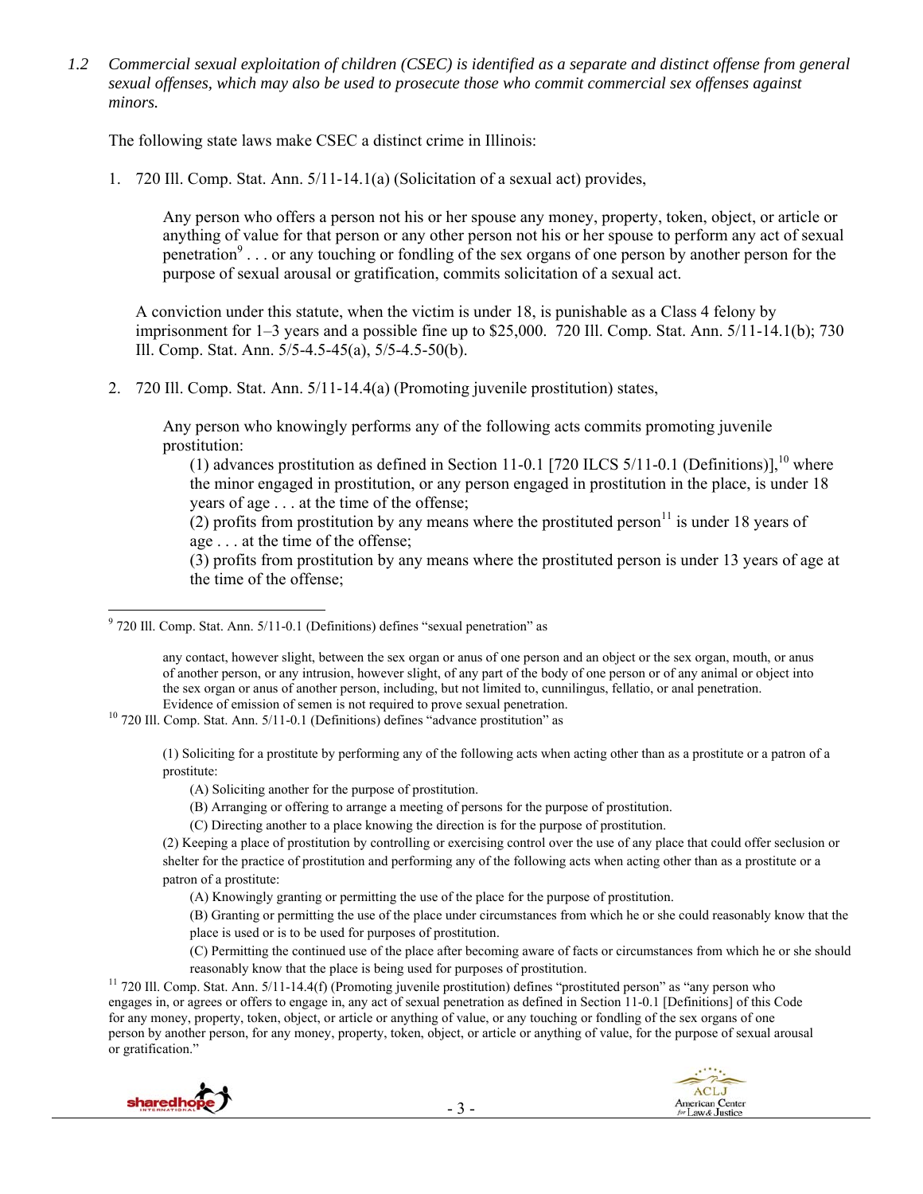*1.2 Commercial sexual exploitation of children (CSEC) is identified as a separate and distinct offense from general sexual offenses, which may also be used to prosecute those who commit commercial sex offenses against minors.*

The following state laws make CSEC a distinct crime in Illinois:

1. 720 Ill. Comp. Stat. Ann. 5/11-14.1(a) (Solicitation of a sexual act) provides,

   > Any person who offers a person not his or her spouse any money, property, token, object, or article or anything of value for that person or any other person not his or her spouse to perform any act of sexual penetration[9] . . . or any touching or fondling of the sex organs of one person by another person for the purpose of sexual arousal or gratification, commits solicitation of a sexual act.

   A conviction under this statute, when the victim is under 18, is punishable as a Class 4 felony by imprisonment for 1–3 years and a possible fine up to $25,000. 720 Ill. Comp. Stat. Ann. 5/11-14.1(b); 730 Ill. Comp. Stat. Ann. 5/5-4.5-45(a), 5/5-4.5-50(b).

2. 720 Ill. Comp. Stat. Ann. 5/11-14.4(a) (Promoting juvenile prostitution) states,

   > Any person who knowingly performs any of the following acts commits promoting juvenile prostitution:
   > (1) advances prostitution as defined in Section 11-0.1 [720 ILCS 5/11-0.1 (Definitions)],[10] where the minor engaged in prostitution, or any person engaged in prostitution in the place, is under 18 years of age . . . at the time of the offense;
   > (2) profits from prostitution by any means where the prostituted person[11] is under 18 years of age . . . at the time of the offense;
   > (3) profits from prostitution by any means where the prostituted person is under 13 years of age at the time of the offense;

---

[9] 720 Ill. Comp. Stat. Ann. 5/11-0.1 (Definitions) defines "sexual penetration" as

> any contact, however slight, between the sex organ or anus of one person and an object or the sex organ, mouth, or anus of another person, or any intrusion, however slight, of any part of the body of one person or of any animal or object into the sex organ or anus of another person, including, but not limited to, cunnilingus, fellatio, or anal penetration. Evidence of emission of semen is not required to prove sexual penetration.

[10] 720 Ill. Comp. Stat. Ann. 5/11-0.1 (Definitions) defines "advance prostitution" as

> (1) Soliciting for a prostitute by performing any of the following acts when acting other than as a prostitute or a patron of a prostitute:
> (A) Soliciting another for the purpose of prostitution.
> (B) Arranging or offering to arrange a meeting of persons for the purpose of prostitution.
> (C) Directing another to a place knowing the direction is for the purpose of prostitution.
> (2) Keeping a place of prostitution by controlling or exercising control over the use of any place that could offer seclusion or shelter for the practice of prostitution and performing any of the following acts when acting other than as a prostitute or a patron of a prostitute:
> (A) Knowingly granting or permitting the use of the place for the purpose of prostitution.
> (B) Granting or permitting the use of the place under circumstances from which he or she could reasonably know that the place is used or is to be used for purposes of prostitution.
> (C) Permitting the continued use of the place after becoming aware of facts or circumstances from which he or she should reasonably know that the place is being used for purposes of prostitution.

[11] 720 Ill. Comp. Stat. Ann. 5/11-14.4(f) (Promoting juvenile prostitution) defines "prostituted person" as "any person who engages in, or agrees or offers to engage in, any act of sexual penetration as defined in Section 11-0.1 [Definitions] of this Code for any money, property, token, object, or article or anything of value, or any touching or fondling of the sex organs of one person by another person, for any money, property, token, object, or article or anything of value, for the purpose of sexual arousal or gratification."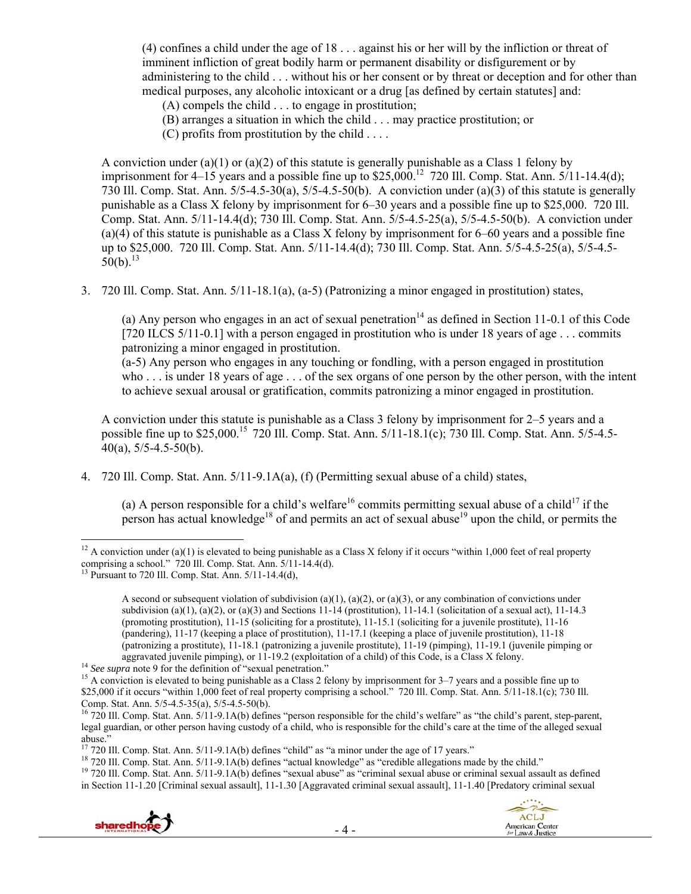> (4) confines a child under the age of 18 . . . against his or her will by the infliction or threat of imminent infliction of great bodily harm or permanent disability or disfigurement or by administering to the child . . . without his or her consent or by threat or deception and for other than medical purposes, any alcoholic intoxicant or a drug [as defined by certain statutes] and:
>
> (A) compels the child . . . to engage in prostitution;
>
> (B) arranges a situation in which the child . . . may practice prostitution; or
>
> (C) profits from prostitution by the child . . . .

A conviction under (a)(1) or (a)(2) of this statute is generally punishable as a Class 1 felony by imprisonment for 4–15 years and a possible fine up to $25,000.[12] 720 Ill. Comp. Stat. Ann. 5/11-14.4(d); 730 Ill. Comp. Stat. Ann. 5/5-4.5-30(a), 5/5-4.5-50(b). A conviction under (a)(3) of this statute is generally punishable as a Class X felony by imprisonment for 6–30 years and a possible fine up to $25,000. 720 Ill. Comp. Stat. Ann. 5/11-14.4(d); 730 Ill. Comp. Stat. Ann. 5/5-4.5-25(a), 5/5-4.5-50(b). A conviction under (a)(4) of this statute is punishable as a Class X felony by imprisonment for 6–60 years and a possible fine up to $25,000. 720 Ill. Comp. Stat. Ann. 5/11-14.4(d); 730 Ill. Comp. Stat. Ann. 5/5-4.5-25(a), 5/5-4.5-50(b).[13]

3. 720 Ill. Comp. Stat. Ann. 5/11-18.1(a), (a-5) (Patronizing a minor engaged in prostitution) states,

> (a) Any person who engages in an act of sexual penetration[14] as defined in Section 11-0.1 of this Code [720 ILCS 5/11-0.1] with a person engaged in prostitution who is under 18 years of age . . . commits patronizing a minor engaged in prostitution.
>
> (a-5) Any person who engages in any touching or fondling, with a person engaged in prostitution who . . . is under 18 years of age . . . of the sex organs of one person by the other person, with the intent to achieve sexual arousal or gratification, commits patronizing a minor engaged in prostitution.

A conviction under this statute is punishable as a Class 3 felony by imprisonment for 2–5 years and a possible fine up to $25,000.[15] 720 Ill. Comp. Stat. Ann. 5/11-18.1(c); 730 Ill. Comp. Stat. Ann. 5/5-4.5-40(a), 5/5-4.5-50(b).

4. 720 Ill. Comp. Stat. Ann. 5/11-9.1A(a), (f) (Permitting sexual abuse of a child) states,

> (a) A person responsible for a child's welfare[16] commits permitting sexual abuse of a child[17] if the person has actual knowledge[18] of and permits an act of sexual abuse[19] upon the child, or permits the

---

[12] A conviction under (a)(1) is elevated to being punishable as a Class X felony if it occurs "within 1,000 feet of real property comprising a school." 720 Ill. Comp. Stat. Ann. 5/11-14.4(d).

[13] Pursuant to 720 Ill. Comp. Stat. Ann. 5/11-14.4(d),

> A second or subsequent violation of subdivision (a)(1), (a)(2), or (a)(3), or any combination of convictions under subdivision (a)(1), (a)(2), or (a)(3) and Sections 11-14 (prostitution), 11-14.1 (solicitation of a sexual act), 11-14.3 (promoting prostitution), 11-15 (soliciting for a prostitute), 11-15.1 (soliciting for a juvenile prostitute), 11-16 (pandering), 11-17 (keeping a place of prostitution), 11-17.1 (keeping a place of juvenile prostitution), 11-18 (patronizing a prostitute), 11-18.1 (patronizing a juvenile prostitute), 11-19 (pimping), 11-19.1 (juvenile pimping or aggravated juvenile pimping), or 11-19.2 (exploitation of a child) of this Code, is a Class X felony.

[14] *See supra* note 9 for the definition of "sexual penetration."

[15] A conviction is elevated to being punishable as a Class 2 felony by imprisonment for 3–7 years and a possible fine up to $25,000 if it occurs "within 1,000 feet of real property comprising a school." 720 Ill. Comp. Stat. Ann. 5/11-18.1(c); 730 Ill. Comp. Stat. Ann. 5/5-4.5-35(a), 5/5-4.5-50(b).

[16] 720 Ill. Comp. Stat. Ann. 5/11-9.1A(b) defines "person responsible for the child's welfare" as "the child's parent, step-parent, legal guardian, or other person having custody of a child, who is responsible for the child's care at the time of the alleged sexual abuse."

[17] 720 Ill. Comp. Stat. Ann. 5/11-9.1A(b) defines "child" as "a minor under the age of 17 years."

[18] 720 Ill. Comp. Stat. Ann. 5/11-9.1A(b) defines "actual knowledge" as "credible allegations made by the child."

[19] 720 Ill. Comp. Stat. Ann. 5/11-9.1A(b) defines "sexual abuse" as "criminal sexual abuse or criminal sexual assault as defined in Section 11-1.20 [Criminal sexual assault], 11-1.30 [Aggravated criminal sexual assault], 11-1.40 [Predatory criminal sexual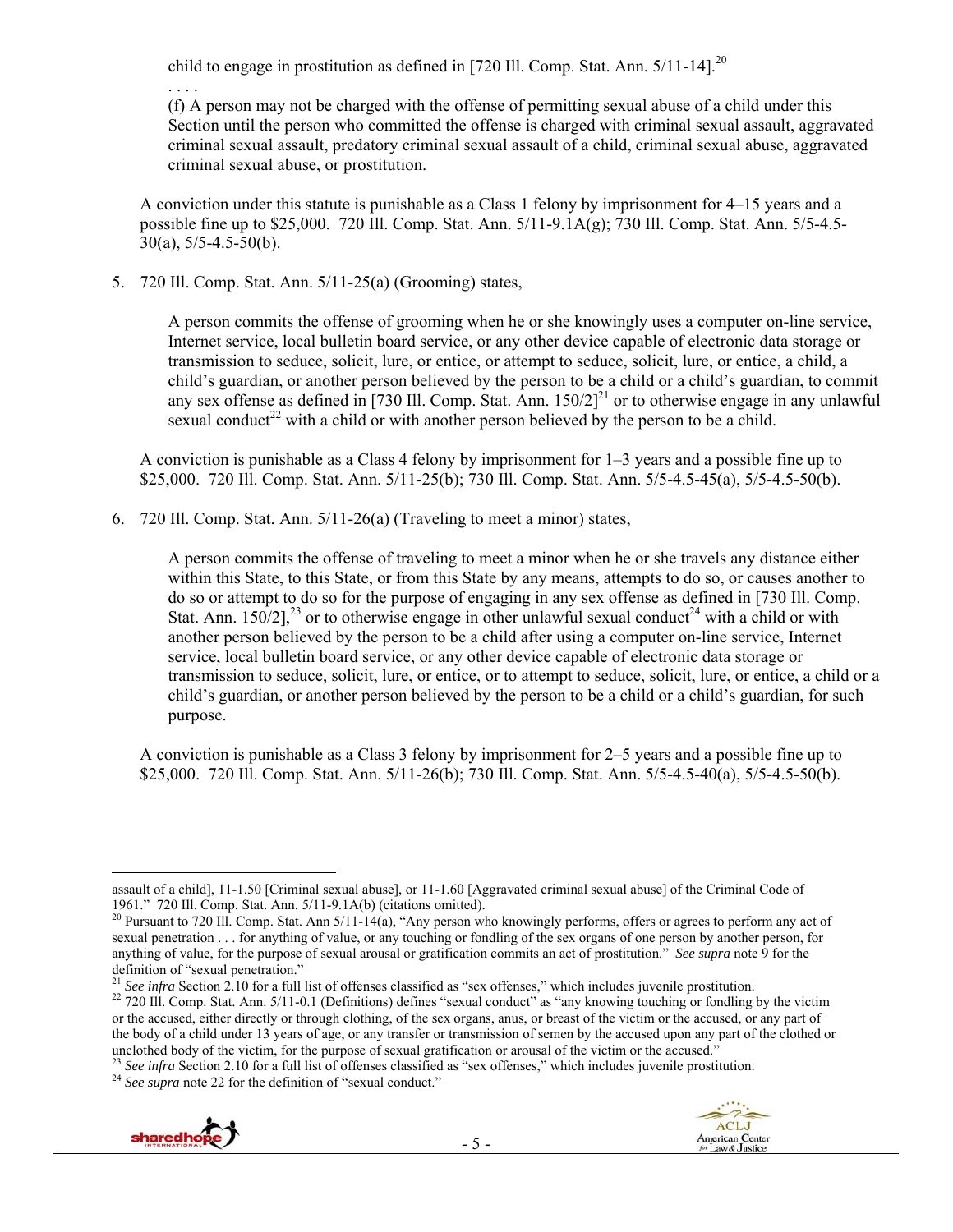child to engage in prostitution as defined in [720 Ill. Comp. Stat. Ann. 5/11-14].[20]

. . . .

(f) A person may not be charged with the offense of permitting sexual abuse of a child under this Section until the person who committed the offense is charged with criminal sexual assault, aggravated criminal sexual assault, predatory criminal sexual assault of a child, criminal sexual abuse, aggravated criminal sexual abuse, or prostitution.

A conviction under this statute is punishable as a Class 1 felony by imprisonment for 4–15 years and a possible fine up to $25,000. 720 Ill. Comp. Stat. Ann. 5/11-9.1A(g); 730 Ill. Comp. Stat. Ann. 5/5-4.5-30(a), 5/5-4.5-50(b).

5. 720 Ill. Comp. Stat. Ann. 5/11-25(a) (Grooming) states,

   A person commits the offense of grooming when he or she knowingly uses a computer on-line service, Internet service, local bulletin board service, or any other device capable of electronic data storage or transmission to seduce, solicit, lure, or entice, or attempt to seduce, solicit, lure, or entice, a child, a child's guardian, or another person believed by the person to be a child or a child's guardian, to commit any sex offense as defined in [730 Ill. Comp. Stat. Ann. 150/2][21] or to otherwise engage in any unlawful sexual conduct[22] with a child or with another person believed by the person to be a child.

   A conviction is punishable as a Class 4 felony by imprisonment for 1–3 years and a possible fine up to $25,000. 720 Ill. Comp. Stat. Ann. 5/11-25(b); 730 Ill. Comp. Stat. Ann. 5/5-4.5-45(a), 5/5-4.5-50(b).

6. 720 Ill. Comp. Stat. Ann. 5/11-26(a) (Traveling to meet a minor) states,

   A person commits the offense of traveling to meet a minor when he or she travels any distance either within this State, to this State, or from this State by any means, attempts to do so, or causes another to do so or attempt to do so for the purpose of engaging in any sex offense as defined in [730 Ill. Comp. Stat. Ann. 150/2],[23] or to otherwise engage in other unlawful sexual conduct[24] with a child or with another person believed by the person to be a child after using a computer on-line service, Internet service, local bulletin board service, or any other device capable of electronic data storage or transmission to seduce, solicit, lure, or entice, or to attempt to seduce, solicit, lure, or entice, a child or a child's guardian, or another person believed by the person to be a child or a child's guardian, for such purpose.

   A conviction is punishable as a Class 3 felony by imprisonment for 2–5 years and a possible fine up to $25,000. 720 Ill. Comp. Stat. Ann. 5/11-26(b); 730 Ill. Comp. Stat. Ann. 5/5-4.5-40(a), 5/5-4.5-50(b).

---

assault of a child], 11-1.50 [Criminal sexual abuse], or 11-1.60 [Aggravated criminal sexual abuse] of the Criminal Code of 1961." 720 Ill. Comp. Stat. Ann. 5/11-9.1A(b) (citations omitted).

[20] Pursuant to 720 Ill. Comp. Stat. Ann 5/11-14(a), "Any person who knowingly performs, offers or agrees to perform any act of sexual penetration . . . for anything of value, or any touching or fondling of the sex organs of one person by another person, for anything of value, for the purpose of sexual arousal or gratification commits an act of prostitution." *See supra* note 9 for the definition of "sexual penetration."

[21] *See infra* Section 2.10 for a full list of offenses classified as "sex offenses," which includes juvenile prostitution.

[22] 720 Ill. Comp. Stat. Ann. 5/11-0.1 (Definitions) defines "sexual conduct" as "any knowing touching or fondling by the victim or the accused, either directly or through clothing, of the sex organs, anus, or breast of the victim or the accused, or any part of the body of a child under 13 years of age, or any transfer or transmission of semen by the accused upon any part of the clothed or unclothed body of the victim, for the purpose of sexual gratification or arousal of the victim or the accused."

[23] *See infra* Section 2.10 for a full list of offenses classified as "sex offenses," which includes juvenile prostitution.

[24] *See supra* note 22 for the definition of "sexual conduct."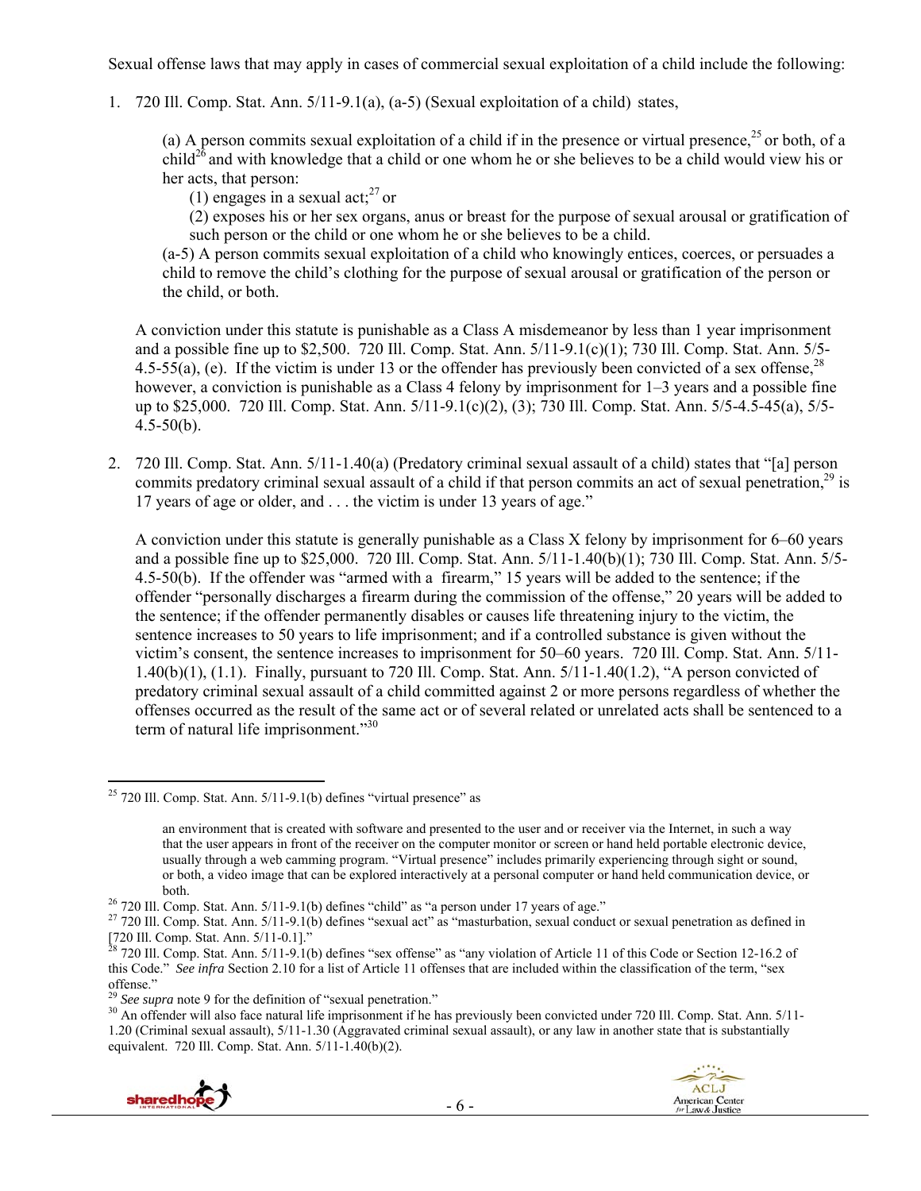Sexual offense laws that may apply in cases of commercial sexual exploitation of a child include the following:

1. 720 Ill. Comp. Stat. Ann. 5/11-9.1(a), (a-5) (Sexual exploitation of a child) states,

   > (a) A person commits sexual exploitation of a child if in the presence or virtual presence,[25] or both, of a child[26] and with knowledge that a child or one whom he or she believes to be a child would view his or her acts, that person:
   >
   > (1) engages in a sexual act;[27] or
   >
   > (2) exposes his or her sex organs, anus or breast for the purpose of sexual arousal or gratification of such person or the child or one whom he or she believes to be a child.
   >
   > (a-5) A person commits sexual exploitation of a child who knowingly entices, coerces, or persuades a child to remove the child's clothing for the purpose of sexual arousal or gratification of the person or the child, or both.

   A conviction under this statute is punishable as a Class A misdemeanor by less than 1 year imprisonment and a possible fine up to $2,500. 720 Ill. Comp. Stat. Ann. 5/11-9.1(c)(1); 730 Ill. Comp. Stat. Ann. 5/5-4.5-55(a), (e). If the victim is under 13 or the offender has previously been convicted of a sex offense,[28] however, a conviction is punishable as a Class 4 felony by imprisonment for 1–3 years and a possible fine up to $25,000. 720 Ill. Comp. Stat. Ann. 5/11-9.1(c)(2), (3); 730 Ill. Comp. Stat. Ann. 5/5-4.5-45(a), 5/5-4.5-50(b).

2. 720 Ill. Comp. Stat. Ann. 5/11-1.40(a) (Predatory criminal sexual assault of a child) states that "[a] person commits predatory criminal sexual assault of a child if that person commits an act of sexual penetration,[29] is 17 years of age or older, and . . . the victim is under 13 years of age."

   A conviction under this statute is generally punishable as a Class X felony by imprisonment for 6–60 years and a possible fine up to $25,000. 720 Ill. Comp. Stat. Ann. 5/11-1.40(b)(1); 730 Ill. Comp. Stat. Ann. 5/5-4.5-50(b). If the offender was "armed with a firearm," 15 years will be added to the sentence; if the offender "personally discharges a firearm during the commission of the offense," 20 years will be added to the sentence; if the offender permanently disables or causes life threatening injury to the victim, the sentence increases to 50 years to life imprisonment; and if a controlled substance is given without the victim's consent, the sentence increases to imprisonment for 50–60 years. 720 Ill. Comp. Stat. Ann. 5/11-1.40(b)(1), (1.1). Finally, pursuant to 720 Ill. Comp. Stat. Ann. 5/11-1.40(1.2), "A person convicted of predatory criminal sexual assault of a child committed against 2 or more persons regardless of whether the offenses occurred as the result of the same act or of several related or unrelated acts shall be sentenced to a term of natural life imprisonment."[30]

---

[25] 720 Ill. Comp. Stat. Ann. 5/11-9.1(b) defines "virtual presence" as

> an environment that is created with software and presented to the user and or receiver via the Internet, in such a way that the user appears in front of the receiver on the computer monitor or screen or hand held portable electronic device, usually through a web camming program. "Virtual presence" includes primarily experiencing through sight or sound, or both, a video image that can be explored interactively at a personal computer or hand held communication device, or both.

[26] 720 Ill. Comp. Stat. Ann. 5/11-9.1(b) defines "child" as "a person under 17 years of age."

[27] 720 Ill. Comp. Stat. Ann. 5/11-9.1(b) defines "sexual act" as "masturbation, sexual conduct or sexual penetration as defined in [720 Ill. Comp. Stat. Ann. 5/11-0.1]."

[28] 720 Ill. Comp. Stat. Ann. 5/11-9.1(b) defines "sex offense" as "any violation of Article 11 of this Code or Section 12-16.2 of this Code." *See infra* Section 2.10 for a list of Article 11 offenses that are included within the classification of the term, "sex offense."

[29] *See supra* note 9 for the definition of "sexual penetration."

[30] An offender will also face natural life imprisonment if he has previously been convicted under 720 Ill. Comp. Stat. Ann. 5/11-1.20 (Criminal sexual assault), 5/11-1.30 (Aggravated criminal sexual assault), or any law in another state that is substantially equivalent. 720 Ill. Comp. Stat. Ann. 5/11-1.40(b)(2).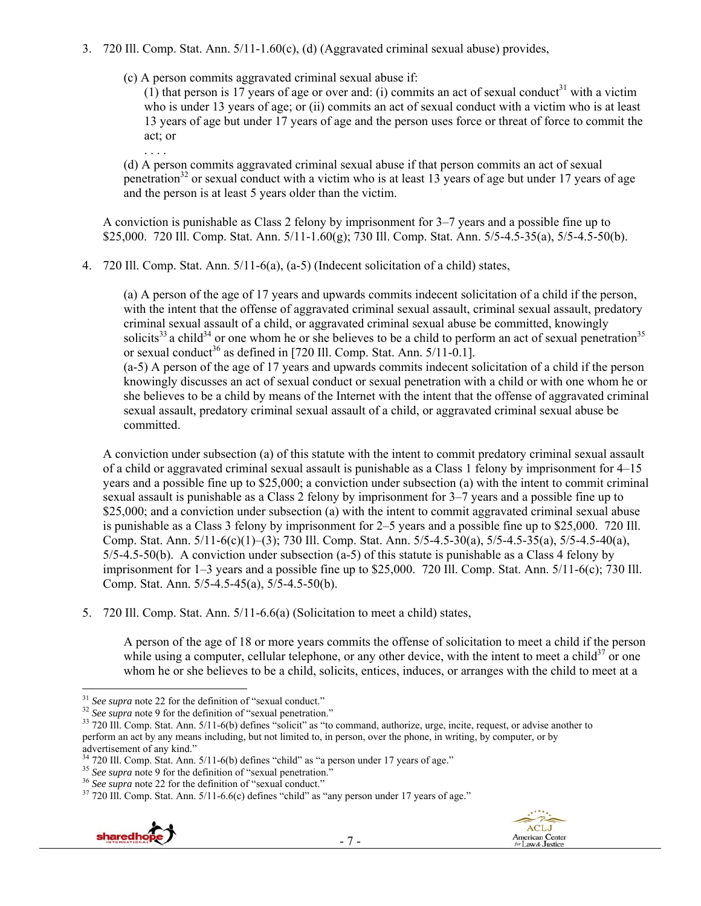3. 720 Ill. Comp. Stat. Ann. 5/11-1.60(c), (d) (Aggravated criminal sexual abuse) provides,

   > (c) A person commits aggravated criminal sexual abuse if:
   >
   > (1) that person is 17 years of age or over and: (i) commits an act of sexual conduct[31] with a victim who is under 13 years of age; or (ii) commits an act of sexual conduct with a victim who is at least 13 years of age but under 17 years of age and the person uses force or threat of force to commit the act; or
   >
   > . . . .
   >
   > (d) A person commits aggravated criminal sexual abuse if that person commits an act of sexual penetration[32] or sexual conduct with a victim who is at least 13 years of age but under 17 years of age and the person is at least 5 years older than the victim.

   A conviction is punishable as Class 2 felony by imprisonment for 3–7 years and a possible fine up to $25,000. 720 Ill. Comp. Stat. Ann. 5/11-1.60(g); 730 Ill. Comp. Stat. Ann. 5/5-4.5-35(a), 5/5-4.5-50(b).

4. 720 Ill. Comp. Stat. Ann. 5/11-6(a), (a-5) (Indecent solicitation of a child) states,

   > (a) A person of the age of 17 years and upwards commits indecent solicitation of a child if the person, with the intent that the offense of aggravated criminal sexual assault, criminal sexual assault, predatory criminal sexual assault of a child, or aggravated criminal sexual abuse be committed, knowingly solicits[33] a child[34] or one whom he or she believes to be a child to perform an act of sexual penetration[35] or sexual conduct[36] as defined in [720 Ill. Comp. Stat. Ann. 5/11-0.1].
   >
   > (a-5) A person of the age of 17 years and upwards commits indecent solicitation of a child if the person knowingly discusses an act of sexual conduct or sexual penetration with a child or with one whom he or she believes to be a child by means of the Internet with the intent that the offense of aggravated criminal sexual assault, predatory criminal sexual assault of a child, or aggravated criminal sexual abuse be committed.

   A conviction under subsection (a) of this statute with the intent to commit predatory criminal sexual assault of a child or aggravated criminal sexual assault is punishable as a Class 1 felony by imprisonment for 4–15 years and a possible fine up to $25,000; a conviction under subsection (a) with the intent to commit criminal sexual assault is punishable as a Class 2 felony by imprisonment for 3–7 years and a possible fine up to $25,000; and a conviction under subsection (a) with the intent to commit aggravated criminal sexual abuse is punishable as a Class 3 felony by imprisonment for 2–5 years and a possible fine up to $25,000. 720 Ill. Comp. Stat. Ann. 5/11-6(c)(1)–(3); 730 Ill. Comp. Stat. Ann. 5/5-4.5-30(a), 5/5-4.5-35(a), 5/5-4.5-40(a), 5/5-4.5-50(b). A conviction under subsection (a-5) of this statute is punishable as a Class 4 felony by imprisonment for 1–3 years and a possible fine up to $25,000. 720 Ill. Comp. Stat. Ann. 5/11-6(c); 730 Ill. Comp. Stat. Ann. 5/5-4.5-45(a), 5/5-4.5-50(b).

5. 720 Ill. Comp. Stat. Ann. 5/11-6.6(a) (Solicitation to meet a child) states,

   > A person of the age of 18 or more years commits the offense of solicitation to meet a child if the person while using a computer, cellular telephone, or any other device, with the intent to meet a child[37] or one whom he or she believes to be a child, solicits, entices, induces, or arranges with the child to meet at a

---

[31] *See supra* note 22 for the definition of "sexual conduct."

[32] *See supra* note 9 for the definition of "sexual penetration."

[33] 720 Ill. Comp. Stat. Ann. 5/11-6(b) defines "solicit" as "to command, authorize, urge, incite, request, or advise another to perform an act by any means including, but not limited to, in person, over the phone, in writing, by computer, or by advertisement of any kind."

[34] 720 Ill. Comp. Stat. Ann. 5/11-6(b) defines "child" as "a person under 17 years of age."

[35] *See supra* note 9 for the definition of "sexual penetration."

[36] *See supra* note 22 for the definition of "sexual conduct."

[37] 720 Ill. Comp. Stat. Ann. 5/11-6.6(c) defines "child" as "any person under 17 years of age."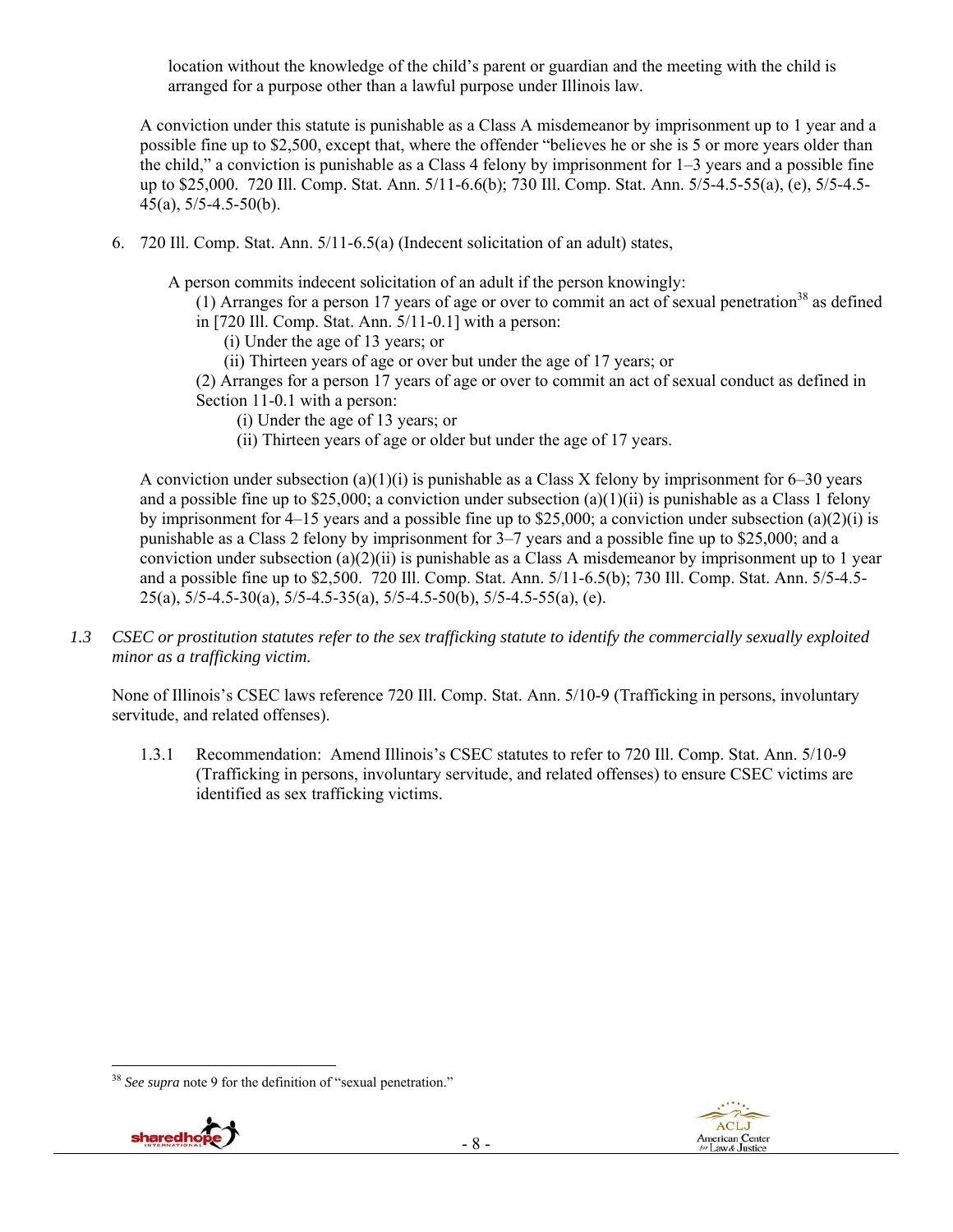location without the knowledge of the child's parent or guardian and the meeting with the child is arranged for a purpose other than a lawful purpose under Illinois law.

A conviction under this statute is punishable as a Class A misdemeanor by imprisonment up to 1 year and a possible fine up to $2,500, except that, where the offender "believes he or she is 5 or more years older than the child," a conviction is punishable as a Class 4 felony by imprisonment for 1–3 years and a possible fine up to $25,000. 720 Ill. Comp. Stat. Ann. 5/11-6.6(b); 730 Ill. Comp. Stat. Ann. 5/5-4.5-55(a), (e), 5/5-4.5-45(a), 5/5-4.5-50(b).

6. 720 Ill. Comp. Stat. Ann. 5/11-6.5(a) (Indecent solicitation of an adult) states,

   A person commits indecent solicitation of an adult if the person knowingly:
   (1) Arranges for a person 17 years of age or over to commit an act of sexual penetration[38] as defined in [720 Ill. Comp. Stat. Ann. 5/11-0.1] with a person:
      (i) Under the age of 13 years; or
      (ii) Thirteen years of age or over but under the age of 17 years; or
   (2) Arranges for a person 17 years of age or over to commit an act of sexual conduct as defined in Section 11-0.1 with a person:
      (i) Under the age of 13 years; or
      (ii) Thirteen years of age or older but under the age of 17 years.

   A conviction under subsection (a)(1)(i) is punishable as a Class X felony by imprisonment for 6–30 years and a possible fine up to $25,000; a conviction under subsection (a)(1)(ii) is punishable as a Class 1 felony by imprisonment for 4–15 years and a possible fine up to $25,000; a conviction under subsection (a)(2)(i) is punishable as a Class 2 felony by imprisonment for 3–7 years and a possible fine up to $25,000; and a conviction under subsection (a)(2)(ii) is punishable as a Class A misdemeanor by imprisonment up to 1 year and a possible fine up to $2,500. 720 Ill. Comp. Stat. Ann. 5/11-6.5(b); 730 Ill. Comp. Stat. Ann. 5/5-4.5-25(a), 5/5-4.5-30(a), 5/5-4.5-35(a), 5/5-4.5-50(b), 5/5-4.5-55(a), (e).

*1.3 CSEC or prostitution statutes refer to the sex trafficking statute to identify the commercially sexually exploited minor as a trafficking victim.*

None of Illinois's CSEC laws reference 720 Ill. Comp. Stat. Ann. 5/10-9 (Trafficking in persons, involuntary servitude, and related offenses).

1.3.1 Recommendation: Amend Illinois's CSEC statutes to refer to 720 Ill. Comp. Stat. Ann. 5/10-9 (Trafficking in persons, involuntary servitude, and related offenses) to ensure CSEC victims are identified as sex trafficking victims.

[38] *See supra* note 9 for the definition of "sexual penetration."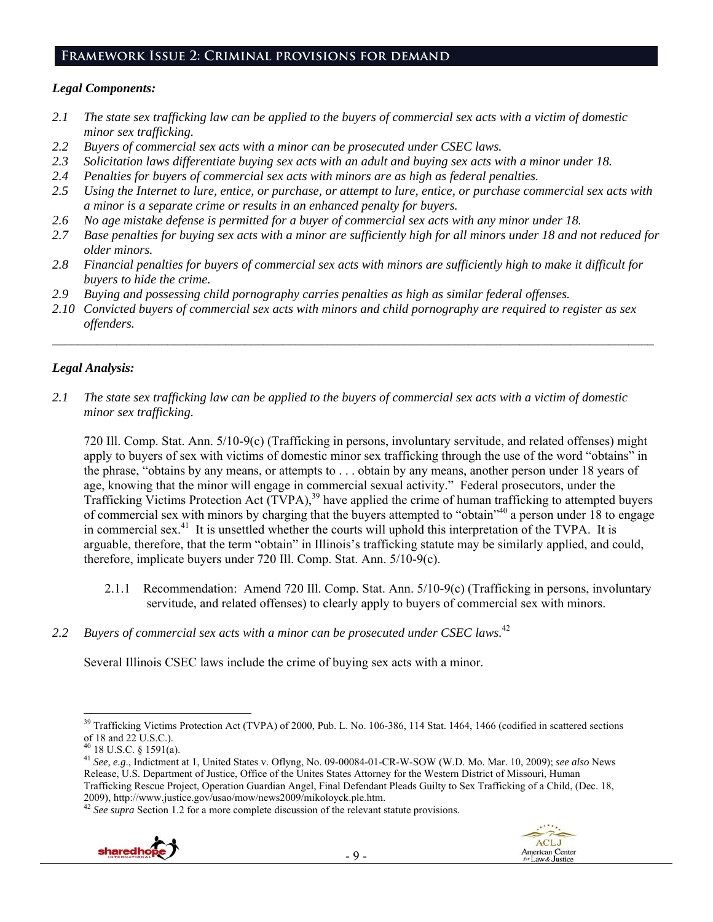## Framework Issue 2: Criminal provisions for demand

### *Legal Components:*

*2.1 The state sex trafficking law can be applied to the buyers of commercial sex acts with a victim of domestic minor sex trafficking.*

*2.2 Buyers of commercial sex acts with a minor can be prosecuted under CSEC laws.*

*2.3 Solicitation laws differentiate buying sex acts with an adult and buying sex acts with a minor under 18.*

*2.4 Penalties for buyers of commercial sex acts with minors are as high as federal penalties.*

*2.5 Using the Internet to lure, entice, or purchase, or attempt to lure, entice, or purchase commercial sex acts with a minor is a separate crime or results in an enhanced penalty for buyers.*

*2.6 No age mistake defense is permitted for a buyer of commercial sex acts with any minor under 18.*

*2.7 Base penalties for buying sex acts with a minor are sufficiently high for all minors under 18 and not reduced for older minors.*

*2.8 Financial penalties for buyers of commercial sex acts with minors are sufficiently high to make it difficult for buyers to hide the crime.*

*2.9 Buying and possessing child pornography carries penalties as high as similar federal offenses.*

*2.10 Convicted buyers of commercial sex acts with minors and child pornography are required to register as sex offenders.*

---

### *Legal Analysis:*

*2.1 The state sex trafficking law can be applied to the buyers of commercial sex acts with a victim of domestic minor sex trafficking.*

720 Ill. Comp. Stat. Ann. 5/10-9(c) (Trafficking in persons, involuntary servitude, and related offenses) might apply to buyers of sex with victims of domestic minor sex trafficking through the use of the word "obtains" in the phrase, "obtains by any means, or attempts to . . . obtain by any means, another person under 18 years of age, knowing that the minor will engage in commercial sexual activity." Federal prosecutors, under the Trafficking Victims Protection Act (TVPA),[39] have applied the crime of human trafficking to attempted buyers of commercial sex with minors by charging that the buyers attempted to "obtain"[40] a person under 18 to engage in commercial sex.[41] It is unsettled whether the courts will uphold this interpretation of the TVPA. It is arguable, therefore, that the term "obtain" in Illinois's trafficking statute may be similarly applied, and could, therefore, implicate buyers under 720 Ill. Comp. Stat. Ann. 5/10-9(c).

2.1.1 Recommendation: Amend 720 Ill. Comp. Stat. Ann. 5/10-9(c) (Trafficking in persons, involuntary servitude, and related offenses) to clearly apply to buyers of commercial sex with minors.

*2.2 Buyers of commercial sex acts with a minor can be prosecuted under CSEC laws.*[42]

Several Illinois CSEC laws include the crime of buying sex acts with a minor.

---

[39] Trafficking Victims Protection Act (TVPA) of 2000, Pub. L. No. 106-386, 114 Stat. 1464, 1466 (codified in scattered sections of 18 and 22 U.S.C.).

[40] 18 U.S.C. § 1591(a).

[41] *See, e.g*., Indictment at 1, United States v. Oflyng, No. 09-00084-01-CR-W-SOW (W.D. Mo. Mar. 10, 2009); *see also* News Release, U.S. Department of Justice, Office of the Unites States Attorney for the Western District of Missouri, Human Trafficking Rescue Project, Operation Guardian Angel, Final Defendant Pleads Guilty to Sex Trafficking of a Child, (Dec. 18, 2009), http://www.justice.gov/usao/mow/news2009/mikoloyck.ple.htm.

[42] *See supra* Section 1.2 for a more complete discussion of the relevant statute provisions.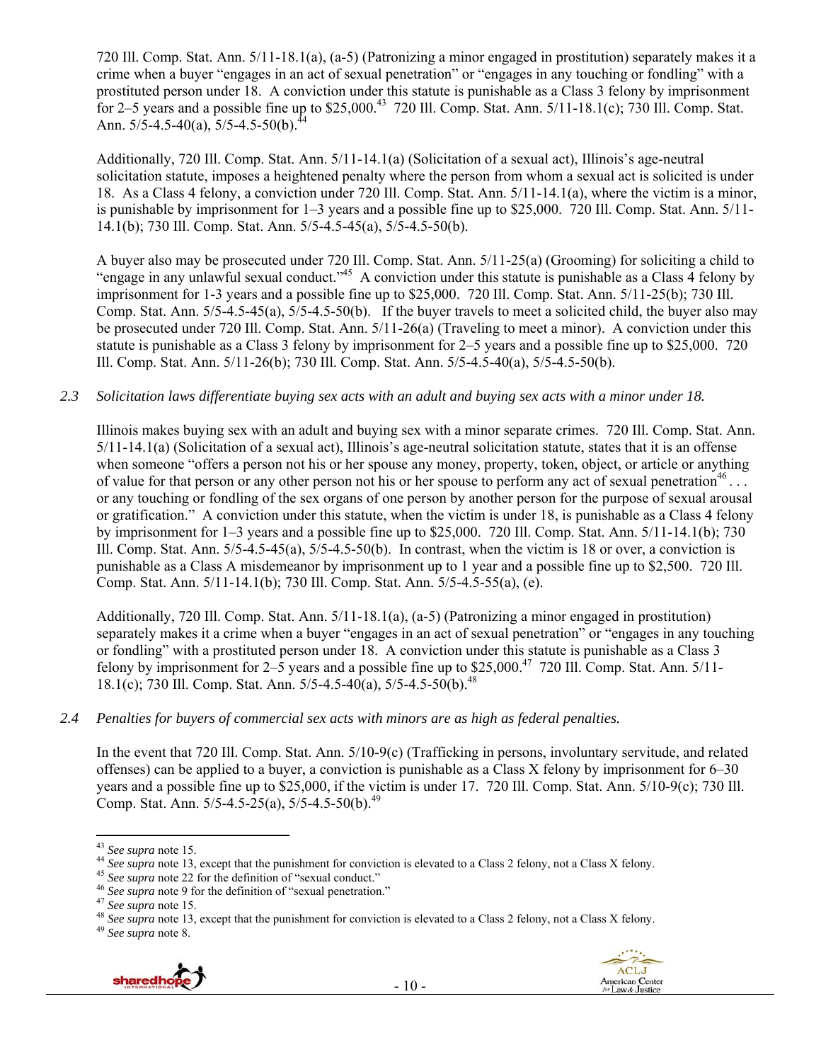720 Ill. Comp. Stat. Ann. 5/11-18.1(a), (a-5) (Patronizing a minor engaged in prostitution) separately makes it a crime when a buyer "engages in an act of sexual penetration" or "engages in any touching or fondling" with a prostituted person under 18. A conviction under this statute is punishable as a Class 3 felony by imprisonment for 2–5 years and a possible fine up to $25,000.[43] 720 Ill. Comp. Stat. Ann. 5/11-18.1(c); 730 Ill. Comp. Stat. Ann. 5/5-4.5-40(a), 5/5-4.5-50(b).[44]

Additionally, 720 Ill. Comp. Stat. Ann. 5/11-14.1(a) (Solicitation of a sexual act), Illinois's age-neutral solicitation statute, imposes a heightened penalty where the person from whom a sexual act is solicited is under 18. As a Class 4 felony, a conviction under 720 Ill. Comp. Stat. Ann. 5/11-14.1(a), where the victim is a minor, is punishable by imprisonment for 1–3 years and a possible fine up to $25,000. 720 Ill. Comp. Stat. Ann. 5/11-14.1(b); 730 Ill. Comp. Stat. Ann. 5/5-4.5-45(a), 5/5-4.5-50(b).

A buyer also may be prosecuted under 720 Ill. Comp. Stat. Ann. 5/11-25(a) (Grooming) for soliciting a child to "engage in any unlawful sexual conduct."[45] A conviction under this statute is punishable as a Class 4 felony by imprisonment for 1-3 years and a possible fine up to $25,000. 720 Ill. Comp. Stat. Ann. 5/11-25(b); 730 Ill. Comp. Stat. Ann. 5/5-4.5-45(a), 5/5-4.5-50(b). If the buyer travels to meet a solicited child, the buyer also may be prosecuted under 720 Ill. Comp. Stat. Ann. 5/11-26(a) (Traveling to meet a minor). A conviction under this statute is punishable as a Class 3 felony by imprisonment for 2–5 years and a possible fine up to $25,000. 720 Ill. Comp. Stat. Ann. 5/11-26(b); 730 Ill. Comp. Stat. Ann. 5/5-4.5-40(a), 5/5-4.5-50(b).

*2.3 Solicitation laws differentiate buying sex acts with an adult and buying sex acts with a minor under 18.*

Illinois makes buying sex with an adult and buying sex with a minor separate crimes. 720 Ill. Comp. Stat. Ann. 5/11-14.1(a) (Solicitation of a sexual act), Illinois's age-neutral solicitation statute, states that it is an offense when someone "offers a person not his or her spouse any money, property, token, object, or article or anything of value for that person or any other person not his or her spouse to perform any act of sexual penetration[46] . . . or any touching or fondling of the sex organs of one person by another person for the purpose of sexual arousal or gratification." A conviction under this statute, when the victim is under 18, is punishable as a Class 4 felony by imprisonment for 1–3 years and a possible fine up to $25,000. 720 Ill. Comp. Stat. Ann. 5/11-14.1(b); 730 Ill. Comp. Stat. Ann. 5/5-4.5-45(a), 5/5-4.5-50(b). In contrast, when the victim is 18 or over, a conviction is punishable as a Class A misdemeanor by imprisonment up to 1 year and a possible fine up to $2,500. 720 Ill. Comp. Stat. Ann. 5/11-14.1(b); 730 Ill. Comp. Stat. Ann. 5/5-4.5-55(a), (e).

Additionally, 720 Ill. Comp. Stat. Ann. 5/11-18.1(a), (a-5) (Patronizing a minor engaged in prostitution) separately makes it a crime when a buyer "engages in an act of sexual penetration" or "engages in any touching or fondling" with a prostituted person under 18. A conviction under this statute is punishable as a Class 3 felony by imprisonment for 2–5 years and a possible fine up to $25,000.[47] 720 Ill. Comp. Stat. Ann. 5/11-18.1(c); 730 Ill. Comp. Stat. Ann. 5/5-4.5-40(a), 5/5-4.5-50(b).[48]

*2.4 Penalties for buyers of commercial sex acts with minors are as high as federal penalties.*

In the event that 720 Ill. Comp. Stat. Ann. 5/10-9(c) (Trafficking in persons, involuntary servitude, and related offenses) can be applied to a buyer, a conviction is punishable as a Class X felony by imprisonment for 6–30 years and a possible fine up to $25,000, if the victim is under 17. 720 Ill. Comp. Stat. Ann. 5/10-9(c); 730 Ill. Comp. Stat. Ann. 5/5-4.5-25(a), 5/5-4.5-50(b).[49]

---

[43] *See supra* note 15.
[44] *See supra* note 13, except that the punishment for conviction is elevated to a Class 2 felony, not a Class X felony.
[45] *See supra* note 22 for the definition of "sexual conduct."
[46] *See supra* note 9 for the definition of "sexual penetration."
[47] *See supra* note 15.
[48] *See supra* note 13, except that the punishment for conviction is elevated to a Class 2 felony, not a Class X felony.
[49] *See supra* note 8.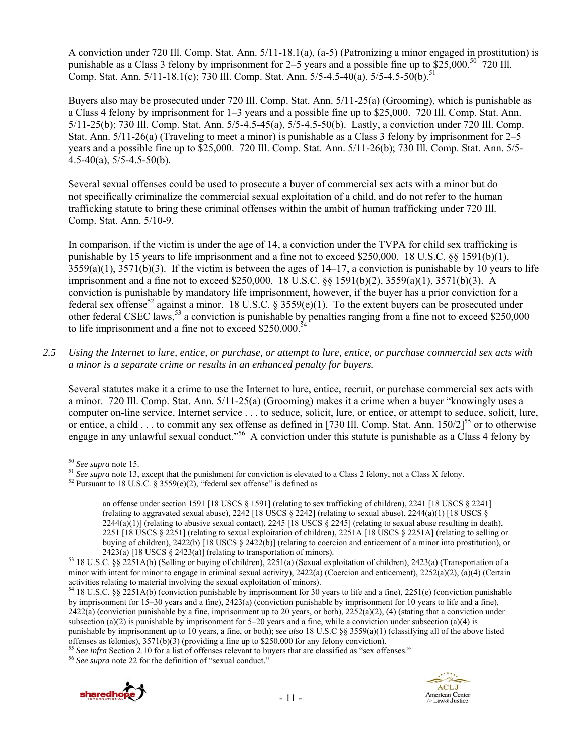A conviction under 720 Ill. Comp. Stat. Ann. 5/11-18.1(a), (a-5) (Patronizing a minor engaged in prostitution) is punishable as a Class 3 felony by imprisonment for 2–5 years and a possible fine up to $25,000.[50] 720 Ill. Comp. Stat. Ann. 5/11-18.1(c); 730 Ill. Comp. Stat. Ann. 5/5-4.5-40(a), 5/5-4.5-50(b).[51]

Buyers also may be prosecuted under 720 Ill. Comp. Stat. Ann. 5/11-25(a) (Grooming), which is punishable as a Class 4 felony by imprisonment for 1–3 years and a possible fine up to $25,000. 720 Ill. Comp. Stat. Ann. 5/11-25(b); 730 Ill. Comp. Stat. Ann. 5/5-4.5-45(a), 5/5-4.5-50(b). Lastly, a conviction under 720 Ill. Comp. Stat. Ann. 5/11-26(a) (Traveling to meet a minor) is punishable as a Class 3 felony by imprisonment for 2–5 years and a possible fine up to $25,000. 720 Ill. Comp. Stat. Ann. 5/11-26(b); 730 Ill. Comp. Stat. Ann. 5/5-4.5-40(a), 5/5-4.5-50(b).

Several sexual offenses could be used to prosecute a buyer of commercial sex acts with a minor but do not specifically criminalize the commercial sexual exploitation of a child, and do not refer to the human trafficking statute to bring these criminal offenses within the ambit of human trafficking under 720 Ill. Comp. Stat. Ann. 5/10-9.

In comparison, if the victim is under the age of 14, a conviction under the TVPA for child sex trafficking is punishable by 15 years to life imprisonment and a fine not to exceed $250,000. 18 U.S.C. §§ 1591(b)(1), 3559(a)(1), 3571(b)(3). If the victim is between the ages of 14–17, a conviction is punishable by 10 years to life imprisonment and a fine not to exceed $250,000. 18 U.S.C. §§ 1591(b)(2), 3559(a)(1), 3571(b)(3). A conviction is punishable by mandatory life imprisonment, however, if the buyer has a prior conviction for a federal sex offense[52] against a minor. 18 U.S.C. § 3559(e)(1). To the extent buyers can be prosecuted under other federal CSEC laws,[53] a conviction is punishable by penalties ranging from a fine not to exceed $250,000 to life imprisonment and a fine not to exceed $250,000.[54]

*2.5 Using the Internet to lure, entice, or purchase, or attempt to lure, entice, purchase commercial sex acts with a minor is a separate crime or results in an enhanced penalty for buyers.*

Several statutes make it a crime to use the Internet to lure, entice, recruit, or purchase commercial sex acts with a minor. 720 Ill. Comp. Stat. Ann. 5/11-25(a) (Grooming) makes it a crime when a buyer "knowingly uses a computer on-line service, Internet service . . . to seduce, solicit, lure, or entice, or attempt to seduce, solicit, lure, or entice, a child . . . to commit any sex offense as defined in [730 Ill. Comp. Stat. Ann. 150/2][55] or to otherwise engage in any unlawful sexual conduct."[56] A conviction under this statute is punishable as a Class 4 felony by

---

[50] *See supra* note 15.

[51] *See supra* note 13, except that the punishment for conviction is elevated to a Class 2 felony, not a Class X felony.

[52] Pursuant to 18 U.S.C. § 3559(e)(2), "federal sex offense" is defined as

> an offense under section 1591 [18 USCS § 1591] (relating to sex trafficking of children), 2241 [18 USCS § 2241] (relating to aggravated sexual abuse), 2242 [18 USCS § 2242] (relating to sexual abuse), 2244(a)(1) [18 USCS § 2244(a)(1)] (relating to abusive sexual contact), 2245 [18 USCS § 2245] (relating to sexual abuse resulting in death), 2251 [18 USCS § 2251] (relating to sexual exploitation of children), 2251A [18 USCS § 2251A] (relating to selling or buying of children), 2422(b) [18 USCS § 2422(b)] (relating to coercion and enticement of a minor into prostitution), or 2423(a) [18 USCS § 2423(a)] (relating to transportation of minors).

[53] 18 U.S.C. §§ 2251A(b) (Selling or buying of children), 2251(a) (Sexual exploitation of children), 2423(a) (Transportation of a minor with intent for minor to engage in criminal sexual activity), 2422(a) (Coercion and enticement), 2252(a)(2), (a)(4) (Certain activities relating to material involving the sexual exploitation of minors).

[54] 18 U.S.C. §§ 2251A(b) (conviction punishable by imprisonment for 30 years to life and a fine), 2251(e) (conviction punishable by imprisonment for 15–30 years and a fine), 2423(a) (conviction punishable by imprisonment for 10 years to life and a fine), 2422(a) (conviction punishable by a fine, imprisonment up to 20 years, or both), 2252(a)(2), (4) (stating that a conviction under subsection (a)(2) is punishable by imprisonment for 5–20 years and a fine, while a conviction under subsection (a)(4) is punishable by imprisonment up to 10 years, a fine, or both); *see also* 18 U.S.C §§ 3559(a)(1) (classifying all of the above listed offenses as felonies), 3571(b)(3) (providing a fine up to $250,000 for any felony conviction).

[55] *See infra* Section 2.10 for a list of offenses relevant to buyers that are classified as "sex offenses."

[56] *See supra* note 22 for the definition of "sexual conduct."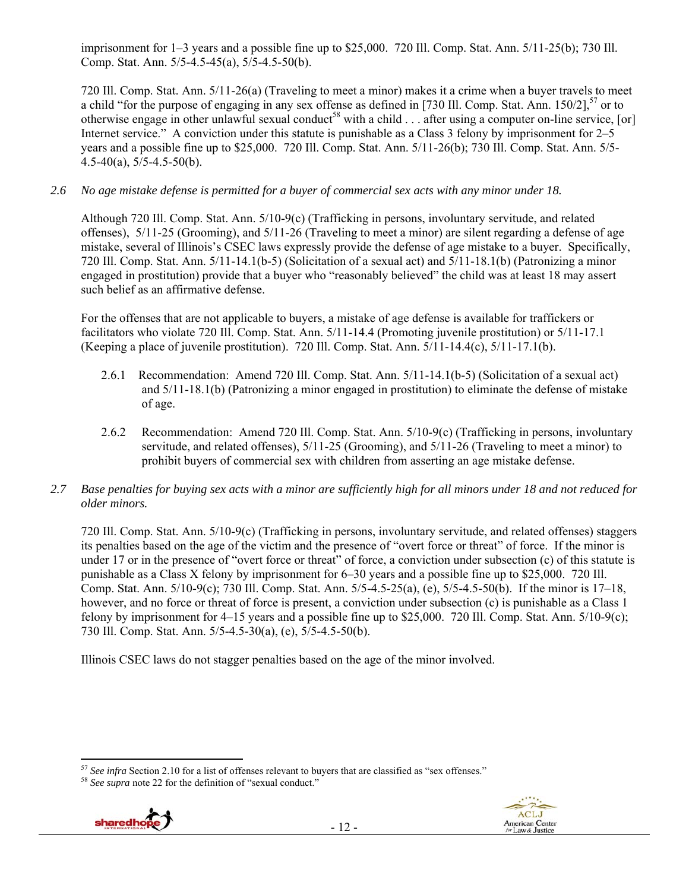imprisonment for 1–3 years and a possible fine up to $25,000. 720 Ill. Comp. Stat. Ann. 5/11-25(b); 730 Ill. Comp. Stat. Ann. 5/5-4.5-45(a), 5/5-4.5-50(b).

720 Ill. Comp. Stat. Ann. 5/11-26(a) (Traveling to meet a minor) makes it a crime when a buyer travels to meet a child "for the purpose of engaging in any sex offense as defined in [730 Ill. Comp. Stat. Ann. 150/2],[57] or to otherwise engage in other unlawful sexual conduct[58] with a child . . . after using a computer on-line service, [or] Internet service." A conviction under this statute is punishable as a Class 3 felony by imprisonment for 2–5 years and a possible fine up to $25,000. 720 Ill. Comp. Stat. Ann. 5/11-26(b); 730 Ill. Comp. Stat. Ann. 5/5-4.5-40(a), 5/5-4.5-50(b).

*2.6 No age mistake defense is permitted for a buyer of commercial sex acts with any minor under 18.*

Although 720 Ill. Comp. Stat. Ann. 5/10-9(c) (Trafficking in persons, involuntary servitude, and related offenses), 5/11-25 (Grooming), and 5/11-26 (Traveling to meet a minor) are silent regarding a defense of age mistake, several of Illinois's CSEC laws expressly provide the defense of age mistake to a buyer. Specifically, 720 Ill. Comp. Stat. Ann. 5/11-14.1(b-5) (Solicitation of a sexual act) and 5/11-18.1(b) (Patronizing a minor engaged in prostitution) provide that a buyer who "reasonably believed" the child was at least 18 may assert such belief as an affirmative defense.

For the offenses that are not applicable to buyers, a mistake of age defense is available for traffickers or facilitators who violate 720 Ill. Comp. Stat. Ann. 5/11-14.4 (Promoting juvenile prostitution) or 5/11-17.1 (Keeping a place of juvenile prostitution). 720 Ill. Comp. Stat. Ann. 5/11-14.4(c), 5/11-17.1(b).

2.6.1 Recommendation: Amend 720 Ill. Comp. Stat. Ann. 5/11-14.1(b-5) (Solicitation of a sexual act) and 5/11-18.1(b) (Patronizing a minor engaged in prostitution) to eliminate the defense of mistake of age.

2.6.2 Recommendation: Amend 720 Ill. Comp. Stat. Ann. 5/10-9(c) (Trafficking in persons, involuntary servitude, and related offenses), 5/11-25 (Grooming), and 5/11-26 (Traveling to meet a minor) to prohibit buyers of commercial sex with children from asserting an age mistake defense.

*2.7 Base penalties for buying sex acts with a minor are sufficiently high for all minors under 18 and not reduced for older minors.*

720 Ill. Comp. Stat. Ann. 5/10-9(c) (Trafficking in persons, involuntary servitude, and related offenses) staggers its penalties based on the age of the victim and the presence of "overt force or threat" of force. If the minor is under 17 or in the presence of "overt force or threat" of force, a conviction under subsection (c) of this statute is punishable as a Class X felony by imprisonment for 6–30 years and a possible fine up to $25,000. 720 Ill. Comp. Stat. Ann. 5/10-9(c); 730 Ill. Comp. Stat. Ann. 5/5-4.5-25(a), (e), 5/5-4.5-50(b). If the minor is 17–18, however, and no force or threat of force is present, a conviction under subsection (c) is punishable as a Class 1 felony by imprisonment for 4–15 years and a possible fine up to $25,000. 720 Ill. Comp. Stat. Ann. 5/10-9(c); 730 Ill. Comp. Stat. Ann. 5/5-4.5-30(a), (e), 5/5-4.5-50(b).

Illinois CSEC laws do not stagger penalties based on the age of the minor involved.

[57] *See infra* Section 2.10 for a list of offenses relevant to buyers that are classified as "sex offenses."

[58] *See supra* note 22 for the definition of "sexual conduct."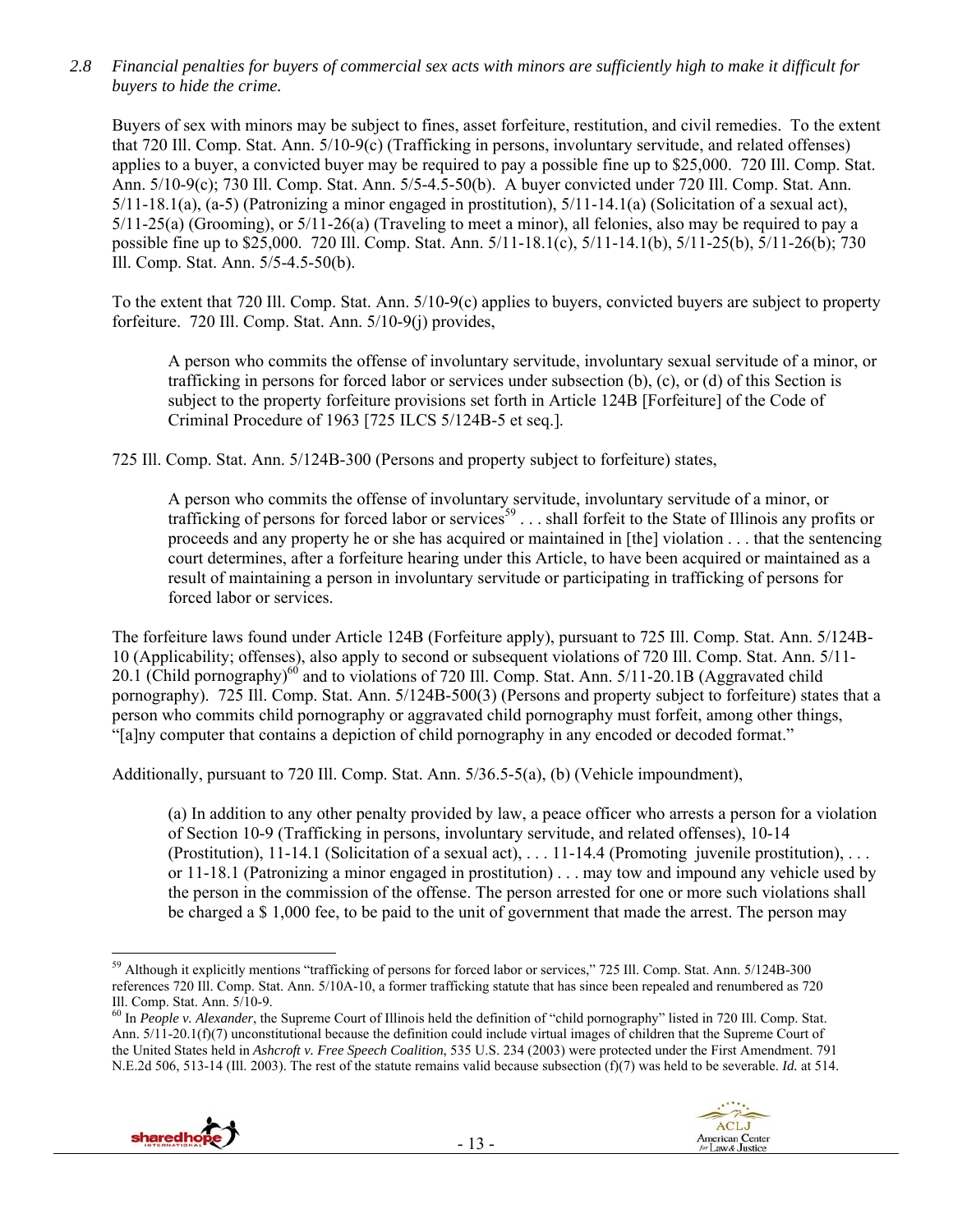*2.8 Financial penalties for buyers of commercial sex acts with minors are sufficiently high to make it difficult for buyers to hide the crime.*

Buyers of sex with minors may be subject to fines, asset forfeiture, restitution, and civil remedies. To the extent that 720 Ill. Comp. Stat. Ann. 5/10-9(c) (Trafficking in persons, involuntary servitude, and related offenses) applies to a buyer, a convicted buyer may be required to pay a possible fine up to $25,000. 720 Ill. Comp. Stat. Ann. 5/10-9(c); 730 Ill. Comp. Stat. Ann. 5/5-4.5-50(b). A buyer convicted under 720 Ill. Comp. Stat. Ann. 5/11-18.1(a), (a-5) (Patronizing a minor engaged in prostitution), 5/11-14.1(a) (Solicitation of a sexual act), 5/11-25(a) (Grooming), or 5/11-26(a) (Traveling to meet a minor), all felonies, also may be required to pay a possible fine up to $25,000. 720 Ill. Comp. Stat. Ann. 5/11-18.1(c), 5/11-14.1(b), 5/11-25(b), 5/11-26(b); 730 Ill. Comp. Stat. Ann. 5/5-4.5-50(b).

To the extent that 720 Ill. Comp. Stat. Ann. 5/10-9(c) applies to buyers, convicted buyers are subject to property forfeiture. 720 Ill. Comp. Stat. Ann. 5/10-9(j) provides,

> A person who commits the offense of involuntary servitude, involuntary sexual servitude of a minor, or trafficking in persons for forced labor or services under subsection (b), (c), or (d) of this Section is subject to the property forfeiture provisions set forth in Article 124B [Forfeiture] of the Code of Criminal Procedure of 1963 [725 ILCS 5/124B-5 et seq.].

725 Ill. Comp. Stat. Ann. 5/124B-300 (Persons and property subject to forfeiture) states,

> A person who commits the offense of involuntary servitude, involuntary servitude of a minor, or trafficking of persons for forced labor or services[59] . . . shall forfeit to the State of Illinois any profits or proceeds and any property he or she has acquired or maintained in [the] violation . . . that the sentencing court determines, after a forfeiture hearing under this Article, to have been acquired or maintained as a result of maintaining a person in involuntary servitude or participating in trafficking of persons for forced labor or services.

The forfeiture laws found under Article 124B (Forfeiture apply), pursuant to 725 Ill. Comp. Stat. Ann. 5/124B-10 (Applicability; offenses), also apply to second or subsequent violations of 720 Ill. Comp. Stat. Ann. 5/11-20.1 (Child pornography)[60] and to violations of 720 Ill. Comp. Stat. Ann. 5/11-20.1B (Aggravated child pornography). 725 Ill. Comp. Stat. Ann. 5/124B-500(3) (Persons and property subject to forfeiture) states that a person who commits child pornography or aggravated child pornography must forfeit, among other things, "[a]ny computer that contains a depiction of child pornography in any encoded or decoded format."

Additionally, pursuant to 720 Ill. Comp. Stat. Ann. 5/36.5-5(a), (b) (Vehicle impoundment),

> (a) In addition to any other penalty provided by law, a peace officer who arrests a person for a violation of Section 10-9 (Trafficking in persons, involuntary servitude, and related offenses), 10-14 (Prostitution), 11-14.1 (Solicitation of a sexual act), . . . 11-14.4 (Promoting juvenile prostitution), . . . or 11-18.1 (Patronizing a minor engaged in prostitution) . . . may tow and impound any vehicle used by the person in the commission of the offense. The person arrested for one or more such violations shall be charged a $ 1,000 fee, to be paid to the unit of government that made the arrest. The person may

---

[59] Although it explicitly mentions "trafficking of persons for forced labor or services," 725 Ill. Comp. Stat. Ann. 5/124B-300 references 720 Ill. Comp. Stat. Ann. 5/10A-10, a former trafficking statute that has since been repealed and renumbered as 720 Ill. Comp. Stat. Ann. 5/10-9.

[60] In *People v. Alexander*, the Supreme Court of Illinois held the definition of "child pornography" listed in 720 Ill. Comp. Stat. Ann. 5/11-20.1(f)(7) unconstitutional because the definition could include virtual images of children that the Supreme Court of the United States held in *Ashcroft v. Free Speech Coalition*, 535 U.S. 234 (2003) were protected under the First Amendment. 791 N.E.2d 506, 513-14 (Ill. 2003). The rest of the statute remains valid because subsection (f)(7) was held to be severable. *Id.* at 514.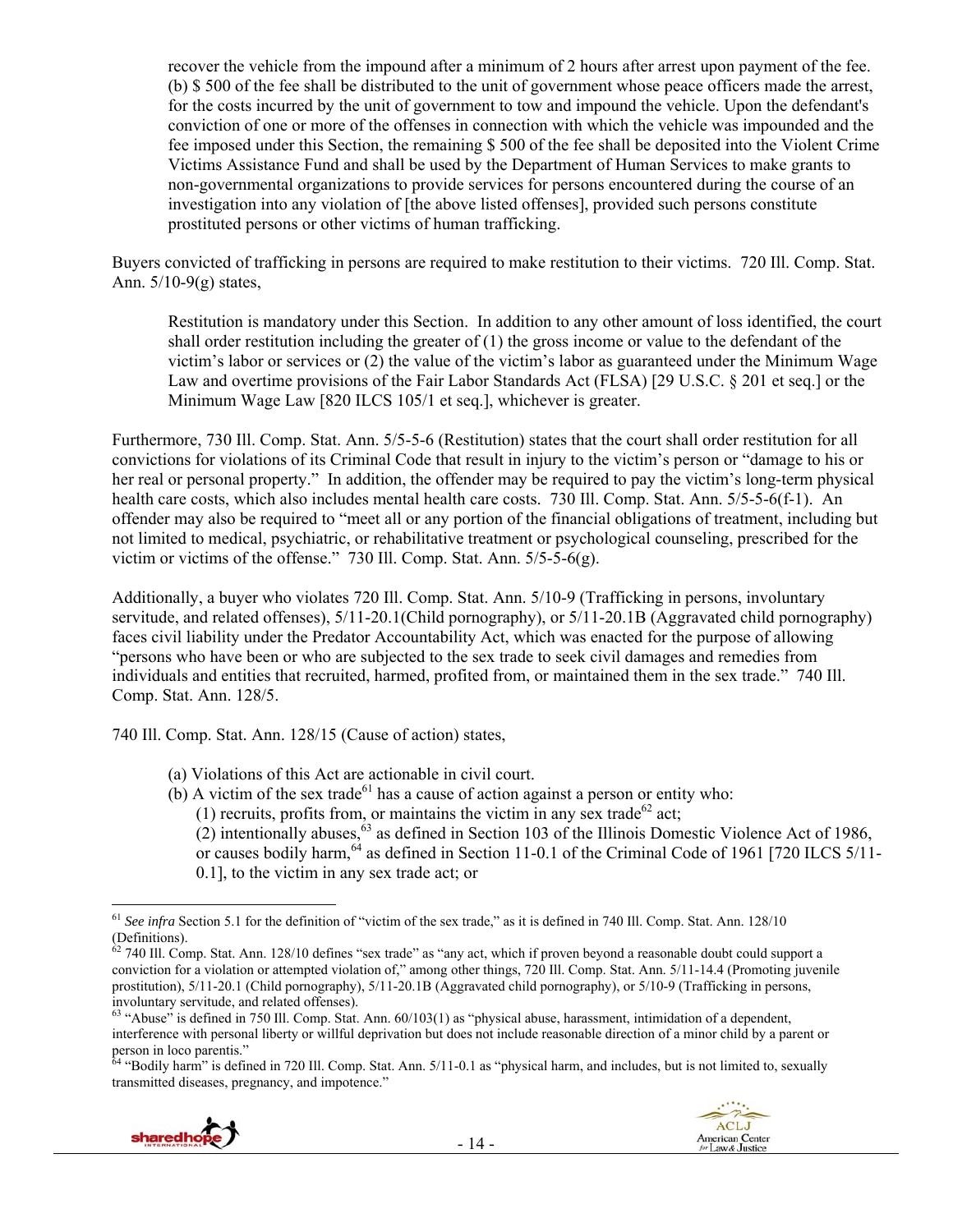recover the vehicle from the impound after a minimum of 2 hours after arrest upon payment of the fee. (b) $ 500 of the fee shall be distributed to the unit of government whose peace officers made the arrest, for the costs incurred by the unit of government to tow and impound the vehicle. Upon the defendant's conviction of one or more of the offenses in connection with which the vehicle was impounded and the fee imposed under this Section, the remaining $ 500 of the fee shall be deposited into the Violent Crime Victims Assistance Fund and shall be used by the Department of Human Services to make grants to non-governmental organizations to provide services for persons encountered during the course of an investigation into any violation of [the above listed offenses], provided such persons constitute prostituted persons or other victims of human trafficking.

Buyers convicted of trafficking in persons are required to make restitution to their victims. 720 Ill. Comp. Stat. Ann. 5/10-9(g) states,

> Restitution is mandatory under this Section. In addition to any other amount of loss identified, the court shall order restitution including the greater of (1) the gross income or value to the defendant of the victim's labor or services or (2) the value of the victim's labor as guaranteed under the Minimum Wage Law and overtime provisions of the Fair Labor Standards Act (FLSA) [29 U.S.C. § 201 et seq.] or the Minimum Wage Law [820 ILCS 105/1 et seq.], whichever is greater.

Furthermore, 730 Ill. Comp. Stat. Ann. 5/5-5-6 (Restitution) states that the court shall order restitution for all convictions for violations of its Criminal Code that result in injury to the victim's person or "damage to his or her real or personal property." In addition, the offender may be required to pay the victim's long-term physical health care costs, which also includes mental health care costs. 730 Ill. Comp. Stat. Ann. 5/5-5-6(f-1). An offender may also be required to "meet all or any portion of the financial obligations of treatment, including but not limited to medical, psychiatric, or rehabilitative treatment or psychological counseling, prescribed for the victim or victims of the offense." 730 Ill. Comp. Stat. Ann. 5/5-5-6(g).

Additionally, a buyer who violates 720 Ill. Comp. Stat. Ann. 5/10-9 (Trafficking in persons, involuntary servitude, and related offenses), 5/11-20.1(Child pornography), or 5/11-20.1B (Aggravated child pornography) faces civil liability under the Predator Accountability Act, which was enacted for the purpose of allowing "persons who have been or who are subjected to the sex trade to seek civil damages and remedies from individuals and entities that recruited, harmed, profited from, or maintained them in the sex trade." 740 Ill. Comp. Stat. Ann. 128/5.

740 Ill. Comp. Stat. Ann. 128/15 (Cause of action) states,

> (a) Violations of this Act are actionable in civil court.
> (b) A victim of the sex trade[61] has a cause of action against a person or entity who:
> (1) recruits, profits from, or maintains the victim in any sex trade[62] act;
> (2) intentionally abuses,[63] as defined in Section 103 of the Illinois Domestic Violence Act of 1986, or causes bodily harm,[64] as defined in Section 11-0.1 of the Criminal Code of 1961 [720 ILCS 5/11-0.1], to the victim in any sex trade act; or

[61] *See infra* Section 5.1 for the definition of "victim of the sex trade," as it is defined in 740 Ill. Comp. Stat. Ann. 128/10 (Definitions).

[62] 740 Ill. Comp. Stat. Ann. 128/10 defines "sex trade" as "any act, which if proven beyond a reasonable doubt could support a conviction for a violation or attempted violation of," among other things, 720 Ill. Comp. Stat. Ann. 5/11-14.4 (Promoting juvenile prostitution), 5/11-20.1 (Child pornography), 5/11-20.1B (Aggravated child pornography), or 5/10-9 (Trafficking in persons, involuntary servitude, and related offenses).

[63] "Abuse" is defined in 750 Ill. Comp. Stat. Ann. 60/103(1) as "physical abuse, harassment, intimidation of a dependent, interference with personal liberty or willful deprivation but does not include reasonable direction of a minor child by a parent or person in loco parentis."

[64] "Bodily harm" is defined in 720 Ill. Comp. Stat. Ann. 5/11-0.1 as "physical harm, and includes, but is not limited to, sexually transmitted diseases, pregnancy, and impotence."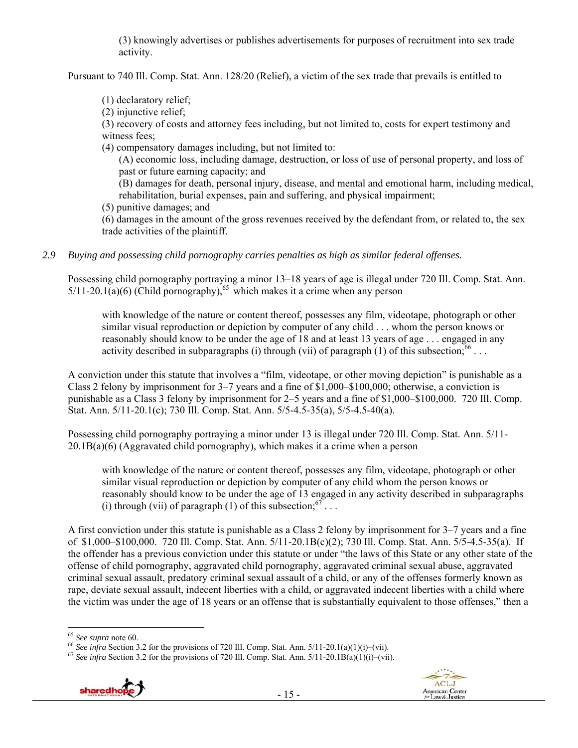(3) knowingly advertises or publishes advertisements for purposes of recruitment into sex trade activity.

Pursuant to 740 Ill. Comp. Stat. Ann. 128/20 (Relief), a victim of the sex trade that prevails is entitled to

> (1) declaratory relief;
> (2) injunctive relief;
> (3) recovery of costs and attorney fees including, but not limited to, costs for expert testimony and witness fees;
> (4) compensatory damages including, but not limited to:
> > (A) economic loss, including damage, destruction, or loss of use of personal property, and loss of past or future earning capacity; and
> > (B) damages for death, personal injury, disease, and mental and emotional harm, including medical, rehabilitation, burial expenses, pain and suffering, and physical impairment;
>
> (5) punitive damages; and
> (6) damages in the amount of the gross revenues received by the defendant from, or related to, the sex trade activities of the plaintiff.

*2.9 Buying and possessing child pornography carries penalties as high as similar federal offenses.*

Possessing child pornography portraying a minor 13–18 years of age is illegal under 720 Ill. Comp. Stat. Ann. 5/11-20.1(a)(6) (Child pornography),[65] which makes it a crime when any person

> with knowledge of the nature or content thereof, possesses any film, videotape, photograph or other similar visual reproduction or depiction by computer of any child . . . whom the person knows or reasonably should know to be under the age of 18 and at least 13 years of age . . . engaged in any activity described in subparagraphs (i) through (vii) of paragraph (1) of this subsection;[66] . . .

A conviction under this statute that involves a "film, videotape, or other moving depiction" is punishable as a Class 2 felony by imprisonment for 3–7 years and a fine of $1,000–$100,000; otherwise, a conviction is punishable as a Class 3 felony by imprisonment for 2–5 years and a fine of $1,000–$100,000. 720 Ill. Comp. Stat. Ann. 5/11-20.1(c); 730 Ill. Comp. Stat. Ann. 5/5-4.5-35(a), 5/5-4.5-40(a).

Possessing child pornography portraying a minor under 13 is illegal under 720 Ill. Comp. Stat. Ann. 5/11-20.1B(a)(6) (Aggravated child pornography), which makes it a crime when a person

> with knowledge of the nature or content thereof, possesses any film, videotape, photograph or other similar visual reproduction or depiction by computer of any child whom the person knows or reasonably should know to be under the age of 13 engaged in any activity described in subparagraphs (i) through (vii) of paragraph (1) of this subsection;[67] . . .

A first conviction under this statute is punishable as a Class 2 felony by imprisonment for 3–7 years and a fine of $1,000–$100,000. 720 Ill. Comp. Stat. Ann. 5/11-20.1B(c)(2); 730 Ill. Comp. Stat. Ann. 5/5-4.5-35(a). If the offender has a previous conviction under this statute or under "the laws of this State or any other state of the offense of child pornography, aggravated child pornography, aggravated criminal sexual abuse, aggravated criminal sexual assault, predatory criminal sexual assault of a child, or any of the offenses formerly known as rape, deviate sexual assault, indecent liberties with a child, or aggravated indecent liberties with a child where the victim was under the age of 18 years or an offense that is substantially equivalent to those offenses," then a

---

[65] *See supra* note 60.
[66] *See infra* Section 3.2 for the provisions of 720 Ill. Comp. Stat. Ann. 5/11-20.1(a)(1)(i)–(vii).
[67] *See infra* Section 3.2 for the provisions of 720 Ill. Comp. Stat. Ann. 5/11-20.1B(a)(1)(i)–(vii).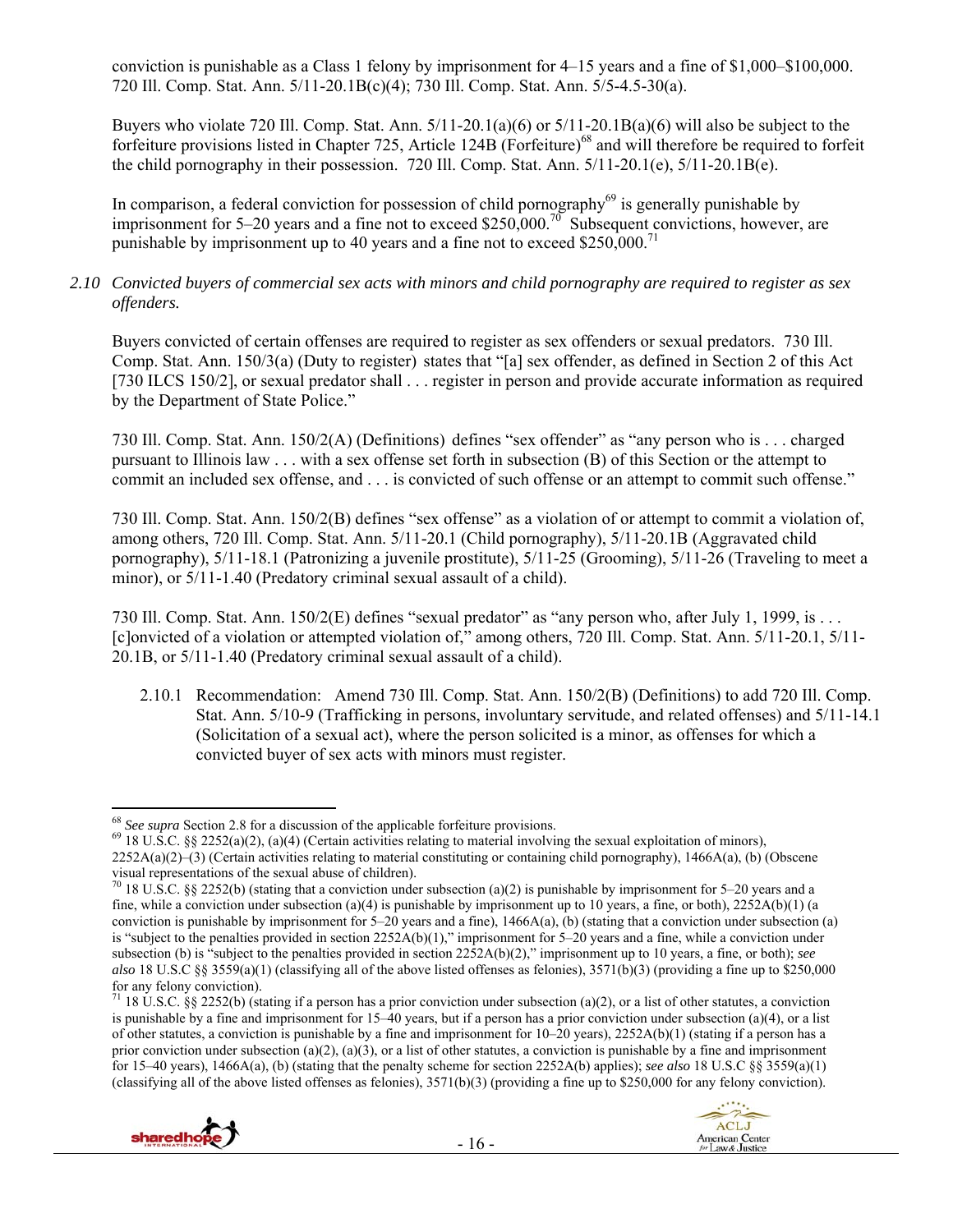conviction is punishable as a Class 1 felony by imprisonment for 4–15 years and a fine of $1,000–$100,000. 720 Ill. Comp. Stat. Ann. 5/11-20.1B(c)(4); 730 Ill. Comp. Stat. Ann. 5/5-4.5-30(a).

Buyers who violate 720 Ill. Comp. Stat. Ann. 5/11-20.1(a)(6) or 5/11-20.1B(a)(6) will also be subject to the forfeiture provisions listed in Chapter 725, Article 124B (Forfeiture)[68] and will therefore be required to forfeit the child pornography in their possession. 720 Ill. Comp. Stat. Ann. 5/11-20.1(e), 5/11-20.1B(e).

In comparison, a federal conviction for possession of child pornography[69] is generally punishable by imprisonment for 5–20 years and a fine not to exceed $250,000.[70] Subsequent convictions, however, are punishable by imprisonment up to 40 years and a fine not to exceed $250,000.[71]

*2.10 Convicted buyers of commercial sex acts with minors and child pornography are required to register as sex offenders.*

Buyers convicted of certain offenses are required to register as sex offenders or sexual predators. 730 Ill. Comp. Stat. Ann. 150/3(a) (Duty to register) states that "[a] sex offender, as defined in Section 2 of this Act [730 ILCS 150/2], or sexual predator shall . . . register in person and provide accurate information as required by the Department of State Police."

730 Ill. Comp. Stat. Ann. 150/2(A) (Definitions) defines "sex offender" as "any person who is . . . charged pursuant to Illinois law . . . with a sex offense set forth in subsection (B) of this Section or the attempt to commit an included sex offense, and . . . is convicted of such offense or an attempt to commit such offense."

730 Ill. Comp. Stat. Ann. 150/2(B) defines "sex offense" as a violation of or attempt to commit a violation of, among others, 720 Ill. Comp. Stat. Ann. 5/11-20.1 (Child pornography), 5/11-20.1B (Aggravated child pornography), 5/11-18.1 (Patronizing a juvenile prostitute), 5/11-25 (Grooming), 5/11-26 (Traveling to meet a minor), or 5/11-1.40 (Predatory criminal sexual assault of a child).

730 Ill. Comp. Stat. Ann. 150/2(E) defines "sexual predator" as "any person who, after July 1, 1999, is . . . [c]onvicted of a violation or attempted violation of," among others, 720 Ill. Comp. Stat. Ann. 5/11-20.1, 5/11-20.1B, or 5/11-1.40 (Predatory criminal sexual assault of a child).

2.10.1 Recommendation: Amend 730 Ill. Comp. Stat. Ann. 150/2(B) (Definitions) to add 720 Ill. Comp. Stat. Ann. 5/10-9 (Trafficking in persons, involuntary servitude, and related offenses) and 5/11-14.1 (Solicitation of a sexual act), where the person solicited is a minor, as offenses for which a convicted buyer of sex acts with minors must register.

---

[68] *See supra* Section 2.8 for a discussion of the applicable forfeiture provisions.

[69] 18 U.S.C. §§ 2252(a)(2), (a)(4) (Certain activities relating to material involving the sexual exploitation of minors), 2252A(a)(2)–(3) (Certain activities relating to material constituting or containing child pornography), 1466A(a), (b) (Obscene visual representations of the sexual abuse of children).

[70] 18 U.S.C. §§ 2252(b) (stating that a conviction under subsection (a)(2) is punishable by imprisonment for 5–20 years and a fine, while a conviction under subsection (a)(4) is punishable by imprisonment up to 10 years, a fine, or both), 2252A(b)(1) (a conviction is punishable by imprisonment for 5–20 years and a fine), 1466A(a), (b) (stating that a conviction under subsection (a) is "subject to the penalties provided in section 2252A(b)(1)," imprisonment for 5–20 years and a fine, while a conviction under subsection (b) is "subject to the penalties provided in section 2252A(b)(2)," imprisonment up to 10 years, a fine, or both); *see also* 18 U.S.C §§ 3559(a)(1) (classifying all of the above listed offenses as felonies), 3571(b)(3) (providing a fine up to $250,000 for any felony conviction).

[71] 18 U.S.C. §§ 2252(b) (stating if a person has a prior conviction under subsection (a)(2), or a list of other statutes, a conviction is punishable by a fine and imprisonment for 15–40 years, but if a person has a prior conviction under subsection (a)(4), or a list of other statutes, a conviction is punishable by a fine and imprisonment for 10–20 years), 2252A(b)(1) (stating if a person has a prior conviction under subsection (a)(2), (a)(3), or a list of other statutes, a conviction is punishable by a fine and imprisonment for 15–40 years), 1466A(a), (b) (stating that the penalty scheme for section 2252A(b) applies); *see also* 18 U.S.C §§ 3559(a)(1) (classifying all of the above listed offenses as felonies), 3571(b)(3) (providing a fine up to $250,000 for any felony conviction).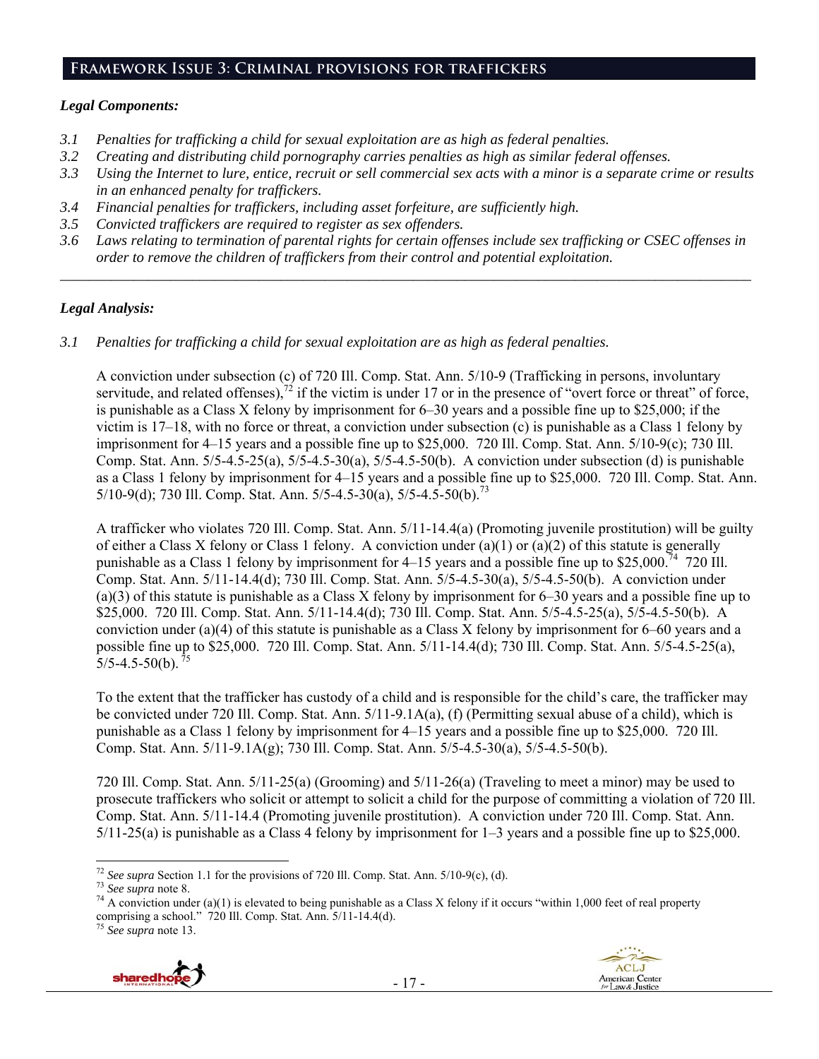## Framework Issue 3: Criminal provisions for traffickers

### *Legal Components:*

- *3.1 Penalties for trafficking a child for sexual exploitation are as high as federal penalties.*
- *3.2 Creating and distributing child pornography carries penalties as high as similar federal offenses.*
- *3.3 Using the Internet to lure, entice, recruit or sell commercial sex acts with a minor is a separate crime or results in an enhanced penalty for traffickers.*
- *3.4 Financial penalties for traffickers, including asset forfeiture, are sufficiently high.*
- *3.5 Convicted traffickers are required to register as sex offenders.*
- *3.6 Laws relating to termination of parental rights for certain offenses include sex trafficking or CSEC offenses in order to remove the children of traffickers from their control and potential exploitation.*

---

### *Legal Analysis:*

*3.1 Penalties for trafficking a child for sexual exploitation are as high as federal penalties.*

A conviction under subsection (c) of 720 Ill. Comp. Stat. Ann. 5/10-9 (Trafficking in persons, involuntary servitude, and related offenses),[72] if the victim is under 17 or in the presence of "overt force or threat" of force, is punishable as a Class X felony by imprisonment for 6–30 years and a possible fine up to $25,000; if the victim is 17–18, with no force or threat, a conviction under subsection (c) is punishable as a Class 1 felony by imprisonment for 4–15 years and a possible fine up to $25,000. 720 Ill. Comp. Stat. Ann. 5/10-9(c); 730 Ill. Comp. Stat. Ann. 5/5-4.5-25(a), 5/5-4.5-30(a), 5/5-4.5-50(b). A conviction under subsection (d) is punishable as a Class 1 felony by imprisonment for 4–15 years and a possible fine up to $25,000. 720 Ill. Comp. Stat. Ann. 5/10-9(d); 730 Ill. Comp. Stat. Ann. 5/5-4.5-30(a), 5/5-4.5-50(b).[73]

A trafficker who violates 720 Ill. Comp. Stat. Ann. 5/11-14.4(a) (Promoting juvenile prostitution) will be guilty of either a Class X felony or Class 1 felony. A conviction under (a)(1) or (a)(2) of this statute is generally punishable as a Class 1 felony by imprisonment for 4–15 years and a possible fine up to $25,000.[74] 720 Ill. Comp. Stat. Ann. 5/11-14.4(d); 730 Ill. Comp. Stat. Ann. 5/5-4.5-30(a), 5/5-4.5-50(b). A conviction under (a)(3) of this statute is punishable as a Class X felony by imprisonment for 6–30 years and a possible fine up to $25,000. 720 Ill. Comp. Stat. Ann. 5/11-14.4(d); 730 Ill. Comp. Stat. Ann. 5/5-4.5-25(a), 5/5-4.5-50(b). A conviction under (a)(4) of this statute is punishable as a Class X felony by imprisonment for 6–60 years and a possible fine up to $25,000. 720 Ill. Comp. Stat. Ann. 5/11-14.4(d); 730 Ill. Comp. Stat. Ann. 5/5-4.5-25(a), 5/5-4.5-50(b).[75]

To the extent that the trafficker has custody of a child and is responsible for the child's care, the trafficker may be convicted under 720 Ill. Comp. Stat. Ann. 5/11-9.1A(a), (f) (Permitting sexual abuse of a child), which is punishable as a Class 1 felony by imprisonment for 4–15 years and a possible fine up to $25,000. 720 Ill. Comp. Stat. Ann. 5/11-9.1A(g); 730 Ill. Comp. Stat. Ann. 5/5-4.5-30(a), 5/5-4.5-50(b).

720 Ill. Comp. Stat. Ann. 5/11-25(a) (Grooming) and 5/11-26(a) (Traveling to meet a minor) may be used to prosecute traffickers who solicit or attempt to solicit a child for the purpose of committing a violation of 720 Ill. Comp. Stat. Ann. 5/11-14.4 (Promoting juvenile prostitution). A conviction under 720 Ill. Comp. Stat. Ann. 5/11-25(a) is punishable as a Class 4 felony by imprisonment for 1–3 years and a possible fine up to $25,000.

---

[72] *See supra* Section 1.1 for the provisions of 720 Ill. Comp. Stat. Ann. 5/10-9(c), (d).

[73] *See supra* note 8.

[74] A conviction under (a)(1) is elevated to being punishable as a Class X felony if it occurs "within 1,000 feet of real property comprising a school." 720 Ill. Comp. Stat. Ann. 5/11-14.4(d).

[75] *See supra* note 13.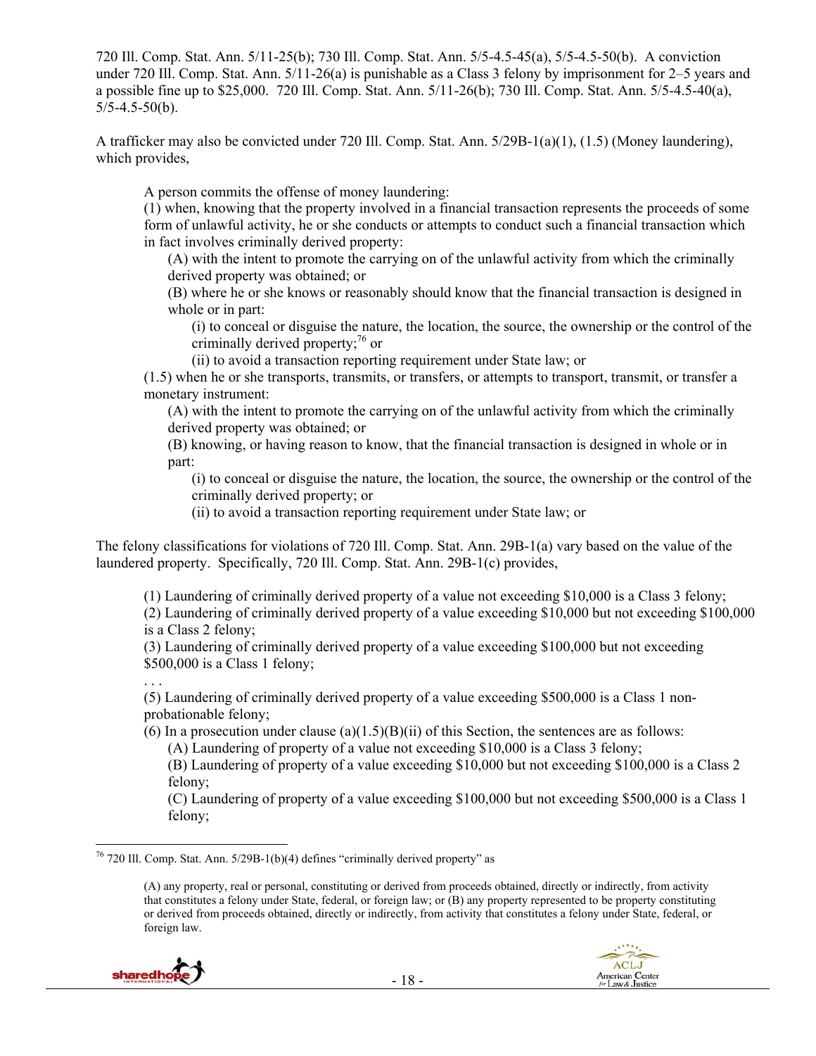720 Ill. Comp. Stat. Ann. 5/11-25(b); 730 Ill. Comp. Stat. Ann. 5/5-4.5-45(a), 5/5-4.5-50(b). A conviction under 720 Ill. Comp. Stat. Ann. 5/11-26(a) is punishable as a Class 3 felony by imprisonment for 2–5 years and a possible fine up to $25,000. 720 Ill. Comp. Stat. Ann. 5/11-26(b); 730 Ill. Comp. Stat. Ann. 5/5-4.5-40(a), 5/5-4.5-50(b).

A trafficker may also be convicted under 720 Ill. Comp. Stat. Ann. 5/29B-1(a)(1), (1.5) (Money laundering), which provides,

> A person commits the offense of money laundering:
>
> (1) when, knowing that the property involved in a financial transaction represents the proceeds of some form of unlawful activity, he or she conducts or attempts to conduct such a financial transaction which in fact involves criminally derived property:
>
> (A) with the intent to promote the carrying on of the unlawful activity from which the criminally derived property was obtained; or
>
> (B) where he or she knows or reasonably should know that the financial transaction is designed in whole or in part:
>
> (i) to conceal or disguise the nature, the location, the source, the ownership or the control of the criminally derived property;[76] or
>
> (ii) to avoid a transaction reporting requirement under State law; or
>
> (1.5) when he or she transports, transmits, or transfers, or attempts to transport, transmit, or transfer a monetary instrument:
>
> (A) with the intent to promote the carrying on of the unlawful activity from which the criminally derived property was obtained; or
>
> (B) knowing, or having reason to know, that the financial transaction is designed in whole or in part:
>
> (i) to conceal or disguise the nature, the location, the source, the ownership or the control of the criminally derived property; or
>
> (ii) to avoid a transaction reporting requirement under State law; or

The felony classifications for violations of 720 Ill. Comp. Stat. Ann. 29B-1(a) vary based on the value of the laundered property. Specifically, 720 Ill. Comp. Stat. Ann. 29B-1(c) provides,

> (1) Laundering of criminally derived property of a value not exceeding $10,000 is a Class 3 felony;
>
> (2) Laundering of criminally derived property of a value exceeding $10,000 but not exceeding $100,000 is a Class 2 felony;
>
> (3) Laundering of criminally derived property of a value exceeding $100,000 but not exceeding $500,000 is a Class 1 felony;
>
> . . .
>
> (5) Laundering of criminally derived property of a value exceeding $500,000 is a Class 1 non-probationable felony;
>
> (6) In a prosecution under clause (a)(1.5)(B)(ii) of this Section, the sentences are as follows:
>
> (A) Laundering of property of a value not exceeding $10,000 is a Class 3 felony;
>
> (B) Laundering of property of a value exceeding $10,000 but not exceeding $100,000 is a Class 2 felony;
>
> (C) Laundering of property of a value exceeding $100,000 but not exceeding $500,000 is a Class 1 felony;

---

[76] 720 Ill. Comp. Stat. Ann. 5/29B-1(b)(4) defines "criminally derived property" as

> (A) any property, real or personal, constituting or derived from proceeds obtained, directly or indirectly, from activity that constitutes a felony under State, federal, or foreign law; or (B) any property represented to be property constituting or derived from proceeds obtained, directly or indirectly, from activity that constitutes a felony under State, federal, or foreign law.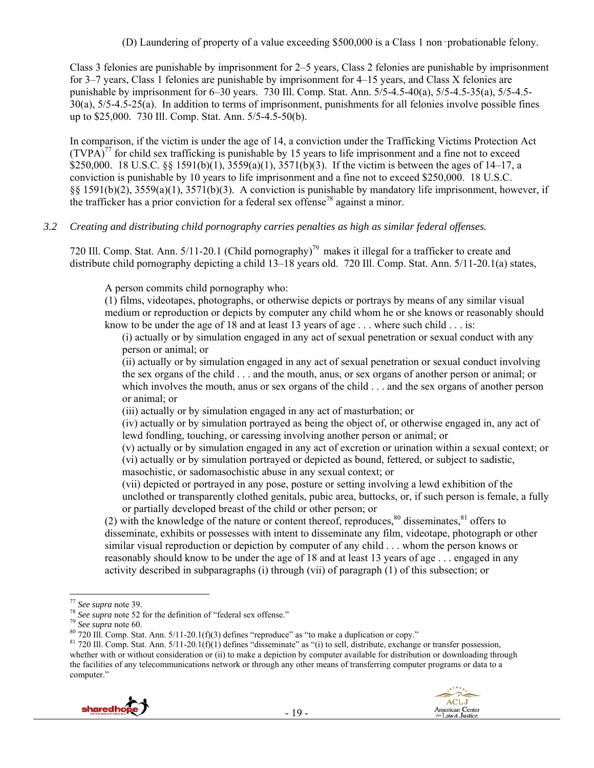(D) Laundering of property of a value exceeding $500,000 is a Class 1 non‑probationable felony.

Class 3 felonies are punishable by imprisonment for 2–5 years, Class 2 felonies are punishable by imprisonment for 3–7 years, Class 1 felonies are punishable by imprisonment for 4–15 years, and Class X felonies are punishable by imprisonment for 6–30 years. 730 Ill. Comp. Stat. Ann. 5/5-4.5-40(a), 5/5-4.5-35(a), 5/5-4.5-30(a), 5/5-4.5-25(a). In addition to terms of imprisonment, punishments for all felonies involve possible fines up to $25,000. 730 Ill. Comp. Stat. Ann. 5/5-4.5-50(b).

In comparison, if the victim is under the age of 14, a conviction under the Trafficking Victims Protection Act (TVPA)[77] for child sex trafficking is punishable by 15 years to life imprisonment and a fine not to exceed $250,000. 18 U.S.C. §§ 1591(b)(1), 3559(a)(1), 3571(b)(3). If the victim is between the ages of 14–17, a conviction is punishable by 10 years to life imprisonment and a fine not to exceed $250,000. 18 U.S.C. §§ 1591(b)(2), 3559(a)(1), 3571(b)(3). A conviction is punishable by mandatory life imprisonment, however, if the trafficker has a prior conviction for a federal sex offense[78] against a minor.

*3.2 Creating and distributing child pornography carries penalties as high as similar federal offenses.*

720 Ill. Comp. Stat. Ann. 5/11-20.1 (Child pornography)[79] makes it illegal for a trafficker to create and distribute child pornography depicting a child 13–18 years old. 720 Ill. Comp. Stat. Ann. 5/11-20.1(a) states,

> A person commits child pornography who:
>
> (1) films, videotapes, photographs, or otherwise depicts or portrays by means of any similar visual medium or reproduction or depicts by computer any child whom he or she knows or reasonably should know to be under the age of 18 and at least 13 years of age . . . where such child . . . is:
>
> > (i) actually or by simulation engaged in any act of sexual penetration or sexual conduct with any person or animal; or
> >
> > (ii) actually or by simulation engaged in any act of sexual penetration or sexual conduct involving the sex organs of the child . . . and the mouth, anus, or sex organs of another person or animal; or which involves the mouth, anus or sex organs of the child . . . and the sex organs of another person or animal; or
> >
> > (iii) actually or by simulation engaged in any act of masturbation; or
> >
> > (iv) actually or by simulation portrayed as being the object of, or otherwise engaged in, any act of lewd fondling, touching, or caressing involving another person or animal; or
> >
> > (v) actually or by simulation engaged in any act of excretion or urination within a sexual context; or
> >
> > (vi) actually or by simulation portrayed or depicted as bound, fettered, or subject to sadistic, masochistic, or sadomasochistic abuse in any sexual context; or
> >
> > (vii) depicted or portrayed in any pose, posture or setting involving a lewd exhibition of the unclothed or transparently clothed genitals, pubic area, buttocks, or, if such person is female, a fully or partially developed breast of the child or other person; or
>
> (2) with the knowledge of the nature or content thereof, reproduces,[80] disseminates,[81] offers to disseminate, exhibits or possesses with intent to disseminate any film, videotape, photograph or other similar visual reproduction or depiction by computer of any child . . . whom the person knows or reasonably should know to be under the age of 18 and at least 13 years of age . . . engaged in any activity described in subparagraphs (i) through (vii) of paragraph (1) of this subsection; or

---

[77] *See supra* note 39.

[78] *See supra* note 52 for the definition of "federal sex offense."

[79] *See supra* note 60.

[80] 720 Ill. Comp. Stat. Ann. 5/11-20.1(f)(3) defines "reproduce" as "to make a duplication or copy."

[81] 720 Ill. Comp. Stat. Ann. 5/11-20.1(f)(1) defines "disseminate" as "(i) to sell, distribute, exchange or transfer possession, whether with or without consideration or (ii) to make a depiction by computer available for distribution or downloading through the facilities of any telecommunications network or through any other means of transferring computer programs or data to a computer."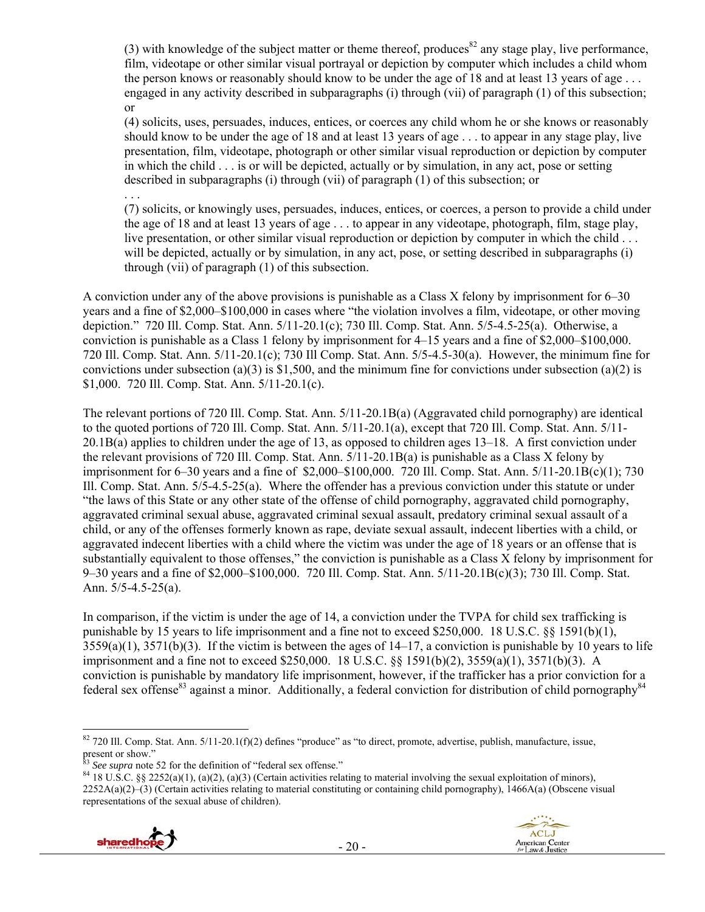(3) with knowledge of the subject matter or theme thereof, produces[82] any stage play, live performance, film, videotape or other similar visual portrayal or depiction by computer which includes a child whom the person knows or reasonably should know to be under the age of 18 and at least 13 years of age . . . engaged in any activity described in subparagraphs (i) through (vii) of paragraph (1) of this subsection; or

(4) solicits, uses, persuades, induces, entices, or coerces any child whom he or she knows or reasonably should know to be under the age of 18 and at least 13 years of age . . . to appear in any stage play, live presentation, film, videotape, photograph or other similar visual reproduction or depiction by computer in which the child . . . is or will be depicted, actually or by simulation, in any act, pose or setting described in subparagraphs (i) through (vii) of paragraph (1) of this subsection; or

. . .

(7) solicits, or knowingly uses, persuades, induces, entices, or coerces, a person to provide a child under the age of 18 and at least 13 years of age . . . to appear in any videotape, photograph, film, stage play, live presentation, or other similar visual reproduction or depiction by computer in which the child . . . will be depicted, actually or by simulation, in any act, pose, or setting described in subparagraphs (i) through (vii) of paragraph (1) of this subsection.

A conviction under any of the above provisions is punishable as a Class X felony by imprisonment for 6–30 years and a fine of $2,000–$100,000 in cases where "the violation involves a film, videotape, or other moving depiction." 720 Ill. Comp. Stat. Ann. 5/11-20.1(c); 730 Ill. Comp. Stat. Ann. 5/5-4.5-25(a). Otherwise, a conviction is punishable as a Class 1 felony by imprisonment for 4–15 years and a fine of $2,000–$100,000. 720 Ill. Comp. Stat. Ann. 5/11-20.1(c); 730 Ill Comp. Stat. Ann. 5/5-4.5-30(a). However, the minimum fine for convictions under subsection (a)(3) is $1,500, and the minimum fine for convictions under subsection (a)(2) is $1,000. 720 Ill. Comp. Stat. Ann. 5/11-20.1(c).

The relevant portions of 720 Ill. Comp. Stat. Ann. 5/11-20.1B(a) (Aggravated child pornography) are identical to the quoted portions of 720 Ill. Comp. Stat. Ann. 5/11-20.1(a), except that 720 Ill. Comp. Stat. Ann. 5/11-20.1B(a) applies to children under the age of 13, as opposed to children ages 13–18. A first conviction under the relevant provisions of 720 Ill. Comp. Stat. Ann. 5/11-20.1B(a) is punishable as a Class X felony by imprisonment for 6–30 years and a fine of $2,000–$100,000. 720 Ill. Comp. Stat. Ann. 5/11-20.1B(c)(1); 730 Ill. Comp. Stat. Ann. 5/5-4.5-25(a). Where the offender has a previous conviction under this statute or under "the laws of this State or any other state of the offense of child pornography, aggravated child pornography, aggravated criminal sexual abuse, aggravated criminal sexual assault, predatory criminal sexual assault of a child, or any of the offenses formerly known as rape, deviate sexual assault, indecent liberties with a child, or aggravated indecent liberties with a child where the victim was under the age of 18 years or an offense that is substantially equivalent to those offenses," the conviction is punishable as a Class X felony by imprisonment for 9–30 years and a fine of $2,000–$100,000. 720 Ill. Comp. Stat. Ann. 5/11-20.1B(c)(3); 730 Ill. Comp. Stat. Ann. 5/5-4.5-25(a).

In comparison, if the victim is under the age of 14, a conviction under the TVPA for child sex trafficking is punishable by 15 years to life imprisonment and a fine not to exceed $250,000. 18 U.S.C. §§ 1591(b)(1), 3559(a)(1), 3571(b)(3). If the victim is between the ages of 14–17, a conviction is punishable by 10 years to life imprisonment and a fine not to exceed $250,000. 18 U.S.C. §§ 1591(b)(2), 3559(a)(1), 3571(b)(3). A conviction is punishable by mandatory life imprisonment, however, if the trafficker has a prior conviction for a federal sex offense[83] against a minor. Additionally, a federal conviction for distribution of child pornography[84]

[82] 720 Ill. Comp. Stat. Ann. 5/11-20.1(f)(2) defines "produce" as "to direct, promote, advertise, publish, manufacture, issue, present or show."

[83] *See supra* note 52 for the definition of "federal sex offense."

[84] 18 U.S.C. §§ 2252(a)(1), (a)(2), (a)(3) (Certain activities relating to material involving the sexual exploitation of minors), 2252A(a)(2)–(3) (Certain activities relating to material constituting or containing child pornography), 1466A(a) (Obscene visual representations of the sexual abuse of children).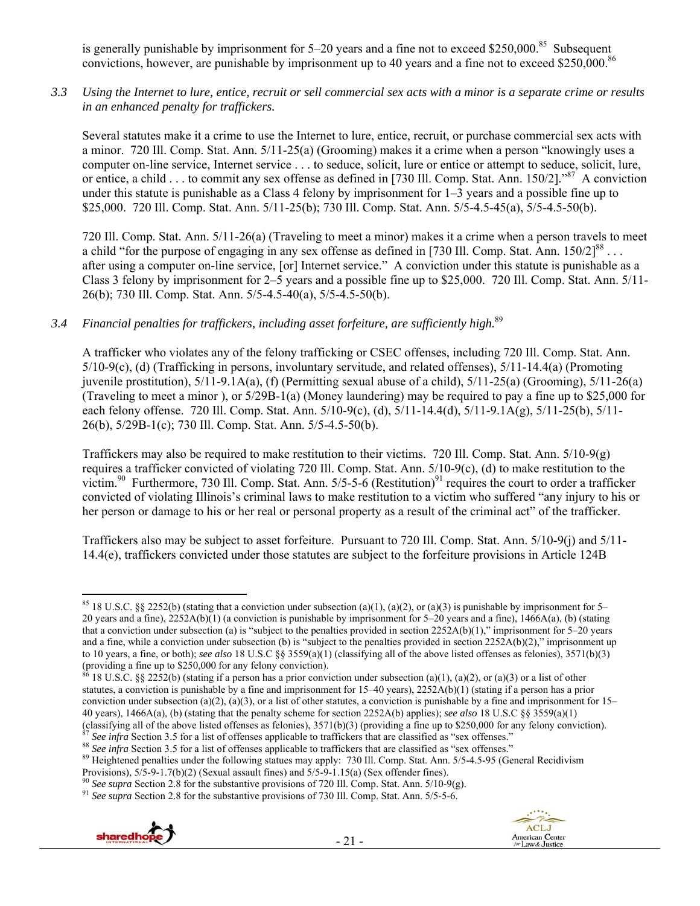is generally punishable by imprisonment for 5–20 years and a fine not to exceed $250,000.[85] Subsequent convictions, however, are punishable by imprisonment up to 40 years and a fine not to exceed $250,000.[86]

*3.3 Using the Internet to lure, entice, recruit or sell commercial sex acts with a minor is a separate crime or results in an enhanced penalty for traffickers.*

Several statutes make it a crime to use the Internet to lure, entice, recruit, or purchase commercial sex acts with a minor. 720 Ill. Comp. Stat. Ann. 5/11-25(a) (Grooming) makes it a crime when a person "knowingly uses a computer on-line service, Internet service . . . to seduce, solicit, lure or entice or attempt to seduce, solicit, lure, or entice, a child . . . to commit any sex offense as defined in [730 Ill. Comp. Stat. Ann. 150/2]."[87] A conviction under this statute is punishable as a Class 4 felony by imprisonment for 1–3 years and a possible fine up to $25,000. 720 Ill. Comp. Stat. Ann. 5/11-25(b); 730 Ill. Comp. Stat. Ann. 5/5-4.5-45(a), 5/5-4.5-50(b).

720 Ill. Comp. Stat. Ann. 5/11-26(a) (Traveling to meet a minor) makes it a crime when a person travels to meet a child "for the purpose of engaging in any sex offense as defined in [730 Ill. Comp. Stat. Ann. 150/2][88] . . . after using a computer on-line service, [or] Internet service." A conviction under this statute is punishable as a Class 3 felony by imprisonment for 2–5 years and a possible fine up to $25,000. 720 Ill. Comp. Stat. Ann. 5/11-26(b); 730 Ill. Comp. Stat. Ann. 5/5-4.5-40(a), 5/5-4.5-50(b).

*3.4 Financial penalties for traffickers, including asset forfeiture, are sufficiently high.*[89]

A trafficker who violates any of the felony trafficking or CSEC offenses, including 720 Ill. Comp. Stat. Ann. 5/10-9(c), (d) (Trafficking in persons, involuntary servitude, and related offenses), 5/11-14.4(a) (Promoting juvenile prostitution), 5/11-9.1A(a), (f) (Permitting sexual abuse of a child), 5/11-25(a) (Grooming), 5/11-26(a) (Traveling to meet a minor ), or 5/29B-1(a) (Money laundering) may be required to pay a fine up to $25,000 for each felony offense. 720 Ill. Comp. Stat. Ann. 5/10-9(c), (d), 5/11-14.4(d), 5/11-9.1A(g), 5/11-25(b), 5/11-26(b), 5/29B-1(c); 730 Ill. Comp. Stat. Ann. 5/5-4.5-50(b).

Traffickers may also be required to make restitution to their victims. 720 Ill. Comp. Stat. Ann. 5/10-9(g) requires a trafficker convicted of violating 720 Ill. Comp. Stat. Ann. 5/10-9(c), (d) to make restitution to the victim.[90] Furthermore, 730 Ill. Comp. Stat. Ann. 5/5-5-6 (Restitution)[91] requires the court to order a trafficker convicted of violating Illinois's criminal laws to make restitution to a victim who suffered "any injury to his or her person or damage to his or her real or personal property as a result of the criminal act" of the trafficker.

Traffickers also may be subject to asset forfeiture. Pursuant to 720 Ill. Comp. Stat. Ann. 5/10-9(j) and 5/11-14.4(e), traffickers convicted under those statutes are subject to the forfeiture provisions in Article 124B

---

[85] 18 U.S.C. §§ 2252(b) (stating that a conviction under subsection (a)(1), (a)(2), or (a)(3) is punishable by imprisonment for 5–20 years and a fine), 2252A(b)(1) (a conviction is punishable by imprisonment for 5–20 years and a fine), 1466A(a), (b) (stating that a conviction under subsection (a) is "subject to the penalties provided in section 2252A(b)(1)," imprisonment for 5–20 years and a fine, while a conviction under subsection (b) is "subject to the penalties provided in section 2252A(b)(2)," imprisonment up to 10 years, a fine, or both); *see also* 18 U.S.C §§ 3559(a)(1) (classifying all of the above listed offenses as felonies), 3571(b)(3) (providing a fine up to $250,000 for any felony conviction).

[86] 18 U.S.C. §§ 2252(b) (stating if a person has a prior conviction under subsection (a)(1), (a)(2), or (a)(3) or a list of other statutes, a conviction is punishable by a fine and imprisonment for 15–40 years), 2252A(b)(1) (stating if a person has a prior conviction under subsection (a)(2), (a)(3), or a list of other statutes, a conviction is punishable by a fine and imprisonment for 15–40 years), 1466A(a), (b) (stating that the penalty scheme for section 2252A(b) applies); *see also* 18 U.S.C §§ 3559(a)(1) (classifying all of the above listed offenses as felonies), 3571(b)(3) (providing a fine up to $250,000 for any felony conviction).

[87] *See infra* Section 3.5 for a list of offenses applicable to traffickers that are classified as "sex offenses."

[88] *See infra* Section 3.5 for a list of offenses applicable to traffickers that are classified as "sex offenses."

[89] Heightened penalties under the following statues may apply: 730 Ill. Comp. Stat. Ann. 5/5-4.5-95 (General Recidivism Provisions), 5/5-9-1.7(b)(2) (Sexual assault fines) and 5/5-9-1.15(a) (Sex offender fines).

[90] *See supra* Section 2.8 for the substantive provisions of 720 Ill. Comp. Stat. Ann. 5/10-9(g).

[91] *See supra* Section 2.8 for the substantive provisions of 730 Ill. Comp. Stat. Ann. 5/5-5-6.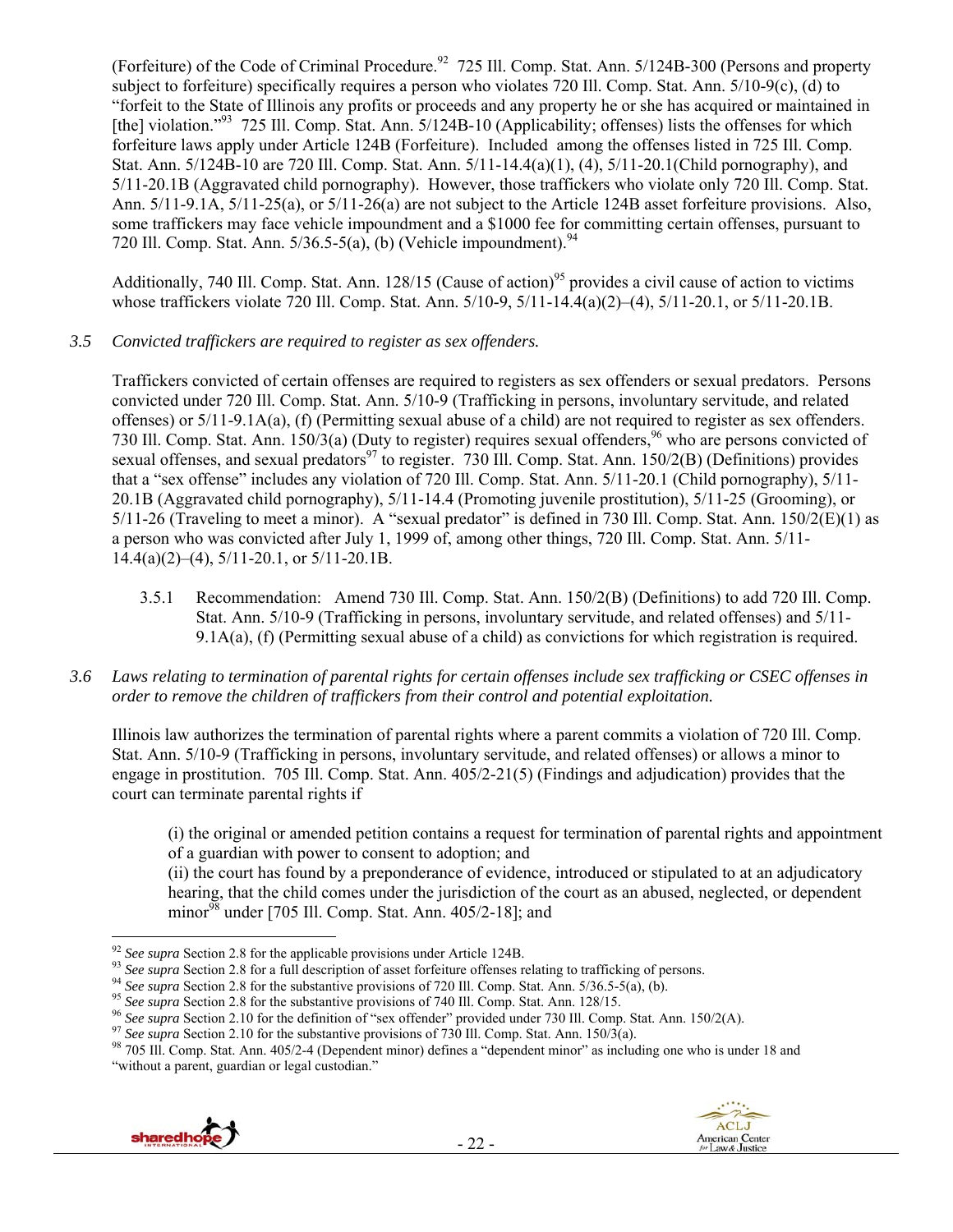(Forfeiture) of the Code of Criminal Procedure.[92] 725 Ill. Comp. Stat. Ann. 5/124B-300 (Persons and property subject to forfeiture) specifically requires a person who violates 720 Ill. Comp. Stat. Ann. 5/10-9(c), (d) to "forfeit to the State of Illinois any profits or proceeds and any property he or she has acquired or maintained in [the] violation."[93] 725 Ill. Comp. Stat. Ann. 5/124B-10 (Applicability; offenses) lists the offenses for which forfeiture laws apply under Article 124B (Forfeiture). Included among the offenses listed in 725 Ill. Comp. Stat. Ann. 5/124B-10 are 720 Ill. Comp. Stat. Ann. 5/11-14.4(a)(1), (4), 5/11-20.1(Child pornography), and 5/11-20.1B (Aggravated child pornography). However, those traffickers who violate only 720 Ill. Comp. Stat. Ann. 5/11-9.1A, 5/11-25(a), or 5/11-26(a) are not subject to the Article 124B asset forfeiture provisions. Also, some traffickers may face vehicle impoundment and a $1000 fee for committing certain offenses, pursuant to 720 Ill. Comp. Stat. Ann. 5/36.5-5(a), (b) (Vehicle impoundment).[94]

Additionally, 740 Ill. Comp. Stat. Ann. 128/15 (Cause of action)[95] provides a civil cause of action to victims whose traffickers violate 720 Ill. Comp. Stat. Ann. 5/10-9, 5/11-14.4(a)(2)–(4), 5/11-20.1, or 5/11-20.1B.

*3.5 Convicted traffickers are required to register as sex offenders.*

Traffickers convicted of certain offenses are required to registers as sex offenders or sexual predators. Persons convicted under 720 Ill. Comp. Stat. Ann. 5/10-9 (Trafficking in persons, involuntary servitude, and related offenses) or 5/11-9.1A(a), (f) (Permitting sexual abuse of a child) are not required to register as sex offenders. 730 Ill. Comp. Stat. Ann. 150/3(a) (Duty to register) requires sexual offenders,[96] who are persons convicted of sexual offenses, and sexual predators[97] to register. 730 Ill. Comp. Stat. Ann. 150/2(B) (Definitions) provides that a "sex offense" includes any violation of 720 Ill. Comp. Stat. Ann. 5/11-20.1 (Child pornography), 5/11-20.1B (Aggravated child pornography), 5/11-14.4 (Promoting juvenile prostitution), 5/11-25 (Grooming), or 5/11-26 (Traveling to meet a minor). A "sexual predator" is defined in 730 Ill. Comp. Stat. Ann. 150/2(E)(1) as a person who was convicted after July 1, 1999 of, among other things, 720 Ill. Comp. Stat. Ann. 5/11-14.4(a)(2)–(4), 5/11-20.1, or 5/11-20.1B.

3.5.1 Recommendation: Amend 730 Ill. Comp. Stat. Ann. 150/2(B) (Definitions) to add 720 Ill. Comp. Stat. Ann. 5/10-9 (Trafficking in persons, involuntary servitude, and related offenses) and 5/11-9.1A(a), (f) (Permitting sexual abuse of a child) as convictions for which registration is required.

*3.6 Laws relating to termination of parental rights for certain offenses include sex trafficking or CSEC offenses in order to remove the children of traffickers from their control and potential exploitation.*

Illinois law authorizes the termination of parental rights where a parent commits a violation of 720 Ill. Comp. Stat. Ann. 5/10-9 (Trafficking in persons, involuntary servitude, and related offenses) or allows a minor to engage in prostitution. 705 Ill. Comp. Stat. Ann. 405/2-21(5) (Findings and adjudication) provides that the court can terminate parental rights if

> (i) the original or amended petition contains a request for termination of parental rights and appointment of a guardian with power to consent to adoption; and
> (ii) the court has found by a preponderance of evidence, introduced or stipulated to at an adjudicatory hearing, that the child comes under the jurisdiction of the court as an abused, neglected, or dependent minor[98] under [705 Ill. Comp. Stat. Ann. 405/2-18]; and

---

[92] *See supra* Section 2.8 for the applicable provisions under Article 124B.
[93] *See supra* Section 2.8 for a full description of asset forfeiture offenses relating to trafficking of persons.
[94] *See supra* Section 2.8 for the substantive provisions of 720 Ill. Comp. Stat. Ann. 5/36.5-5(a), (b).
[95] *See supra* Section 2.8 for the substantive provisions of 740 Ill. Comp. Stat. Ann. 128/15.
[96] *See supra* Section 2.10 for the definition of "sex offender" provided under 730 Ill. Comp. Stat. Ann. 150/2(A).
[97] *See supra* Section 2.10 for the substantive provisions of 730 Ill. Comp. Stat. Ann. 150/3(a).
[98] 705 Ill. Comp. Stat. Ann. 405/2-4 (Dependent minor) defines a "dependent minor" as including one who is under 18 and "without a parent, guardian or legal custodian."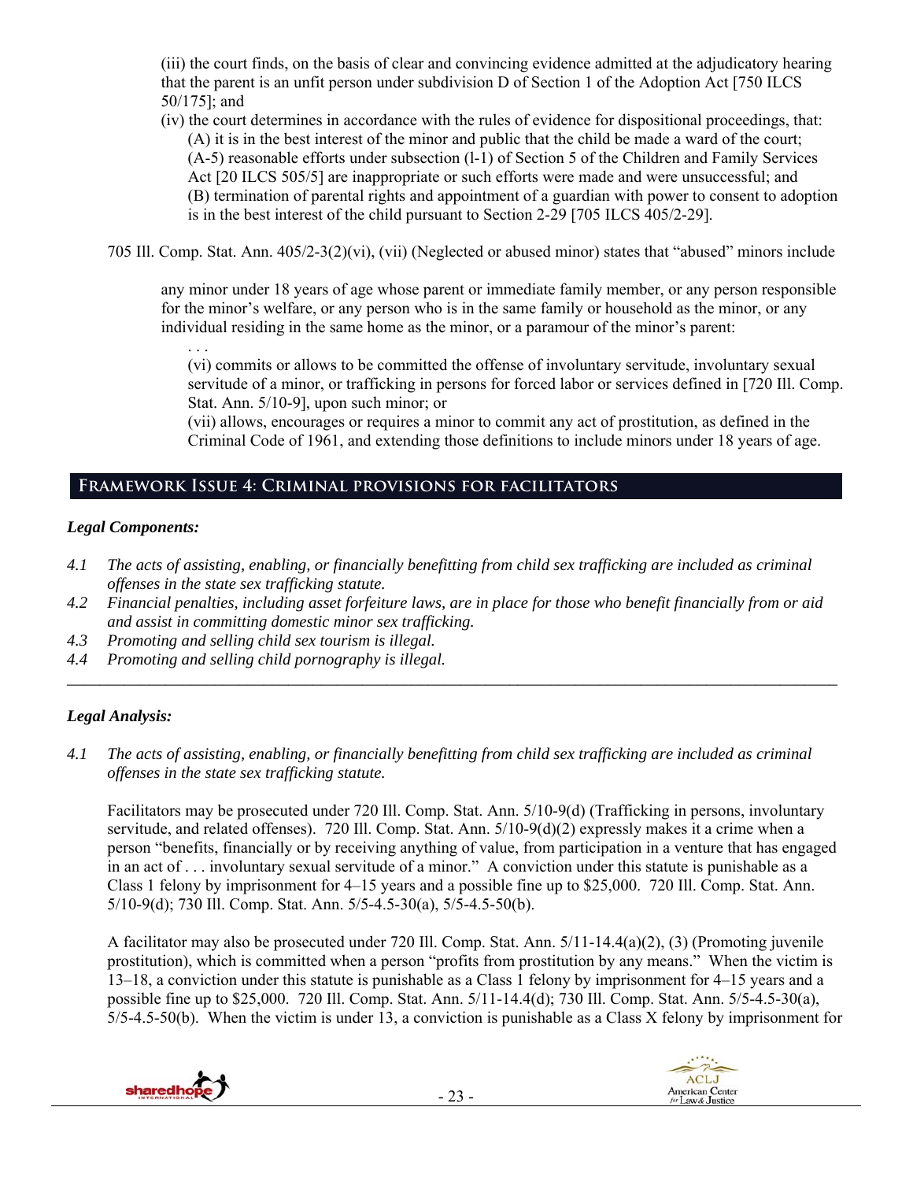(iii) the court finds, on the basis of clear and convincing evidence admitted at the adjudicatory hearing that the parent is an unfit person under subdivision D of Section 1 of the Adoption Act [750 ILCS 50/175]; and

(iv) the court determines in accordance with the rules of evidence for dispositional proceedings, that:

(A) it is in the best interest of the minor and public that the child be made a ward of the court;

(A-5) reasonable efforts under subsection (l-1) of Section 5 of the Children and Family Services Act [20 ILCS 505/5] are inappropriate or such efforts were made and were unsuccessful; and

(B) termination of parental rights and appointment of a guardian with power to consent to adoption is in the best interest of the child pursuant to Section 2-29 [705 ILCS 405/2-29].

705 Ill. Comp. Stat. Ann. 405/2-3(2)(vi), (vii) (Neglected or abused minor) states that "abused" minors include

> any minor under 18 years of age whose parent or immediate family member, or any person responsible for the minor's welfare, or any person who is in the same family or household as the minor, or any individual residing in the same home as the minor, or a paramour of the minor's parent:
>
> . . .
>
> (vi) commits or allows to be committed the offense of involuntary servitude, involuntary sexual servitude of a minor, or trafficking in persons for forced labor or services defined in [720 Ill. Comp. Stat. Ann. 5/10-9], upon such minor; or
>
> (vii) allows, encourages or requires a minor to commit any act of prostitution, as defined in the Criminal Code of 1961, and extending those definitions to include minors under 18 years of age.

## Framework Issue 4: Criminal provisions for facilitators

### *Legal Components:*

*4.1 The acts of assisting, enabling, or financially benefitting from child sex trafficking are included as criminal offenses in the state sex trafficking statute.*

*4.2 Financial penalties, including asset forfeiture laws, are in place for those who benefit financially from or aid and assist in committing domestic minor sex trafficking.*

*4.3 Promoting and selling child sex tourism is illegal.*

*4.4 Promoting and selling child pornography is illegal.*

---

### *Legal Analysis:*

*4.1 The acts of assisting, enabling, or financially benefitting from child sex trafficking are included as criminal offenses in the state sex trafficking statute.*

Facilitators may be prosecuted under 720 Ill. Comp. Stat. Ann. 5/10-9(d) (Trafficking in persons, involuntary servitude, and related offenses). 720 Ill. Comp. Stat. Ann. 5/10-9(d)(2) expressly makes it a crime when a person "benefits, financially or by receiving anything of value, from participation in a venture that has engaged in an act of . . . involuntary sexual servitude of a minor." A conviction under this statute is punishable as a Class 1 felony by imprisonment for 4–15 years and a possible fine up to $25,000. 720 Ill. Comp. Stat. Ann. 5/10-9(d); 730 Ill. Comp. Stat. Ann. 5/5-4.5-30(a), 5/5-4.5-50(b).

A facilitator may also be prosecuted under 720 Ill. Comp. Stat. Ann. 5/11-14.4(a)(2), (3) (Promoting juvenile prostitution), which is committed when a person "profits from prostitution by any means." When the victim is 13–18, a conviction under this statute is punishable as a Class 1 felony by imprisonment for 4–15 years and a possible fine up to $25,000. 720 Ill. Comp. Stat. Ann. 5/11-14.4(d); 730 Ill. Comp. Stat. Ann. 5/5-4.5-30(a), 5/5-4.5-50(b). When the victim is under 13, a conviction is punishable as a Class X felony by imprisonment for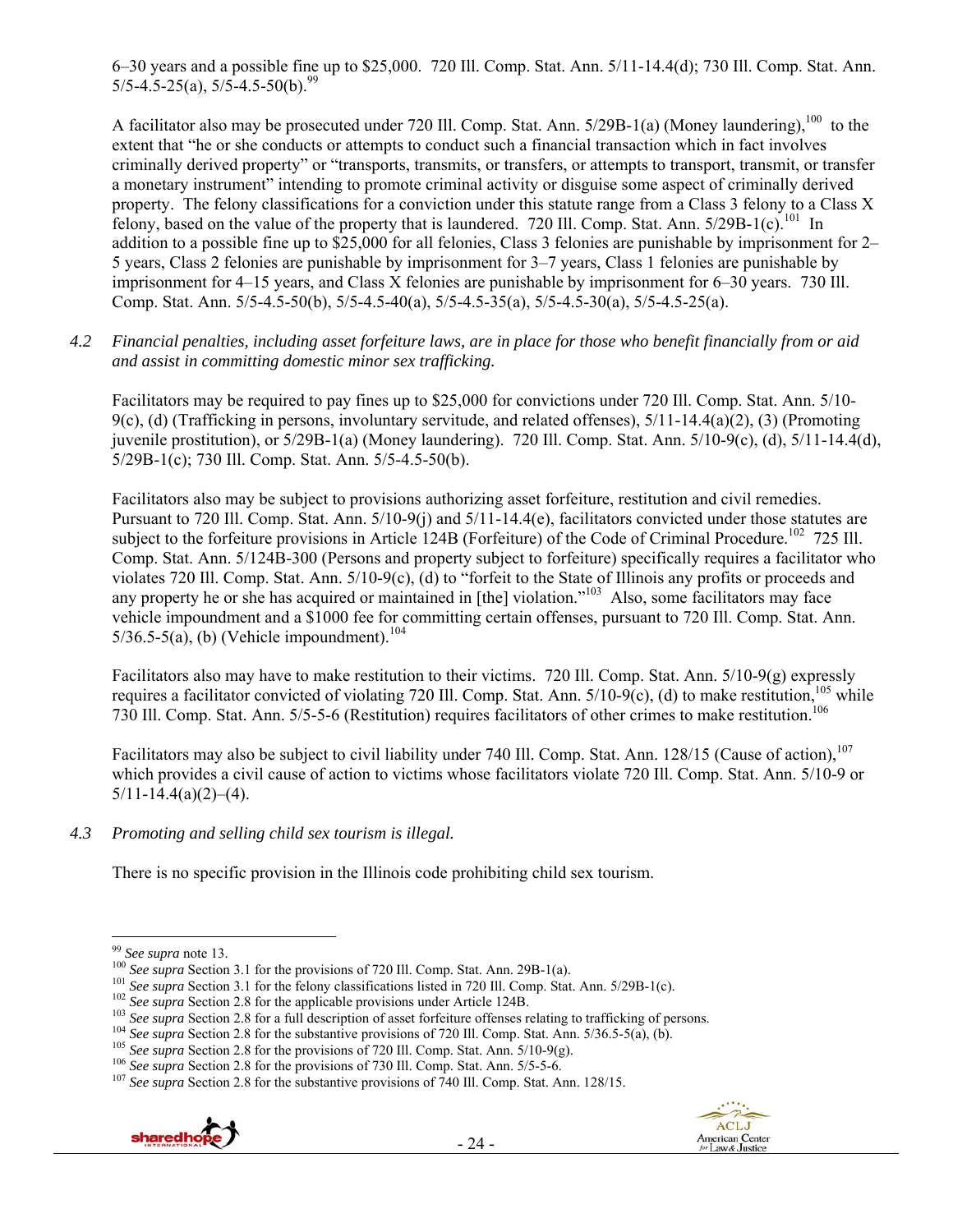6–30 years and a possible fine up to $25,000. 720 Ill. Comp. Stat. Ann. 5/11-14.4(d); 730 Ill. Comp. Stat. Ann. 5/5-4.5-25(a), 5/5-4.5-50(b).[99]

A facilitator also may be prosecuted under 720 Ill. Comp. Stat. Ann. 5/29B-1(a) (Money laundering),[100] to the extent that "he or she conducts or attempts to conduct such a financial transaction which in fact involves criminally derived property" or "transports, transmits, or transfers, or attempts to transport, transmit, or transfer a monetary instrument" intending to promote criminal activity or disguise some aspect of criminally derived property. The felony classifications for a conviction under this statute range from a Class 3 felony to a Class X felony, based on the value of the property that is laundered. 720 Ill. Comp. Stat. Ann. 5/29B-1(c).[101] In addition to a possible fine up to $25,000 for all felonies, Class 3 felonies are punishable by imprisonment for 2–5 years, Class 2 felonies are punishable by imprisonment for 3–7 years, Class 1 felonies are punishable by imprisonment for 4–15 years, and Class X felonies are punishable by imprisonment for 6–30 years. 730 Ill. Comp. Stat. Ann. 5/5-4.5-50(b), 5/5-4.5-40(a), 5/5-4.5-35(a), 5/5-4.5-30(a), 5/5-4.5-25(a).

*4.2 Financial penalties, including asset forfeiture laws, are in place for those who benefit financially from or aid and assist in committing domestic minor sex trafficking.*

Facilitators may be required to pay fines up to $25,000 for convictions under 720 Ill. Comp. Stat. Ann. 5/10-9(c), (d) (Trafficking in persons, involuntary servitude, and related offenses), 5/11-14.4(a)(2), (3) (Promoting juvenile prostitution), or 5/29B-1(a) (Money laundering). 720 Ill. Comp. Stat. Ann. 5/10-9(c), (d), 5/11-14.4(d), 5/29B-1(c); 730 Ill. Comp. Stat. Ann. 5/5-4.5-50(b).

Facilitators also may be subject to provisions authorizing asset forfeiture, restitution and civil remedies. Pursuant to 720 Ill. Comp. Stat. Ann. 5/10-9(j) and 5/11-14.4(e), facilitators convicted under those statutes are subject to the forfeiture provisions in Article 124B (Forfeiture) of the Code of Criminal Procedure.[102] 725 Ill. Comp. Stat. Ann. 5/124B-300 (Persons and property subject to forfeiture) specifically requires a facilitator who violates 720 Ill. Comp. Stat. Ann. 5/10-9(c), (d) to "forfeit to the State of Illinois any profits or proceeds and any property he or she has acquired or maintained in [the] violation."[103] Also, some facilitators may face vehicle impoundment and a $1000 fee for committing certain offenses, pursuant to 720 Ill. Comp. Stat. Ann. 5/36.5-5(a), (b) (Vehicle impoundment).[104]

Facilitators also may have to make restitution to their victims. 720 Ill. Comp. Stat. Ann. 5/10-9(g) expressly requires a facilitator convicted of violating 720 Ill. Comp. Stat. Ann. 5/10-9(c), (d) to make restitution,[105] while 730 Ill. Comp. Stat. Ann. 5/5-5-6 (Restitution) requires facilitators of other crimes to make restitution.[106]

Facilitators may also be subject to civil liability under 740 Ill. Comp. Stat. Ann. 128/15 (Cause of action),[107] which provides a civil cause of action to victims whose facilitators violate 720 Ill. Comp. Stat. Ann. 5/10-9 or 5/11-14.4(a)(2)–(4).

*4.3 Promoting and selling child sex tourism is illegal.*

There is no specific provision in the Illinois code prohibiting child sex tourism.

---

[99] *See supra* note 13.
[100] *See supra* Section 3.1 for the provisions of 720 Ill. Comp. Stat. Ann. 29B-1(a).
[101] *See supra* Section 3.1 for the felony classifications listed in 720 Ill. Comp. Stat. Ann. 5/29B-1(c).
[102] *See supra* Section 2.8 for the applicable provisions under Article 124B.
[103] *See supra* Section 2.8 for a full description of asset forfeiture offenses relating to trafficking of persons.
[104] *See supra* Section 2.8 for the substantive provisions of 720 Ill. Comp. Stat. Ann. 5/36.5-5(a), (b).
[105] *See supra* Section 2.8 for the provisions of 720 Ill. Comp. Stat. Ann. 5/10-9(g).
[106] *See supra* Section 2.8 for the provisions of 730 Ill. Comp. Stat. Ann. 5/5-5-6.
[107] *See supra* Section 2.8 for the substantive provisions of 740 Ill. Comp. Stat. Ann. 128/15.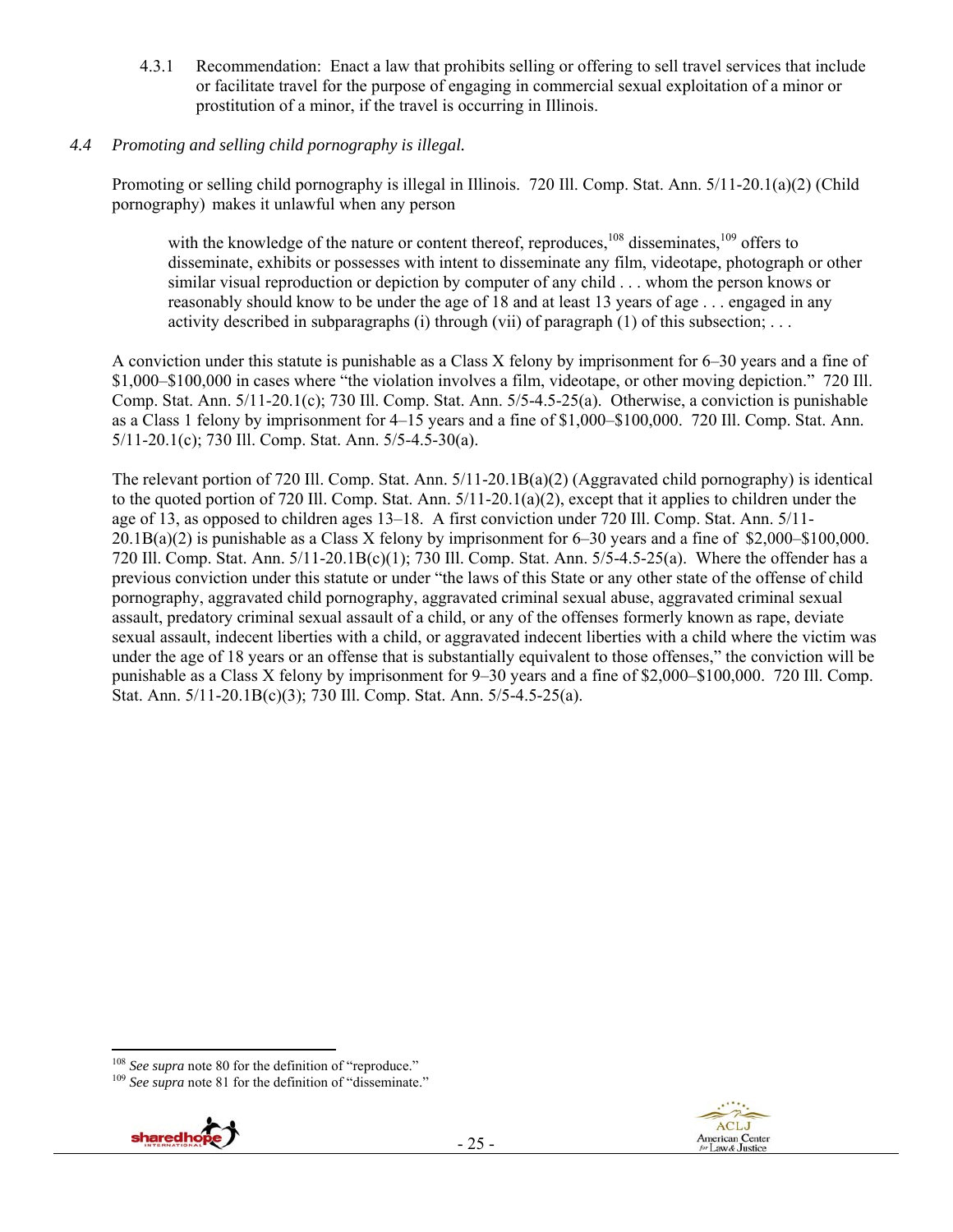4.3.1 Recommendation: Enact a law that prohibits selling or offering to sell travel services that include or facilitate travel for the purpose of engaging in commercial sexual exploitation of a minor or prostitution of a minor, if the travel is occurring in Illinois.

*4.4 Promoting and selling child pornography is illegal.*

Promoting or selling child pornography is illegal in Illinois. 720 Ill. Comp. Stat. Ann. 5/11-20.1(a)(2) (Child pornography) makes it unlawful when any person

> with the knowledge of the nature or content thereof, reproduces,[108] disseminates,[109] offers to disseminate, exhibits or possesses with intent to disseminate any film, videotape, photograph or other similar visual reproduction or depiction by computer of any child . . . whom the person knows or reasonably should know to be under the age of 18 and at least 13 years of age . . . engaged in any activity described in subparagraphs (i) through (vii) of paragraph (1) of this subsection; . . .

A conviction under this statute is punishable as a Class X felony by imprisonment for 6–30 years and a fine of $1,000–$100,000 in cases where "the violation involves a film, videotape, or other moving depiction." 720 Ill. Comp. Stat. Ann. 5/11-20.1(c); 730 Ill. Comp. Stat. Ann. 5/5-4.5-25(a). Otherwise, a conviction is punishable as a Class 1 felony by imprisonment for 4–15 years and a fine of $1,000–$100,000. 720 Ill. Comp. Stat. Ann. 5/11-20.1(c); 730 Ill. Comp. Stat. Ann. 5/5-4.5-30(a).

The relevant portion of 720 Ill. Comp. Stat. Ann. 5/11-20.1B(a)(2) (Aggravated child pornography) is identical to the quoted portion of 720 Ill. Comp. Stat. Ann. 5/11-20.1(a)(2), except that it applies to children under the age of 13, as opposed to children ages 13–18. A first conviction under 720 Ill. Comp. Stat. Ann. 5/11-20.1B(a)(2) is punishable as a Class X felony by imprisonment for 6–30 years and a fine of $2,000–$100,000. 720 Ill. Comp. Stat. Ann. 5/11-20.1B(c)(1); 730 Ill. Comp. Stat. Ann. 5/5-4.5-25(a). Where the offender has a previous conviction under this statute or under "the laws of this State or any other state of the offense of child pornography, aggravated child pornography, aggravated criminal sexual abuse, aggravated criminal sexual assault, predatory criminal sexual assault of a child, or any of the offenses formerly known as rape, deviate sexual assault, indecent liberties with a child, or aggravated indecent liberties with a child where the victim was under the age of 18 years or an offense that is substantially equivalent to those offenses," the conviction will be punishable as a Class X felony by imprisonment for 9–30 years and a fine of $2,000–$100,000. 720 Ill. Comp. Stat. Ann. 5/11-20.1B(c)(3); 730 Ill. Comp. Stat. Ann. 5/5-4.5-25(a).

[108] *See supra* note 80 for the definition of "reproduce."
[109] *See supra* note 81 for the definition of "disseminate."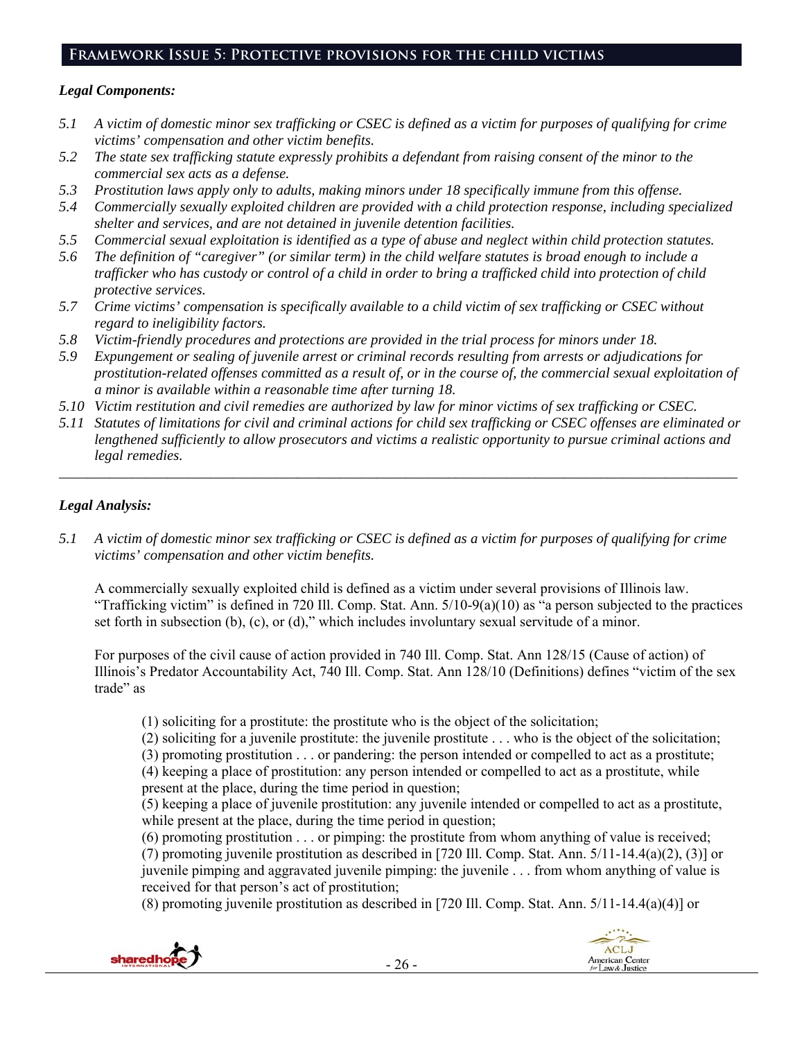## Framework Issue 5: Protective provisions for the child victims

### *Legal Components:*

*5.1 A victim of domestic minor sex trafficking or CSEC is defined as a victim for purposes of qualifying for crime victims' compensation and other victim benefits.*

*5.2 The state sex trafficking statute expressly prohibits a defendant from raising consent of the minor to the commercial sex acts as a defense.*

*5.3 Prostitution laws apply only to adults, making minors under 18 specifically immune from this offense.*

*5.4 Commercially sexually exploited children are provided with a child protection response, including specialized shelter and services, and are not detained in juvenile detention facilities.*

*5.5 Commercial sexual exploitation is identified as a type of abuse and neglect within child protection statutes.*

*5.6 The definition of "caregiver" (or similar term) in the child welfare statutes is broad enough to include a trafficker who has custody or control of a child in order to bring a trafficked child into protection of child protective services.*

*5.7 Crime victims' compensation is specifically available to a child victim of sex trafficking or CSEC without regard to ineligibility factors.*

*5.8 Victim-friendly procedures and protections are provided in the trial process for minors under 18.*

*5.9 Expungement or sealing of juvenile arrest or criminal records resulting from arrests or adjudications for prostitution-related offenses committed as a result of, or in the course of, the commercial sexual exploitation of a minor is available within a reasonable time after turning 18.*

*5.10 Victim restitution and civil remedies are authorized by law for minor victims of sex trafficking or CSEC.*

*5.11 Statutes of limitations for civil and criminal actions for child sex trafficking or CSEC offenses are eliminated or lengthened sufficiently to allow prosecutors and victims a realistic opportunity to pursue criminal actions and legal remedies.*

---

### *Legal Analysis:*

*5.1 A victim of domestic minor sex trafficking or CSEC is defined as a victim for purposes of qualifying for crime victims' compensation and other victim benefits.*

A commercially sexually exploited child is defined as a victim under several provisions of Illinois law. "Trafficking victim" is defined in 720 Ill. Comp. Stat. Ann. 5/10-9(a)(10) as "a person subjected to the practices set forth in subsection (b), (c), or (d)," which includes involuntary sexual servitude of a minor.

For purposes of the civil cause of action provided in 740 Ill. Comp. Stat. Ann 128/15 (Cause of action) of Illinois's Predator Accountability Act, 740 Ill. Comp. Stat. Ann 128/10 (Definitions) defines "victim of the sex trade" as

> (1) soliciting for a prostitute: the prostitute who is the object of the solicitation;
> (2) soliciting for a juvenile prostitute: the juvenile prostitute . . . who is the object of the solicitation;
> (3) promoting prostitution . . . or pandering: the person intended or compelled to act as a prostitute;
> (4) keeping a place of prostitution: any person intended or compelled to act as a prostitute, while present at the place, during the time period in question;
> (5) keeping a place of juvenile prostitution: any juvenile intended or compelled to act as a prostitute, while present at the place, during the time period in question;
> (6) promoting prostitution . . . or pimping: the prostitute from whom anything of value is received;
> (7) promoting juvenile prostitution as described in [720 Ill. Comp. Stat. Ann. 5/11-14.4(a)(2), (3)] or juvenile pimping and aggravated juvenile pimping: the juvenile . . . from whom anything of value is received for that person's act of prostitution;
> (8) promoting juvenile prostitution as described in [720 Ill. Comp. Stat. Ann. 5/11-14.4(a)(4)] or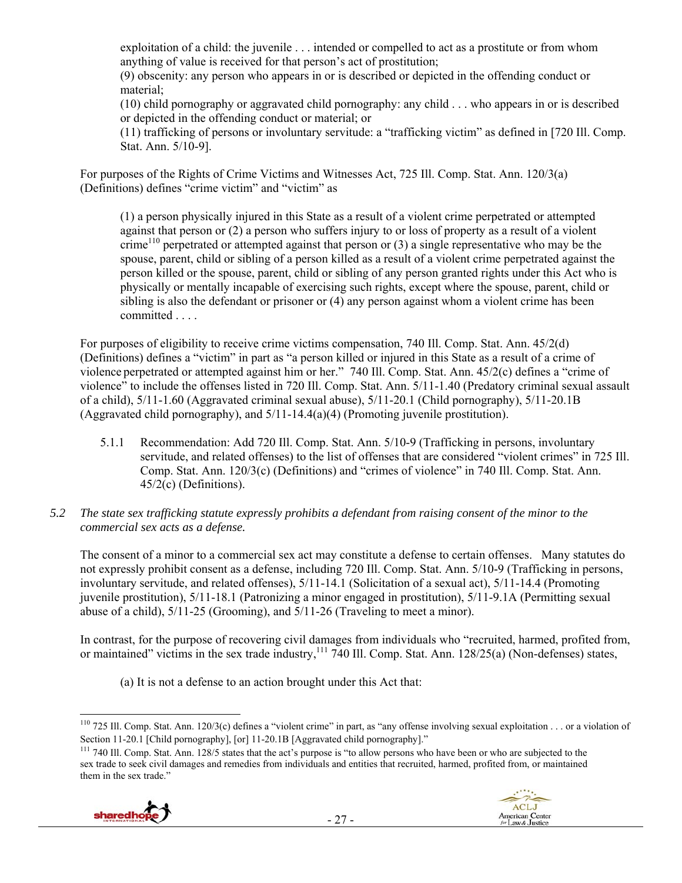exploitation of a child: the juvenile . . . intended or compelled to act as a prostitute or from whom anything of value is received for that person's act of prostitution;
(9) obscenity: any person who appears in or is described or depicted in the offending conduct or material;
(10) child pornography or aggravated child pornography: any child . . . who appears in or is described or depicted in the offending conduct or material; or
(11) trafficking of persons or involuntary servitude: a "trafficking victim" as defined in [720 Ill. Comp. Stat. Ann. 5/10-9].

For purposes of the Rights of Crime Victims and Witnesses Act, 725 Ill. Comp. Stat. Ann. 120/3(a) (Definitions) defines "crime victim" and "victim" as

> (1) a person physically injured in this State as a result of a violent crime perpetrated or attempted against that person or (2) a person who suffers injury to or loss of property as a result of a violent crime[110] perpetrated or attempted against that person or (3) a single representative who may be the spouse, parent, child or sibling of a person killed as a result of a violent crime perpetrated against the person killed or the spouse, parent, child or sibling of any person granted rights under this Act who is physically or mentally incapable of exercising such rights, except where the spouse, parent, child or sibling is also the defendant or prisoner or (4) any person against whom a violent crime has been committed . . . .

For purposes of eligibility to receive crime victims compensation, 740 Ill. Comp. Stat. Ann. 45/2(d) (Definitions) defines a "victim" in part as "a person killed or injured in this State as a result of a crime of violence perpetrated or attempted against him or her." 740 Ill. Comp. Stat. Ann. 45/2(c) defines a "crime of violence" to include the offenses listed in 720 Ill. Comp. Stat. Ann. 5/11-1.40 (Predatory criminal sexual assault of a child), 5/11-1.60 (Aggravated criminal sexual abuse), 5/11-20.1 (Child pornography), 5/11-20.1B (Aggravated child pornography), and 5/11-14.4(a)(4) (Promoting juvenile prostitution).

5.1.1 Recommendation: Add 720 Ill. Comp. Stat. Ann. 5/10-9 (Trafficking in persons, involuntary servitude, and related offenses) to the list of offenses that are considered "violent crimes" in 725 Ill. Comp. Stat. Ann. 120/3(c) (Definitions) and "crimes of violence" in 740 Ill. Comp. Stat. Ann. 45/2(c) (Definitions).

*5.2 The state sex trafficking statute expressly prohibits a defendant from raising consent of the minor to the commercial sex acts as a defense.*

The consent of a minor to a commercial sex act may constitute a defense to certain offenses. Many statutes do not expressly prohibit consent as a defense, including 720 Ill. Comp. Stat. Ann. 5/10-9 (Trafficking in persons, involuntary servitude, and related offenses), 5/11-14.1 (Solicitation of a sexual act), 5/11-14.4 (Promoting juvenile prostitution), 5/11-18.1 (Patronizing a minor engaged in prostitution), 5/11-9.1A (Permitting sexual abuse of a child), 5/11-25 (Grooming), and 5/11-26 (Traveling to meet a minor).

In contrast, for the purpose of recovering civil damages from individuals who "recruited, harmed, profited from, or maintained" victims in the sex trade industry,[111] 740 Ill. Comp. Stat. Ann. 128/25(a) (Non-defenses) states,

> (a) It is not a defense to an action brought under this Act that:

---

[110] 725 Ill. Comp. Stat. Ann. 120/3(c) defines a "violent crime" in part, as "any offense involving sexual exploitation . . . or a violation of Section 11-20.1 [Child pornography], [or] 11-20.1B [Aggravated child pornography]."

[111] 740 Ill. Comp. Stat. Ann. 128/5 states that the act's purpose is "to allow persons who have been or who are subjected to the sex trade to seek civil damages and remedies from individuals and entities that recruited, harmed, profited from, or maintained them in the sex trade."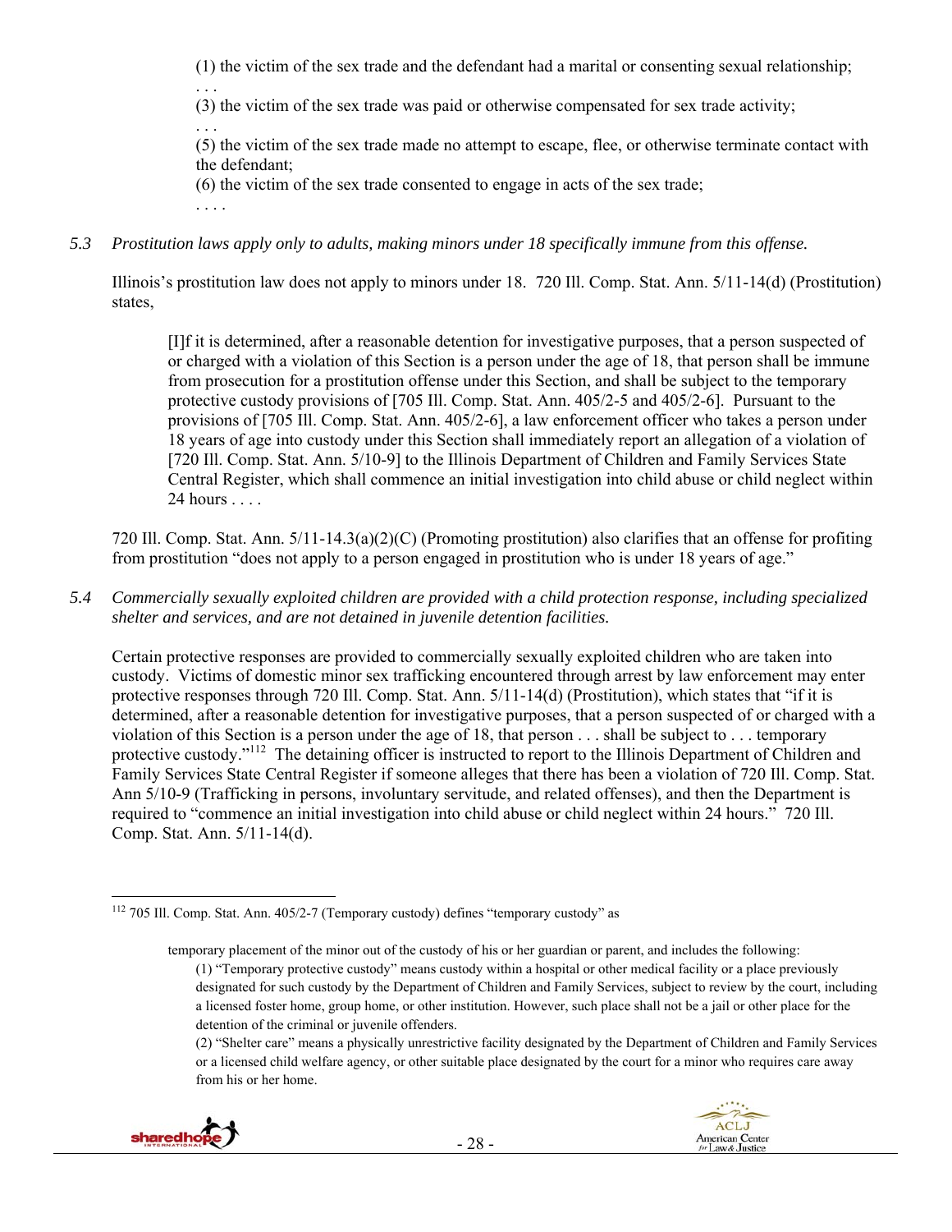(1) the victim of the sex trade and the defendant had a marital or consenting sexual relationship;

. . .

(3) the victim of the sex trade was paid or otherwise compensated for sex trade activity;

. . .

(5) the victim of the sex trade made no attempt to escape, flee, or otherwise terminate contact with the defendant;

(6) the victim of the sex trade consented to engage in acts of the sex trade;

. . . .

*5.3 Prostitution laws apply only to adults, making minors under 18 specifically immune from this offense.*

Illinois's prostitution law does not apply to minors under 18. 720 Ill. Comp. Stat. Ann. 5/11-14(d) (Prostitution) states,

> [I]f it is determined, after a reasonable detention for investigative purposes, that a person suspected of or charged with a violation of this Section is a person under the age of 18, that person shall be immune from prosecution for a prostitution offense under this Section, and shall be subject to the temporary protective custody provisions of [705 Ill. Comp. Stat. Ann. 405/2-5 and 405/2-6]. Pursuant to the provisions of [705 Ill. Comp. Stat. Ann. 405/2-6], a law enforcement officer who takes a person under 18 years of age into custody under this Section shall immediately report an allegation of a violation of [720 Ill. Comp. Stat. Ann. 5/10-9] to the Illinois Department of Children and Family Services State Central Register, which shall commence an initial investigation into child abuse or child neglect within 24 hours . . . .

720 Ill. Comp. Stat. Ann. 5/11-14.3(a)(2)(C) (Promoting prostitution) also clarifies that an offense for profiting from prostitution "does not apply to a person engaged in prostitution who is under 18 years of age."

*5.4 Commercially sexually exploited children are provided with a child protection response, including specialized shelter and services, and are not detained in juvenile detention facilities.*

Certain protective responses are provided to commercially sexually exploited children who are taken into custody. Victims of domestic minor sex trafficking encountered through arrest by law enforcement may enter protective responses through 720 Ill. Comp. Stat. Ann. 5/11-14(d) (Prostitution), which states that "if it is determined, after a reasonable detention for investigative purposes, that a person suspected of or charged with a violation of this Section is a person under the age of 18, that person . . . shall be subject to . . . temporary protective custody."[112] The detaining officer is instructed to report to the Illinois Department of Children and Family Services State Central Register if someone alleges that there has been a violation of 720 Ill. Comp. Stat. Ann 5/10-9 (Trafficking in persons, involuntary servitude, and related offenses), and then the Department is required to "commence an initial investigation into child abuse or child neglect within 24 hours." 720 Ill. Comp. Stat. Ann. 5/11-14(d).

---

[112] 705 Ill. Comp. Stat. Ann. 405/2-7 (Temporary custody) defines "temporary custody" as

> temporary placement of the minor out of the custody of his or her guardian or parent, and includes the following:
>
> (1) "Temporary protective custody" means custody within a hospital or other medical facility or a place previously designated for such custody by the Department of Children and Family Services, subject to review by the court, including a licensed foster home, group home, or other institution. However, such place shall not be a jail or other place for the detention of the criminal or juvenile offenders.
>
> (2) "Shelter care" means a physically unrestrictive facility designated by the Department of Children and Family Services or a licensed child welfare agency, or other suitable place designated by the court for a minor who requires care away from his or her home.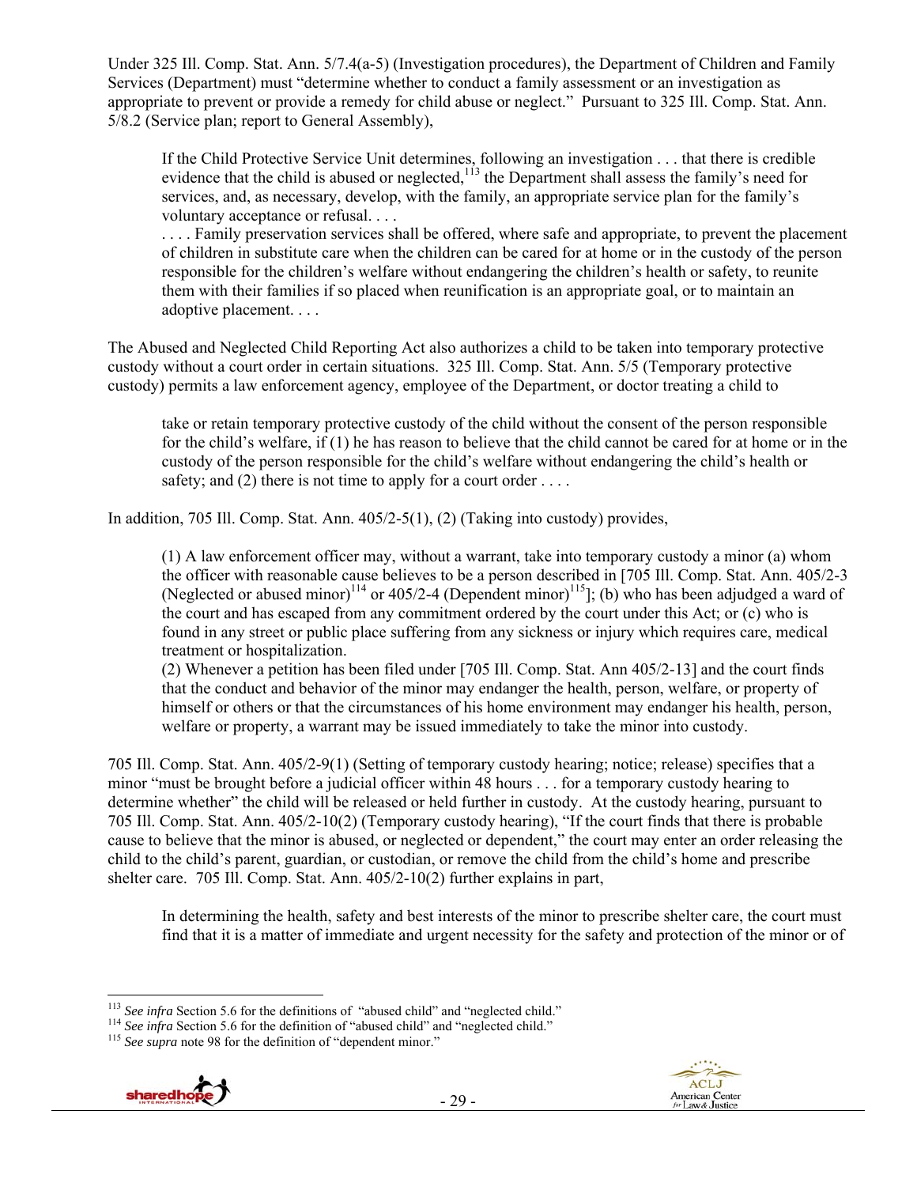Under 325 Ill. Comp. Stat. Ann. 5/7.4(a-5) (Investigation procedures), the Department of Children and Family Services (Department) must "determine whether to conduct a family assessment or an investigation as appropriate to prevent or provide a remedy for child abuse or neglect." Pursuant to 325 Ill. Comp. Stat. Ann. 5/8.2 (Service plan; report to General Assembly),

> If the Child Protective Service Unit determines, following an investigation . . . that there is credible evidence that the child is abused or neglected,[113] the Department shall assess the family's need for services, and, as necessary, develop, with the family, an appropriate service plan for the family's voluntary acceptance or refusal. . . .
>
> . . . . Family preservation services shall be offered, where safe and appropriate, to prevent the placement of children in substitute care when the children can be cared for at home or in the custody of the person responsible for the children's welfare without endangering the children's health or safety, to reunite them with their families if so placed when reunification is an appropriate goal, or to maintain an adoptive placement. . . .

The Abused and Neglected Child Reporting Act also authorizes a child to be taken into temporary protective custody without a court order in certain situations. 325 Ill. Comp. Stat. Ann. 5/5 (Temporary protective custody) permits a law enforcement agency, employee of the Department, or doctor treating a child to

> take or retain temporary protective custody of the child without the consent of the person responsible for the child's welfare, if (1) he has reason to believe that the child cannot be cared for at home or in the custody of the person responsible for the child's welfare without endangering the child's health or safety; and (2) there is not time to apply for a court order . . . .

In addition, 705 Ill. Comp. Stat. Ann. 405/2-5(1), (2) (Taking into custody) provides,

> (1) A law enforcement officer may, without a warrant, take into temporary custody a minor (a) whom the officer with reasonable cause believes to be a person described in [705 Ill. Comp. Stat. Ann. 405/2-3 (Neglected or abused minor)[114] or 405/2-4 (Dependent minor)[115]]; (b) who has been adjudged a ward of the court and has escaped from any commitment ordered by the court under this Act; or (c) who is found in any street or public place suffering from any sickness or injury which requires care, medical treatment or hospitalization.
>
> (2) Whenever a petition has been filed under [705 Ill. Comp. Stat. Ann 405/2-13] and the court finds that the conduct and behavior of the minor may endanger the health, person, welfare, or property of himself or others or that the circumstances of his home environment may endanger his health, person, welfare or property, a warrant may be issued immediately to take the minor into custody.

705 Ill. Comp. Stat. Ann. 405/2-9(1) (Setting of temporary custody hearing; notice; release) specifies that a minor "must be brought before a judicial officer within 48 hours . . . for a temporary custody hearing to determine whether" the child will be released or held further in custody. At the custody hearing, pursuant to 705 Ill. Comp. Stat. Ann. 405/2-10(2) (Temporary custody hearing), "If the court finds that there is probable cause to believe that the minor is abused, or neglected or dependent," the court may enter an order releasing the child to the child's parent, guardian, or custodian, or remove the child from the child's home and prescribe shelter care. 705 Ill. Comp. Stat. Ann. 405/2-10(2) further explains in part,

> In determining the health, safety and best interests of the minor to prescribe shelter care, the court must find that it is a matter of immediate and urgent necessity for the safety and protection of the minor or of

---

[113] *See infra* Section 5.6 for the definitions of "abused child" and "neglected child."

[114] *See infra* Section 5.6 for the definition of "abused child" and "neglected child."

[115] *See supra* note 98 for the definition of "dependent minor."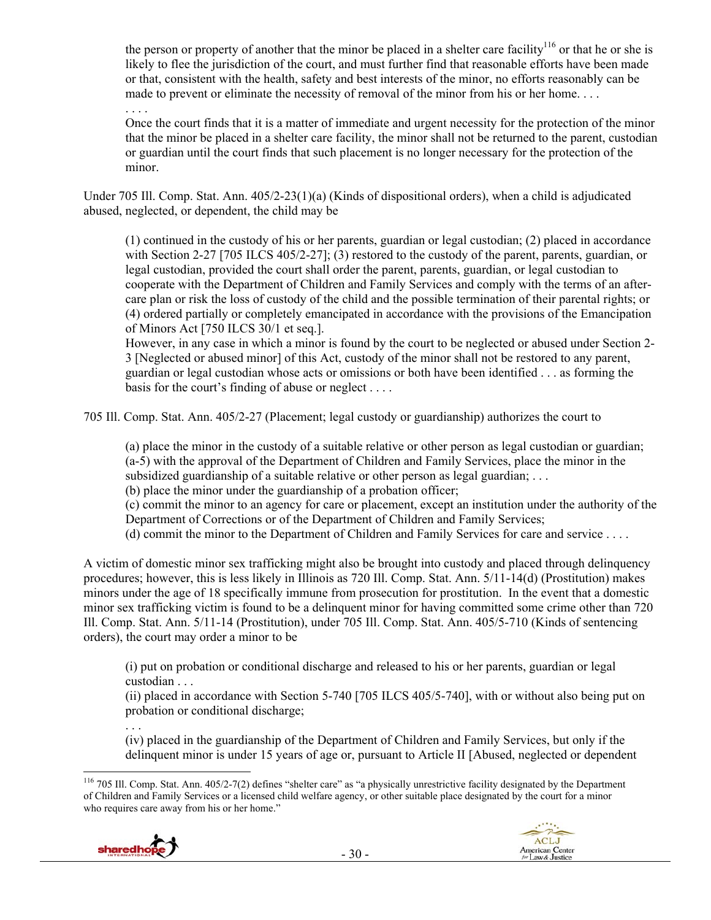the person or property of another that the minor be placed in a shelter care facility[116] or that he or she is likely to flee the jurisdiction of the court, and must further find that reasonable efforts have been made or that, consistent with the health, safety and best interests of the minor, no efforts reasonably can be made to prevent or eliminate the necessity of removal of the minor from his or her home. . . .

. . . .

Once the court finds that it is a matter of immediate and urgent necessity for the protection of the minor that the minor be placed in a shelter care facility, the minor shall not be returned to the parent, custodian or guardian until the court finds that such placement is no longer necessary for the protection of the minor.

Under 705 Ill. Comp. Stat. Ann. 405/2-23(1)(a) (Kinds of dispositional orders), when a child is adjudicated abused, neglected, or dependent, the child may be

> (1) continued in the custody of his or her parents, guardian or legal custodian; (2) placed in accordance with Section 2-27 [705 ILCS 405/2-27]; (3) restored to the custody of the parent, parents, guardian, or legal custodian, provided the court shall order the parent, parents, guardian, or legal custodian to cooperate with the Department of Children and Family Services and comply with the terms of an after-care plan or risk the loss of custody of the child and the possible termination of their parental rights; or (4) ordered partially or completely emancipated in accordance with the provisions of the Emancipation of Minors Act [750 ILCS 30/1 et seq.].
>
> However, in any case in which a minor is found by the court to be neglected or abused under Section 2-3 [Neglected or abused minor] of this Act, custody of the minor shall not be restored to any parent, guardian or legal custodian whose acts or omissions or both have been identified . . . as forming the basis for the court's finding of abuse or neglect . . . .

705 Ill. Comp. Stat. Ann. 405/2-27 (Placement; legal custody or guardianship) authorizes the court to

> (a) place the minor in the custody of a suitable relative or other person as legal custodian or guardian;
> (a-5) with the approval of the Department of Children and Family Services, place the minor in the subsidized guardianship of a suitable relative or other person as legal guardian; . . .
> (b) place the minor under the guardianship of a probation officer;
> (c) commit the minor to an agency for care or placement, except an institution under the authority of the Department of Corrections or of the Department of Children and Family Services;
> (d) commit the minor to the Department of Children and Family Services for care and service . . . .

A victim of domestic minor sex trafficking might also be brought into custody and placed through delinquency procedures; however, this is less likely in Illinois as 720 Ill. Comp. Stat. Ann. 5/11-14(d) (Prostitution) makes minors under the age of 18 specifically immune from prosecution for prostitution. In the event that a domestic minor sex trafficking victim is found to be a delinquent minor for having committed some crime other than 720 Ill. Comp. Stat. Ann. 5/11-14 (Prostitution), under 705 Ill. Comp. Stat. Ann. 405/5-710 (Kinds of sentencing orders), the court may order a minor to be

> (i) put on probation or conditional discharge and released to his or her parents, guardian or legal custodian . . .
> (ii) placed in accordance with Section 5-740 [705 ILCS 405/5-740], with or without also being put on probation or conditional discharge;
> . . .
> (iv) placed in the guardianship of the Department of Children and Family Services, but only if the delinquent minor is under 15 years of age or, pursuant to Article II [Abused, neglected or dependent

---

[116] 705 Ill. Comp. Stat. Ann. 405/2-7(2) defines "shelter care" as "a physically unrestrictive facility designated by the Department of Children and Family Services or a licensed child welfare agency, or other suitable place designated by the court for a minor who requires care away from his or her home."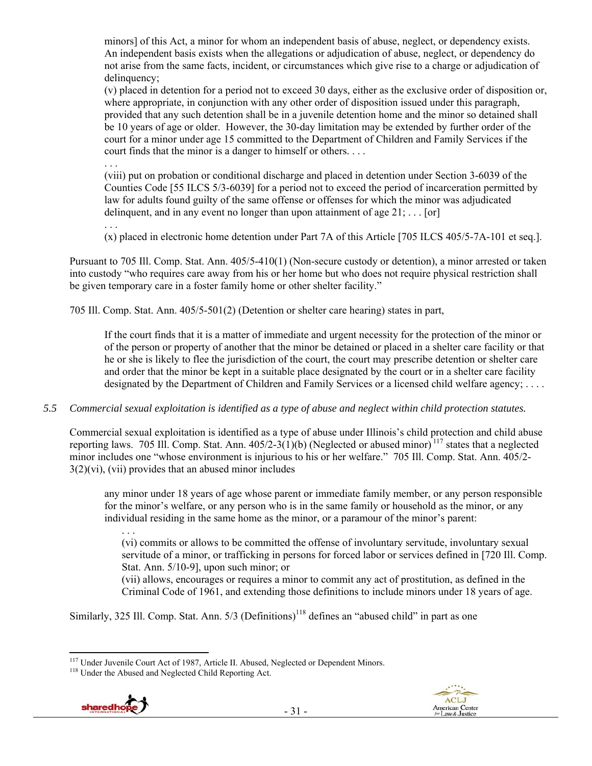> minors] of this Act, a minor for whom an independent basis of abuse, neglect, or dependency exists. An independent basis exists when the allegations or adjudication of abuse, neglect, or dependency do not arise from the same facts, incident, or circumstances which give rise to a charge or adjudication of delinquency;
>
> (v) placed in detention for a period not to exceed 30 days, either as the exclusive order of disposition or, where appropriate, in conjunction with any other order of disposition issued under this paragraph, provided that any such detention shall be in a juvenile detention home and the minor so detained shall be 10 years of age or older. However, the 30-day limitation may be extended by further order of the court for a minor under age 15 committed to the Department of Children and Family Services if the court finds that the minor is a danger to himself or others. . . .
>
> . . .
>
> (viii) put on probation or conditional discharge and placed in detention under Section 3-6039 of the Counties Code [55 ILCS 5/3-6039] for a period not to exceed the period of incarceration permitted by law for adults found guilty of the same offense or offenses for which the minor was adjudicated delinquent, and in any event no longer than upon attainment of age 21; . . . [or]
>
> . . .
>
> (x) placed in electronic home detention under Part 7A of this Article [705 ILCS 405/5-7A-101 et seq.].

Pursuant to 705 Ill. Comp. Stat. Ann. 405/5-410(1) (Non-secure custody or detention), a minor arrested or taken into custody "who requires care away from his or her home but who does not require physical restriction shall be given temporary care in a foster family home or other shelter facility."

705 Ill. Comp. Stat. Ann. 405/5-501(2) (Detention or shelter care hearing) states in part,

> If the court finds that it is a matter of immediate and urgent necessity for the protection of the minor or of the person or property of another that the minor be detained or placed in a shelter care facility or that he or she is likely to flee the jurisdiction of the court, the court may prescribe detention or shelter care and order that the minor be kept in a suitable place designated by the court or in a shelter care facility designated by the Department of Children and Family Services or a licensed child welfare agency; . . . .

*5.5 Commercial sexual exploitation is identified as a type of abuse and neglect within child protection statutes.*

Commercial sexual exploitation is identified as a type of abuse under Illinois's child protection and child abuse reporting laws. 705 Ill. Comp. Stat. Ann. 405/2-3(1)(b) (Neglected or abused minor)[117] states that a neglected minor includes one "whose environment is injurious to his or her welfare." 705 Ill. Comp. Stat. Ann. 405/2-3(2)(vi), (vii) provides that an abused minor includes

> any minor under 18 years of age whose parent or immediate family member, or any person responsible for the minor's welfare, or any person who is in the same family or household as the minor, or any individual residing in the same home as the minor, or a paramour of the minor's parent:
>
> . . .
>
> (vi) commits or allows to be committed the offense of involuntary servitude, involuntary sexual servitude of a minor, or trafficking in persons for forced labor or services defined in [720 Ill. Comp. Stat. Ann. 5/10-9], upon such minor; or
>
> (vii) allows, encourages or requires a minor to commit any act of prostitution, as defined in the Criminal Code of 1961, and extending those definitions to include minors under 18 years of age.

Similarly, 325 Ill. Comp. Stat. Ann. 5/3 (Definitions)[118] defines an "abused child" in part as one

---

[117] Under Juvenile Court Act of 1987, Article II. Abused, Neglected or Dependent Minors.

[118] Under the Abused and Neglected Child Reporting Act.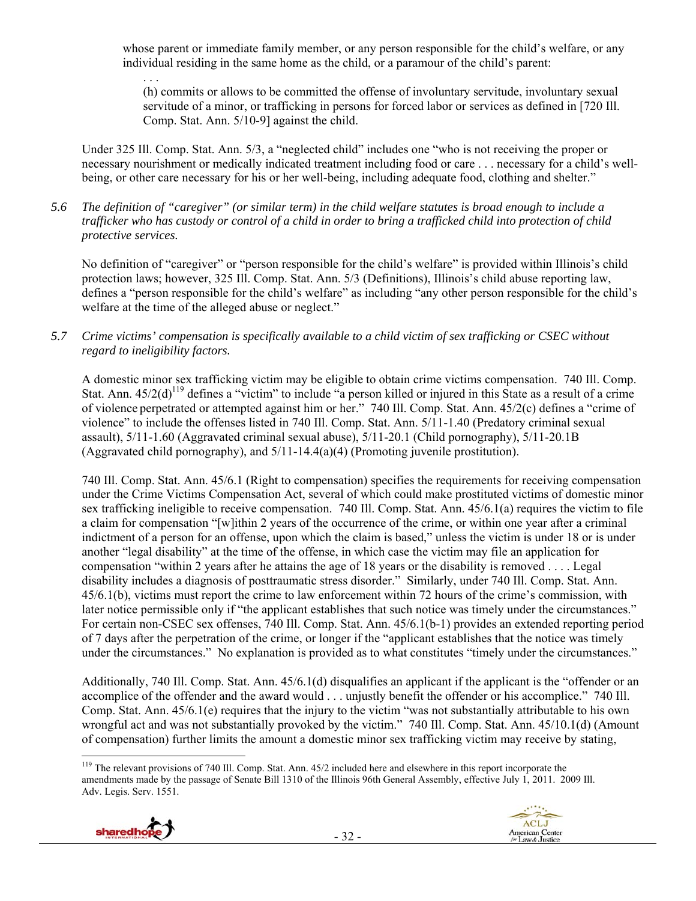whose parent or immediate family member, or any person responsible for the child's welfare, or any individual residing in the same home as the child, or a paramour of the child's parent:

> . . .
>
> (h) commits or allows to be committed the offense of involuntary servitude, involuntary sexual servitude of a minor, or trafficking in persons for forced labor or services as defined in [720 Ill. Comp. Stat. Ann. 5/10-9] against the child.

Under 325 Ill. Comp. Stat. Ann. 5/3, a "neglected child" includes one "who is not receiving the proper or necessary nourishment or medically indicated treatment including food or care . . . necessary for a child's well-being, or other care necessary for his or her well-being, including adequate food, clothing and shelter."

*5.6 The definition of "caregiver" (or similar term) in the child welfare statutes is broad enough to include a trafficker who has custody or control of a child in order to bring a trafficked child into protection of child protective services.*

No definition of "caregiver" or "person responsible for the child's welfare" is provided within Illinois's child protection laws; however, 325 Ill. Comp. Stat. Ann. 5/3 (Definitions), Illinois's child abuse reporting law, defines a "person responsible for the child's welfare" as including "any other person responsible for the child's welfare at the time of the alleged abuse or neglect."

*5.7 Crime victims' compensation is specifically available to a child victim of sex trafficking or CSEC without regard to ineligibility factors.*

A domestic minor sex trafficking victim may be eligible to obtain crime victims compensation. 740 Ill. Comp. Stat. Ann. 45/2(d)[119] defines a "victim" to include "a person killed or injured in this State as a result of a crime of violence perpetrated or attempted against him or her." 740 Ill. Comp. Stat. Ann. 45/2(c) defines a "crime of violence" to include the offenses listed in 740 Ill. Comp. Stat. Ann. 5/11-1.40 (Predatory criminal sexual assault), 5/11-1.60 (Aggravated criminal sexual abuse), 5/11-20.1 (Child pornography), 5/11-20.1B (Aggravated child pornography), and 5/11-14.4(a)(4) (Promoting juvenile prostitution).

740 Ill. Comp. Stat. Ann. 45/6.1 (Right to compensation) specifies the requirements for receiving compensation under the Crime Victims Compensation Act, several of which could make prostituted victims of domestic minor sex trafficking ineligible to receive compensation. 740 Ill. Comp. Stat. Ann. 45/6.1(a) requires the victim to file a claim for compensation "[w]ithin 2 years of the occurrence of the crime, or within one year after a criminal indictment of a person for an offense, upon which the claim is based," unless the victim is under 18 or is under another "legal disability" at the time of the offense, in which case the victim may file an application for compensation "within 2 years after he attains the age of 18 years or the disability is removed . . . . Legal disability includes a diagnosis of posttraumatic stress disorder." Similarly, under 740 Ill. Comp. Stat. Ann. 45/6.1(b), victims must report the crime to law enforcement within 72 hours of the crime's commission, with later notice permissible only if "the applicant establishes that such notice was timely under the circumstances." For certain non-CSEC sex offenses, 740 Ill. Comp. Stat. Ann. 45/6.1(b-1) provides an extended reporting period of 7 days after the perpetration of the crime, or longer if the "applicant establishes that the notice was timely under the circumstances." No explanation is provided as to what constitutes "timely under the circumstances."

Additionally, 740 Ill. Comp. Stat. Ann. 45/6.1(d) disqualifies an applicant if the applicant is the "offender or an accomplice of the offender and the award would . . . unjustly benefit the offender or his accomplice." 740 Ill. Comp. Stat. Ann. 45/6.1(e) requires that the injury to the victim "was not substantially attributable to his own wrongful act and was not substantially provoked by the victim." 740 Ill. Comp. Stat. Ann. 45/10.1(d) (Amount of compensation) further limits the amount a domestic minor sex trafficking victim may receive by stating,

---

[119] The relevant provisions of 740 Ill. Comp. Stat. Ann. 45/2 included here and elsewhere in this report incorporate the amendments made by the passage of Senate Bill 1310 of the Illinois 96th General Assembly, effective July 1, 2011. 2009 Ill. Adv. Legis. Serv. 1551.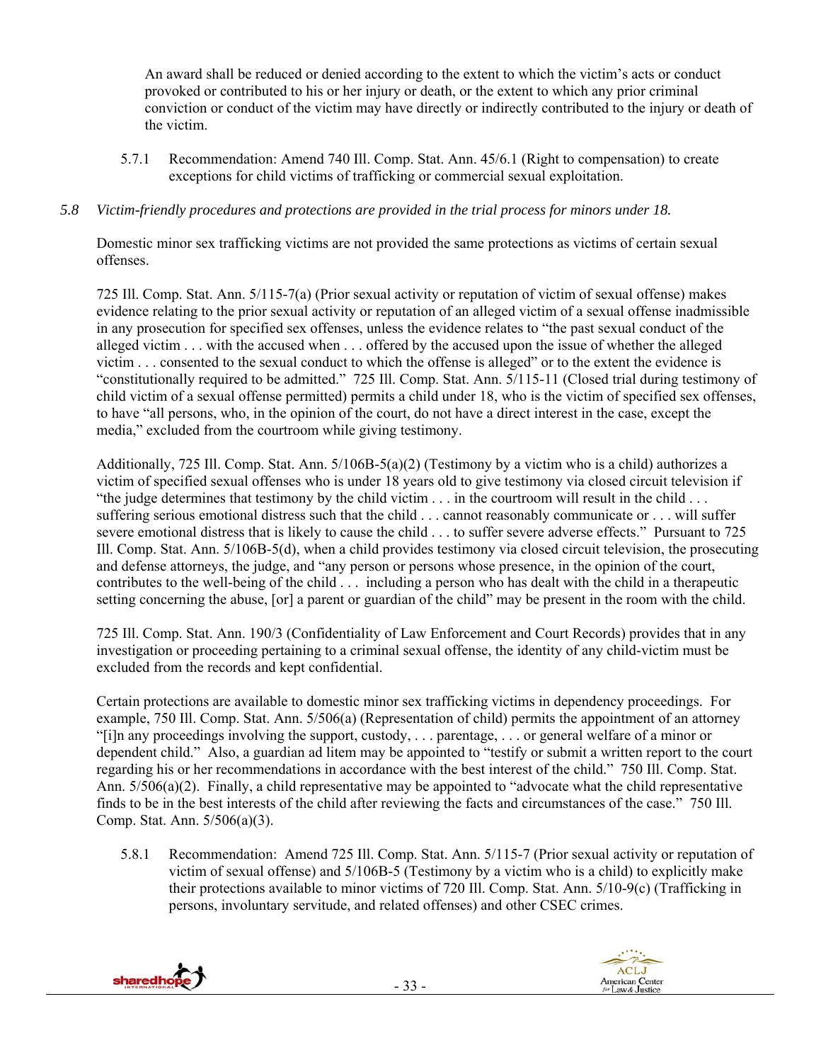An award shall be reduced or denied according to the extent to which the victim's acts or conduct provoked or contributed to his or her injury or death, or the extent to which any prior criminal conviction or conduct of the victim may have directly or indirectly contributed to the injury or death of the victim.

5.7.1 Recommendation: Amend 740 Ill. Comp. Stat. Ann. 45/6.1 (Right to compensation) to create exceptions for child victims of trafficking or commercial sexual exploitation.

*5.8 Victim-friendly procedures and protections are provided in the trial process for minors under 18.*

Domestic minor sex trafficking victims are not provided the same protections as victims of certain sexual offenses.

725 Ill. Comp. Stat. Ann. 5/115-7(a) (Prior sexual activity or reputation of victim of sexual offense) makes evidence relating to the prior sexual activity or reputation of an alleged victim of a sexual offense inadmissible in any prosecution for specified sex offenses, unless the evidence relates to "the past sexual conduct of the alleged victim . . . with the accused when . . . offered by the accused upon the issue of whether the alleged victim . . . consented to the sexual conduct to which the offense is alleged" or to the extent the evidence is "constitutionally required to be admitted." 725 Ill. Comp. Stat. Ann. 5/115-11 (Closed trial during testimony of child victim of a sexual offense permitted) permits a child under 18, who is the victim of specified sex offenses, to have "all persons, who, in the opinion of the court, do not have a direct interest in the case, except the media," excluded from the courtroom while giving testimony.

Additionally, 725 Ill. Comp. Stat. Ann. 5/106B-5(a)(2) (Testimony by a victim who is a child) authorizes a victim of specified sexual offenses who is under 18 years old to give testimony via closed circuit television if "the judge determines that testimony by the child victim . . . in the courtroom will result in the child . . . suffering serious emotional distress such that the child . . . cannot reasonably communicate or . . . will suffer severe emotional distress that is likely to cause the child . . . to suffer severe adverse effects." Pursuant to 725 Ill. Comp. Stat. Ann. 5/106B-5(d), when a child provides testimony via closed circuit television, the prosecuting and defense attorneys, the judge, and "any person or persons whose presence, in the opinion of the court, contributes to the well-being of the child . . . including a person who has dealt with the child in a therapeutic setting concerning the abuse, [or] a parent or guardian of the child" may be present in the room with the child.

725 Ill. Comp. Stat. Ann. 190/3 (Confidentiality of Law Enforcement and Court Records) provides that in any investigation or proceeding pertaining to a criminal sexual offense, the identity of any child-victim must be excluded from the records and kept confidential.

Certain protections are available to domestic minor sex trafficking victims in dependency proceedings. For example, 750 Ill. Comp. Stat. Ann. 5/506(a) (Representation of child) permits the appointment of an attorney "[i]n any proceedings involving the support, custody, . . . parentage, . . . or general welfare of a minor or dependent child." Also, a guardian ad litem may be appointed to "testify or submit a written report to the court regarding his or her recommendations in accordance with the best interest of the child." 750 Ill. Comp. Stat. Ann. 5/506(a)(2). Finally, a child representative may be appointed to "advocate what the child representative finds to be in the best interests of the child after reviewing the facts and circumstances of the case." 750 Ill. Comp. Stat. Ann. 5/506(a)(3).

5.8.1 Recommendation: Amend 725 Ill. Comp. Stat. Ann. 5/115-7 (Prior sexual activity or reputation of victim of sexual offense) and 5/106B-5 (Testimony by a victim who is a child) to explicitly make their protections available to minor victims of 720 Ill. Comp. Stat. Ann. 5/10-9(c) (Trafficking in persons, involuntary servitude, and related offenses) and other CSEC crimes.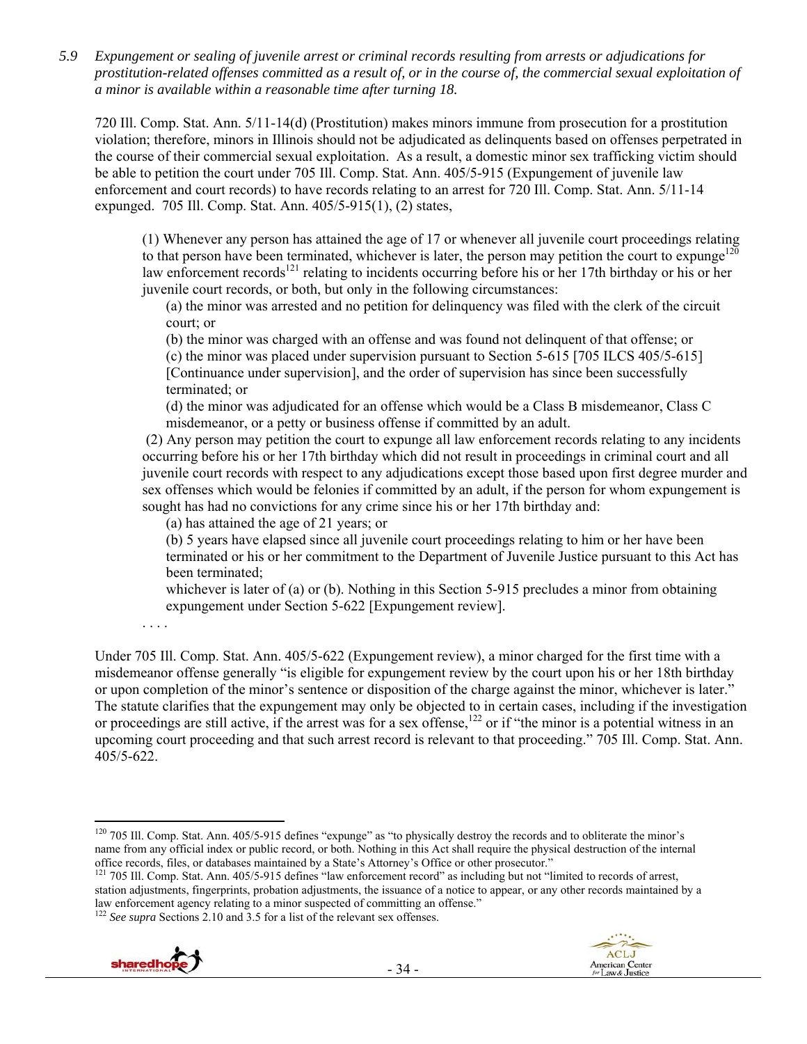*5.9 Expungement or sealing of juvenile arrest or criminal records resulting from arrests or adjudications for prostitution-related offenses committed as a result of, or in the course of, the commercial sexual exploitation of a minor is available within a reasonable time after turning 18.*

720 Ill. Comp. Stat. Ann. 5/11-14(d) (Prostitution) makes minors immune from prosecution for a prostitution violation; therefore, minors in Illinois should not be adjudicated as delinquents based on offenses perpetrated in the course of their commercial sexual exploitation. As a result, a domestic minor sex trafficking victim should be able to petition the court under 705 Ill. Comp. Stat. Ann. 405/5-915 (Expungement of juvenile law enforcement and court records) to have records relating to an arrest for 720 Ill. Comp. Stat. Ann. 5/11-14 expunged. 705 Ill. Comp. Stat. Ann. 405/5-915(1), (2) states,

> (1) Whenever any person has attained the age of 17 or whenever all juvenile court proceedings relating to that person have been terminated, whichever is later, the person may petition the court to expunge[120] law enforcement records[121] relating to incidents occurring before his or her 17th birthday or his or her juvenile court records, or both, but only in the following circumstances:
>
> (a) the minor was arrested and no petition for delinquency was filed with the clerk of the circuit court; or
>
> (b) the minor was charged with an offense and was found not delinquent of that offense; or
>
> (c) the minor was placed under supervision pursuant to Section 5-615 [705 ILCS 405/5-615] [Continuance under supervision], and the order of supervision has since been successfully terminated; or
>
> (d) the minor was adjudicated for an offense which would be a Class B misdemeanor, Class C misdemeanor, or a petty or business offense if committed by an adult.
>
> (2) Any person may petition the court to expunge all law enforcement records relating to any incidents occurring before his or her 17th birthday which did not result in proceedings in criminal court and all juvenile court records with respect to any adjudications except those based upon first degree murder and sex offenses which would be felonies if committed by an adult, if the person for whom expungement is sought has had no convictions for any crime since his or her 17th birthday and:
>
> (a) has attained the age of 21 years; or
>
> (b) 5 years have elapsed since all juvenile court proceedings relating to him or her have been terminated or his or her commitment to the Department of Juvenile Justice pursuant to this Act has been terminated;
>
> whichever is later of (a) or (b). Nothing in this Section 5-915 precludes a minor from obtaining expungement under Section 5-622 [Expungement review].
>
> . . . .

Under 705 Ill. Comp. Stat. Ann. 405/5-622 (Expungement review), a minor charged for the first time with a misdemeanor offense generally "is eligible for expungement review by the court upon his or her 18th birthday or upon completion of the minor's sentence or disposition of the charge against the minor, whichever is later." The statute clarifies that the expungement may only be objected to in certain cases, including if the investigation or proceedings are still active, if the arrest was for a sex offense,[122] or if "the minor is a potential witness in an upcoming court proceeding and that such arrest record is relevant to that proceeding." 705 Ill. Comp. Stat. Ann. 405/5-622.

---

[120] 705 Ill. Comp. Stat. Ann. 405/5-915 defines "expunge" as "to physically destroy the records and to obliterate the minor's name from any official index or public record, or both. Nothing in this Act shall require the physical destruction of the internal office records, files, or databases maintained by a State's Attorney's Office or other prosecutor."

[121] 705 Ill. Comp. Stat. Ann. 405/5-915 defines "law enforcement record" as including but not "limited to records of arrest, station adjustments, fingerprints, probation adjustments, the issuance of a notice to appear, or any other records maintained by a law enforcement agency relating to a minor suspected of committing an offense."

[122] *See supra* Sections 2.10 and 3.5 for a list of the relevant sex offenses.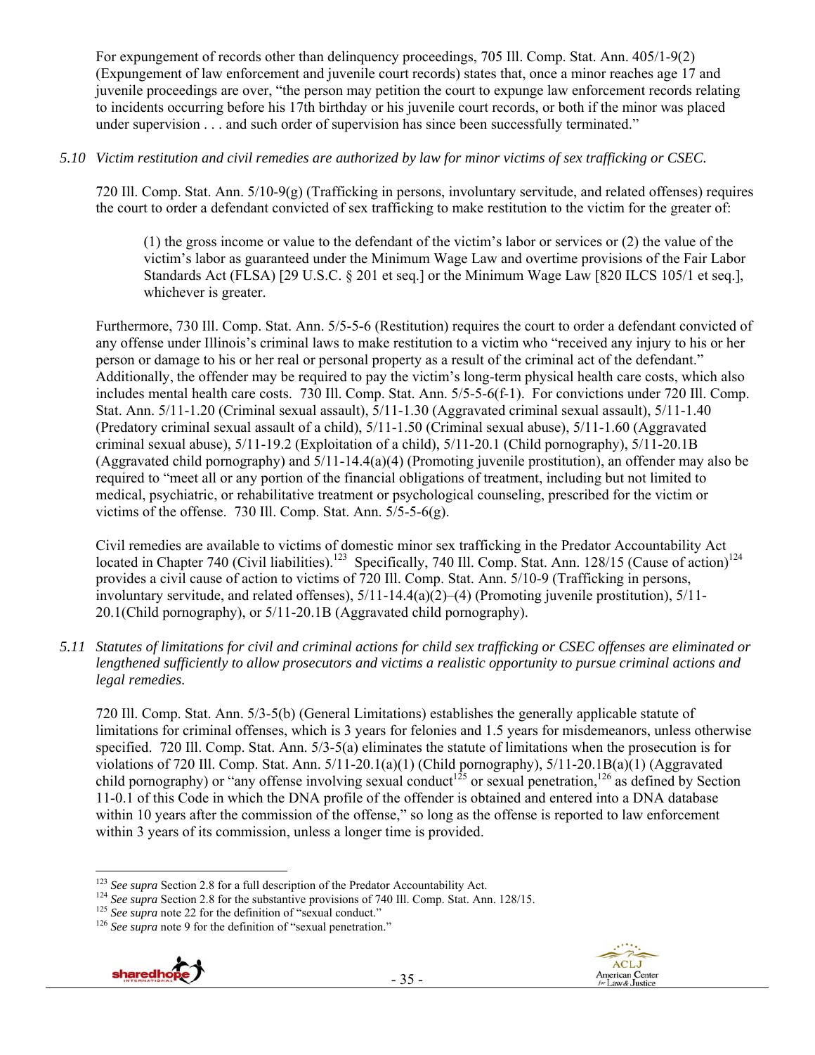For expungement of records other than delinquency proceedings, 705 Ill. Comp. Stat. Ann. 405/1-9(2) (Expungement of law enforcement and juvenile court records) states that, once a minor reaches age 17 and juvenile proceedings are over, "the person may petition the court to expunge law enforcement records relating to incidents occurring before his 17th birthday or his juvenile court records, or both if the minor was placed under supervision . . . and such order of supervision has since been successfully terminated."

*5.10 Victim restitution and civil remedies are authorized by law for minor victims of sex trafficking or CSEC.*

720 Ill. Comp. Stat. Ann. 5/10-9(g) (Trafficking in persons, involuntary servitude, and related offenses) requires the court to order a defendant convicted of sex trafficking to make restitution to the victim for the greater of:

> (1) the gross income or value to the defendant of the victim's labor or services or (2) the value of the victim's labor as guaranteed under the Minimum Wage Law and overtime provisions of the Fair Labor Standards Act (FLSA) [29 U.S.C. § 201 et seq.] or the Minimum Wage Law [820 ILCS 105/1 et seq.], whichever is greater.

Furthermore, 730 Ill. Comp. Stat. Ann. 5/5-5-6 (Restitution) requires the court to order a defendant convicted of any offense under Illinois's criminal laws to make restitution to a victim who "received any injury to his or her person or damage to his or her real or personal property as a result of the criminal act of the defendant." Additionally, the offender may be required to pay the victim's long-term physical health care costs, which also includes mental health care costs. 730 Ill. Comp. Stat. Ann. 5/5-5-6(f-1). For convictions under 720 Ill. Comp. Stat. Ann. 5/11-1.20 (Criminal sexual assault), 5/11-1.30 (Aggravated criminal sexual assault), 5/11-1.40 (Predatory criminal sexual assault of a child), 5/11-1.50 (Criminal sexual abuse), 5/11-1.60 (Aggravated criminal sexual abuse), 5/11-19.2 (Exploitation of a child), 5/11-20.1 (Child pornography), 5/11-20.1B (Aggravated child pornography) and 5/11-14.4(a)(4) (Promoting juvenile prostitution), an offender may also be required to "meet all or any portion of the financial obligations of treatment, including but not limited to medical, psychiatric, or rehabilitative treatment or psychological counseling, prescribed for the victim or victims of the offense. 730 Ill. Comp. Stat. Ann. 5/5-5-6(g).

Civil remedies are available to victims of domestic minor sex trafficking in the Predator Accountability Act located in Chapter 740 (Civil liabilities).[123] Specifically, 740 Ill. Comp. Stat. Ann. 128/15 (Cause of action)[124] provides a civil cause of action to victims of 720 Ill. Comp. Stat. Ann. 5/10-9 (Trafficking in persons, involuntary servitude, and related offenses), 5/11-14.4(a)(2)–(4) (Promoting juvenile prostitution), 5/11-20.1(Child pornography), or 5/11-20.1B (Aggravated child pornography).

*5.11 Statutes of limitations for civil and criminal actions for child sex trafficking or CSEC offenses are eliminated or lengthened sufficiently to allow prosecutors and victims a realistic opportunity to pursue criminal actions and legal remedies.*

720 Ill. Comp. Stat. Ann. 5/3-5(b) (General Limitations) establishes the generally applicable statute of limitations for criminal offenses, which is 3 years for felonies and 1.5 years for misdemeanors, unless otherwise specified. 720 Ill. Comp. Stat. Ann. 5/3-5(a) eliminates the statute of limitations when the prosecution is for violations of 720 Ill. Comp. Stat. Ann. 5/11-20.1(a)(1) (Child pornography), 5/11-20.1B(a)(1) (Aggravated child pornography) or "any offense involving sexual conduct[125] or sexual penetration,[126] as defined by Section 11-0.1 of this Code in which the DNA profile of the offender is obtained and entered into a DNA database within 10 years after the commission of the offense," so long as the offense is reported to law enforcement within 3 years of its commission, unless a longer time is provided.

---

[123] *See supra* Section 2.8 for a full description of the Predator Accountability Act.

[124] *See supra* Section 2.8 for the substantive provisions of 740 Ill. Comp. Stat. Ann. 128/15.

[125] *See supra* note 22 for the definition of "sexual conduct."

[126] *See supra* note 9 for the definition of "sexual penetration."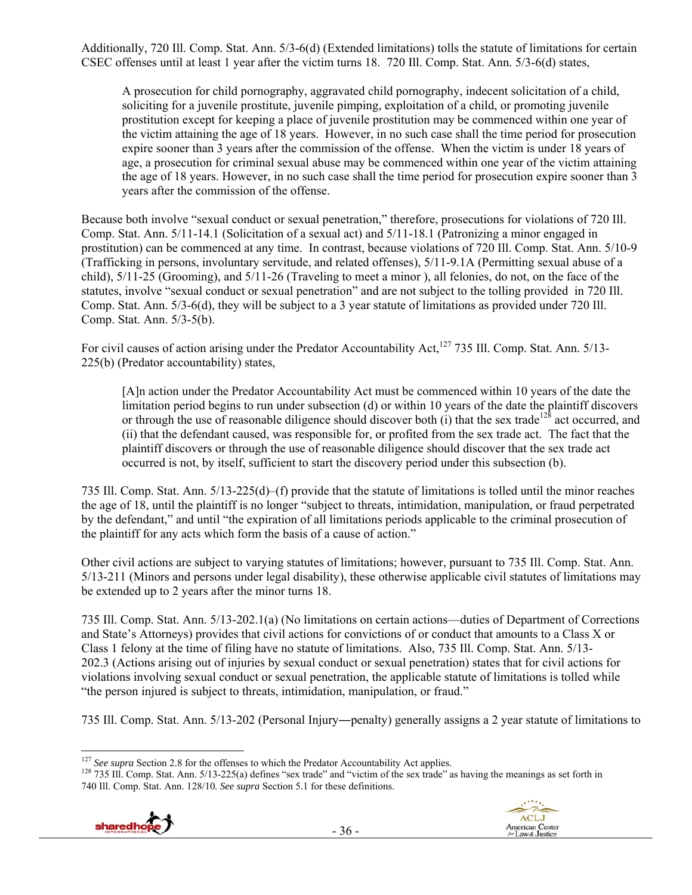Additionally, 720 Ill. Comp. Stat. Ann. 5/3-6(d) (Extended limitations) tolls the statute of limitations for certain CSEC offenses until at least 1 year after the victim turns 18. 720 Ill. Comp. Stat. Ann. 5/3-6(d) states,

> A prosecution for child pornography, aggravated child pornography, indecent solicitation of a child, soliciting for a juvenile prostitute, juvenile pimping, exploitation of a child, or promoting juvenile prostitution except for keeping a place of juvenile prostitution may be commenced within one year of the victim attaining the age of 18 years. However, in no such case shall the time period for prosecution expire sooner than 3 years after the commission of the offense. When the victim is under 18 years of age, a prosecution for criminal sexual abuse may be commenced within one year of the victim attaining the age of 18 years. However, in no such case shall the time period for prosecution expire sooner than 3 years after the commission of the offense.

Because both involve "sexual conduct or sexual penetration," therefore, prosecutions for violations of 720 Ill. Comp. Stat. Ann. 5/11-14.1 (Solicitation of a sexual act) and 5/11-18.1 (Patronizing a minor engaged in prostitution) can be commenced at any time. In contrast, because violations of 720 Ill. Comp. Stat. Ann. 5/10-9 (Trafficking in persons, involuntary servitude, and related offenses), 5/11-9.1A (Permitting sexual abuse of a child), 5/11-25 (Grooming), and 5/11-26 (Traveling to meet a minor ), all felonies, do not, on the face of the statutes, involve "sexual conduct or sexual penetration" and are not subject to the tolling provided in 720 Ill. Comp. Stat. Ann. 5/3-6(d), they will be subject to a 3 year statute of limitations as provided under 720 Ill. Comp. Stat. Ann. 5/3-5(b).

For civil causes of action arising under the Predator Accountability Act,[127] 735 Ill. Comp. Stat. Ann. 5/13-225(b) (Predator accountability) states,

> [A]n action under the Predator Accountability Act must be commenced within 10 years of the date the limitation period begins to run under subsection (d) or within 10 years of the date the plaintiff discovers or through the use of reasonable diligence should discover both (i) that the sex trade[128] act occurred, and (ii) that the defendant caused, was responsible for, or profited from the sex trade act. The fact that the plaintiff discovers or through the use of reasonable diligence should discover that the sex trade act occurred is not, by itself, sufficient to start the discovery period under this subsection (b).

735 Ill. Comp. Stat. Ann. 5/13-225(d)–(f) provide that the statute of limitations is tolled until the minor reaches the age of 18, until the plaintiff is no longer "subject to threats, intimidation, manipulation, or fraud perpetrated by the defendant," and until "the expiration of all limitations periods applicable to the criminal prosecution of the plaintiff for any acts which form the basis of a cause of action."

Other civil actions are subject to varying statutes of limitations; however, pursuant to 735 Ill. Comp. Stat. Ann. 5/13-211 (Minors and persons under legal disability), these otherwise applicable civil statutes of limitations may be extended up to 2 years after the minor turns 18.

735 Ill. Comp. Stat. Ann. 5/13-202.1(a) (No limitations on certain actions—duties of Department of Corrections and State's Attorneys) provides that civil actions for convictions of or conduct that amounts to a Class X or Class 1 felony at the time of filing have no statute of limitations. Also, 735 Ill. Comp. Stat. Ann. 5/13-202.3 (Actions arising out of injuries by sexual conduct or sexual penetration) states that for civil actions for violations involving sexual conduct or sexual penetration, the applicable statute of limitations is tolled while "the person injured is subject to threats, intimidation, manipulation, or fraud."

735 Ill. Comp. Stat. Ann. 5/13-202 (Personal Injury―penalty) generally assigns a 2 year statute of limitations to

---

[127] *See supra* Section 2.8 for the offenses to which the Predator Accountability Act applies.

[128] 735 Ill. Comp. Stat. Ann. 5/13-225(a) defines "sex trade" and "victim of the sex trade" as having the meanings as set forth in 740 Ill. Comp. Stat. Ann. 128/10. *See supra* Section 5.1 for these definitions.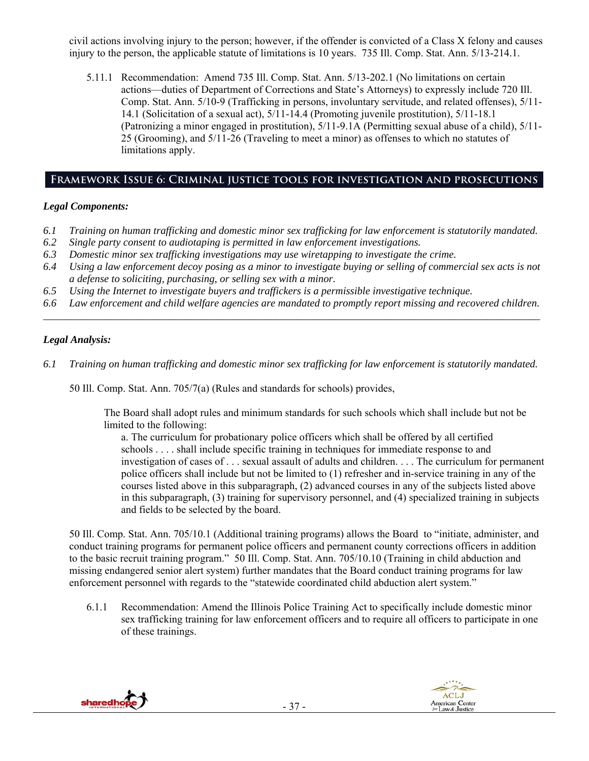civil actions involving injury to the person; however, if the offender is convicted of a Class X felony and causes injury to the person, the applicable statute of limitations is 10 years. 735 Ill. Comp. Stat. Ann. 5/13-214.1.

5.11.1 Recommendation: Amend 735 Ill. Comp. Stat. Ann. 5/13-202.1 (No limitations on certain actions—duties of Department of Corrections and State's Attorneys) to expressly include 720 Ill. Comp. Stat. Ann. 5/10-9 (Trafficking in persons, involuntary servitude, and related offenses), 5/11-14.1 (Solicitation of a sexual act), 5/11-14.4 (Promoting juvenile prostitution), 5/11-18.1 (Patronizing a minor engaged in prostitution), 5/11-9.1A (Permitting sexual abuse of a child), 5/11-25 (Grooming), and 5/11-26 (Traveling to meet a minor) as offenses to which no statutes of limitations apply.

## Framework Issue 6: Criminal justice tools for investigation and prosecutions

### *Legal Components:*

*6.1 Training on human trafficking and domestic minor sex trafficking for law enforcement is statutorily mandated.*
*6.2 Single party consent to audiotaping is permitted in law enforcement investigations.*
*6.3 Domestic minor sex trafficking investigations may use wiretapping to investigate the crime.*
*6.4 Using a law enforcement decoy posing as a minor to investigate buying or selling of commercial sex acts is not a defense to soliciting, purchasing, or selling sex with a minor.*
*6.5 Using the Internet to investigate buyers and traffickers is a permissible investigative technique.*
*6.6 Law enforcement and child welfare agencies are mandated to promptly report missing and recovered children.*

---

### *Legal Analysis:*

*6.1 Training on human trafficking and domestic minor sex trafficking for law enforcement is statutorily mandated.*

50 Ill. Comp. Stat. Ann. 705/7(a) (Rules and standards for schools) provides,

> The Board shall adopt rules and minimum standards for such schools which shall include but not be limited to the following:
>
> a. The curriculum for probationary police officers which shall be offered by all certified schools . . . . shall include specific training in techniques for immediate response to and investigation of cases of . . . sexual assault of adults and children. . . . The curriculum for permanent police officers shall include but not be limited to (1) refresher and in-service training in any of the courses listed above in this subparagraph, (2) advanced courses in any of the subjects listed above in this subparagraph, (3) training for supervisory personnel, and (4) specialized training in subjects and fields to be selected by the board.

50 Ill. Comp. Stat. Ann. 705/10.1 (Additional training programs) allows the Board to "initiate, administer, and conduct training programs for permanent police officers and permanent county corrections officers in addition to the basic recruit training program." 50 Ill. Comp. Stat. Ann. 705/10.10 (Training in child abduction and missing endangered senior alert system) further mandates that the Board conduct training programs for law enforcement personnel with regards to the "statewide coordinated child abduction alert system."

6.1.1 Recommendation: Amend the Illinois Police Training Act to specifically include domestic minor sex trafficking training for law enforcement officers and to require all officers to participate in one of these trainings.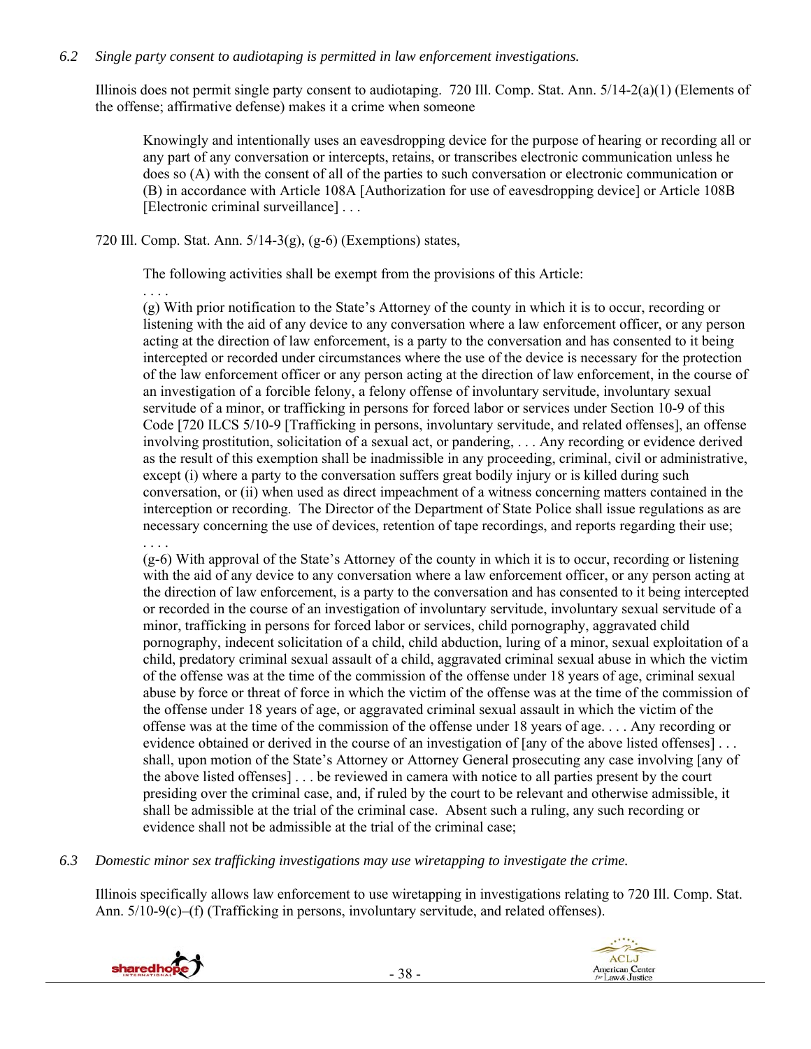*6.2 Single party consent to audiotaping is permitted in law enforcement investigations.*

Illinois does not permit single party consent to audiotaping. 720 Ill. Comp. Stat. Ann. 5/14-2(a)(1) (Elements of the offense; affirmative defense) makes it a crime when someone

> Knowingly and intentionally uses an eavesdropping device for the purpose of hearing or recording all or any part of any conversation or intercepts, retains, or transcribes electronic communication unless he does so (A) with the consent of all of the parties to such conversation or electronic communication or (B) in accordance with Article 108A [Authorization for use of eavesdropping device] or Article 108B [Electronic criminal surveillance] . . .

720 Ill. Comp. Stat. Ann. 5/14-3(g), (g-6) (Exemptions) states,

> The following activities shall be exempt from the provisions of this Article:
>
> . . . .
>
> (g) With prior notification to the State's Attorney of the county in which it is to occur, recording or listening with the aid of any device to any conversation where a law enforcement officer, or any person acting at the direction of law enforcement, is a party to the conversation and has consented to it being intercepted or recorded under circumstances where the use of the device is necessary for the protection of the law enforcement officer or any person acting at the direction of law enforcement, in the course of an investigation of a forcible felony, a felony offense of involuntary servitude, involuntary sexual servitude of a minor, or trafficking in persons for forced labor or services under Section 10-9 of this Code [720 ILCS 5/10-9 [Trafficking in persons, involuntary servitude, and related offenses], an offense involving prostitution, solicitation of a sexual act, or pandering, . . . Any recording or evidence derived as the result of this exemption shall be inadmissible in any proceeding, criminal, civil or administrative, except (i) where a party to the conversation suffers great bodily injury or is killed during such conversation, or (ii) when used as direct impeachment of a witness concerning matters contained in the interception or recording. The Director of the Department of State Police shall issue regulations as are necessary concerning the use of devices, retention of tape recordings, and reports regarding their use;
>
> . . . .
>
> (g-6) With approval of the State's Attorney of the county in which it is to occur, recording or listening with the aid of any device to any conversation where a law enforcement officer, or any person acting at the direction of law enforcement, is a party to the conversation and has consented to it being intercepted or recorded in the course of an investigation of involuntary servitude, involuntary sexual servitude of a minor, trafficking in persons for forced labor or services, child pornography, aggravated child pornography, indecent solicitation of a child, child abduction, luring of a minor, sexual exploitation of a child, predatory criminal sexual assault of a child, aggravated criminal sexual abuse in which the victim of the offense was at the time of the commission of the offense under 18 years of age, criminal sexual abuse by force or threat of force in which the victim of the offense was at the time of the commission of the offense under 18 years of age, or aggravated criminal sexual assault in which the victim of the offense was at the time of the commission of the offense under 18 years of age. . . . Any recording or evidence obtained or derived in the course of an investigation of [any of the above listed offenses] . . . shall, upon motion of the State's Attorney or Attorney General prosecuting any case involving [any of the above listed offenses] . . . be reviewed in camera with notice to all parties present by the court presiding over the criminal case, and, if ruled by the court to be relevant and otherwise admissible, it shall be admissible at the trial of the criminal case. Absent such a ruling, any such recording or evidence shall not be admissible at the trial of the criminal case;

*6.3 Domestic minor sex trafficking investigations may use wiretapping to investigate the crime.*

Illinois specifically allows law enforcement to use wiretapping in investigations relating to 720 Ill. Comp. Stat. Ann. 5/10-9(c)–(f) (Trafficking in persons, involuntary servitude, and related offenses).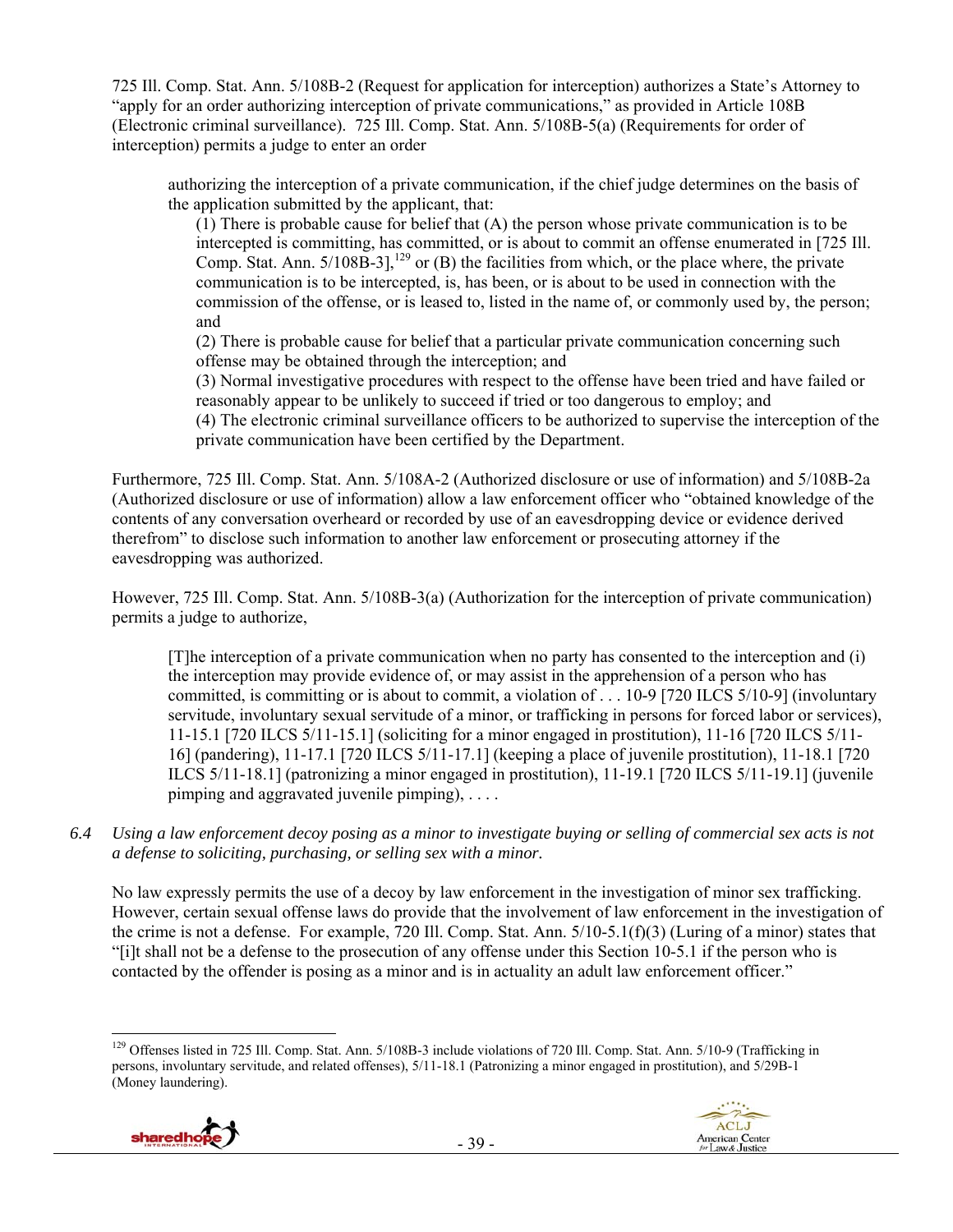725 Ill. Comp. Stat. Ann. 5/108B-2 (Request for application for interception) authorizes a State's Attorney to "apply for an order authorizing interception of private communications," as provided in Article 108B (Electronic criminal surveillance). 725 Ill. Comp. Stat. Ann. 5/108B-5(a) (Requirements for order of interception) permits a judge to enter an order

> authorizing the interception of a private communication, if the chief judge determines on the basis of the application submitted by the applicant, that:
>
> (1) There is probable cause for belief that (A) the person whose private communication is to be intercepted is committing, has committed, or is about to commit an offense enumerated in [725 Ill. Comp. Stat. Ann. 5/108B-3],[129] or (B) the facilities from which, or the place where, the private communication is to be intercepted, is, has been, or is about to be used in connection with the commission of the offense, or is leased to, listed in the name of, or commonly used by, the person; and
>
> (2) There is probable cause for belief that a particular private communication concerning such offense may be obtained through the interception; and
>
> (3) Normal investigative procedures with respect to the offense have been tried and have failed or reasonably appear to be unlikely to succeed if tried or too dangerous to employ; and
>
> (4) The electronic criminal surveillance officers to be authorized to supervise the interception of the private communication have been certified by the Department.

Furthermore, 725 Ill. Comp. Stat. Ann. 5/108A-2 (Authorized disclosure or use of information) and 5/108B-2a (Authorized disclosure or use of information) allow a law enforcement officer who "obtained knowledge of the contents of any conversation overheard or recorded by use of an eavesdropping device or evidence derived therefrom" to disclose such information to another law enforcement or prosecuting attorney if the eavesdropping was authorized.

However, 725 Ill. Comp. Stat. Ann. 5/108B-3(a) (Authorization for the interception of private communication) permits a judge to authorize,

> [T]he interception of a private communication when no party has consented to the interception and (i) the interception may provide evidence of, or may assist in the apprehension of a person who has committed, is committing or is about to commit, a violation of . . . 10-9 [720 ILCS 5/10-9] (involuntary servitude, involuntary sexual servitude of a minor, or trafficking in persons for forced labor or services), 11-15.1 [720 ILCS 5/11-15.1] (soliciting for a minor engaged in prostitution), 11-16 [720 ILCS 5/11-16] (pandering), 11-17.1 [720 ILCS 5/11-17.1] (keeping a place of juvenile prostitution), 11-18.1 [720 ILCS 5/11-18.1] (patronizing a minor engaged in prostitution), 11-19.1 [720 ILCS 5/11-19.1] (juvenile pimping and aggravated juvenile pimping), . . . .

*6.4 Using a law enforcement decoy posing as a minor to investigate buying or selling of commercial sex acts is not a defense to soliciting, purchasing, or selling sex with a minor.*

No law expressly permits the use of a decoy by law enforcement in the investigation of minor sex trafficking. However, certain sexual offense laws do provide that the involvement of law enforcement in the investigation of the crime is not a defense. For example, 720 Ill. Comp. Stat. Ann. 5/10-5.1(f)(3) (Luring of a minor) states that "[i]t shall not be a defense to the prosecution of any offense under this Section 10-5.1 if the person who is contacted by the offender is posing as a minor and is in actuality an adult law enforcement officer."

---

[129] Offenses listed in 725 Ill. Comp. Stat. Ann. 5/108B-3 include violations of 720 Ill. Comp. Stat. Ann. 5/10-9 (Trafficking in persons, involuntary servitude, and related offenses), 5/11-18.1 (Patronizing a minor engaged in prostitution), and 5/29B-1 (Money laundering).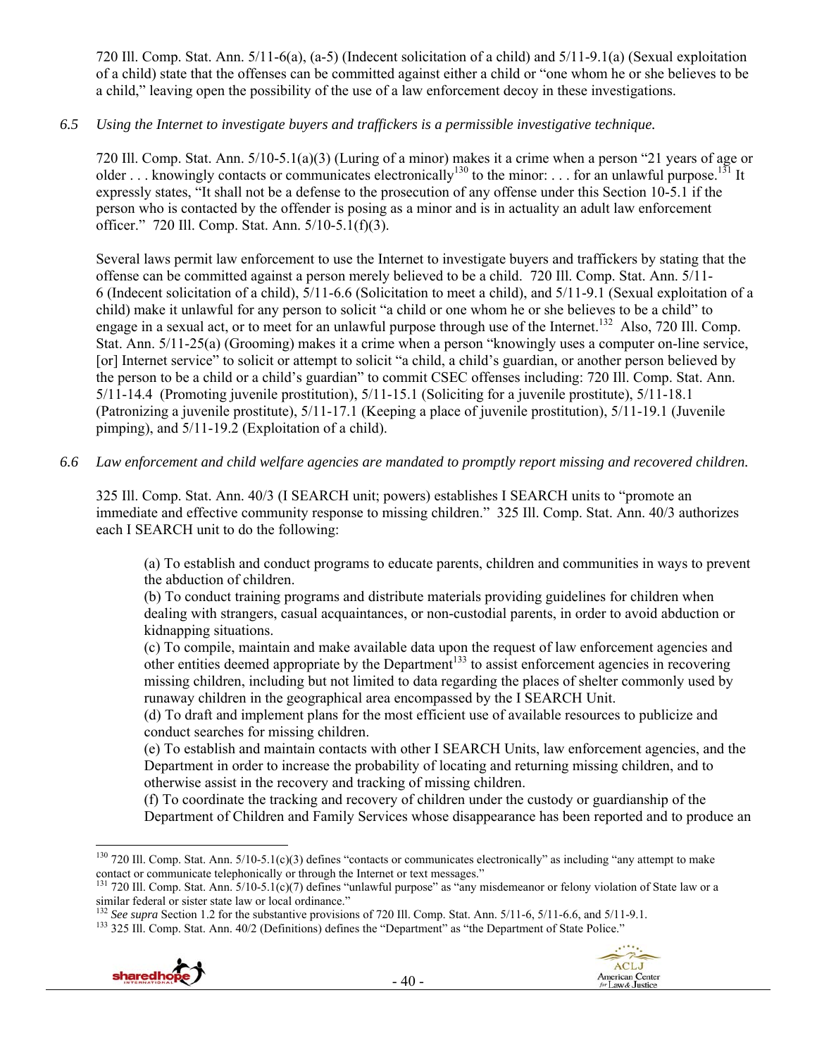720 Ill. Comp. Stat. Ann. 5/11-6(a), (a-5) (Indecent solicitation of a child) and 5/11-9.1(a) (Sexual exploitation of a child) state that the offenses can be committed against either a child or "one whom he or she believes to be a child," leaving open the possibility of the use of a law enforcement decoy in these investigations.

*6.5 Using the Internet to investigate buyers and traffickers is a permissible investigative technique.*

720 Ill. Comp. Stat. Ann. 5/10-5.1(a)(3) (Luring of a minor) makes it a crime when a person "21 years of age or older . . . knowingly contacts or communicates electronically[130] to the minor: . . . for an unlawful purpose.[131] It expressly states, "It shall not be a defense to the prosecution of any offense under this Section 10-5.1 if the person who is contacted by the offender is posing as a minor and is in actuality an adult law enforcement officer." 720 Ill. Comp. Stat. Ann. 5/10-5.1(f)(3).

Several laws permit law enforcement to use the Internet to investigate buyers and traffickers by stating that the offense can be committed against a person merely believed to be a child. 720 Ill. Comp. Stat. Ann. 5/11-6 (Indecent solicitation of a child), 5/11-6.6 (Solicitation to meet a child), and 5/11-9.1 (Sexual exploitation of a child) make it unlawful for any person to solicit "a child or one whom he or she believes to be a child" to engage in a sexual act, or to meet for an unlawful purpose through use of the Internet.[132] Also, 720 Ill. Comp. Stat. Ann. 5/11-25(a) (Grooming) makes it a crime when a person "knowingly uses a computer on-line service, [or] Internet service" to solicit or attempt to solicit "a child, a child's guardian, or another person believed by the person to be a child or a child's guardian" to commit CSEC offenses including: 720 Ill. Comp. Stat. Ann. 5/11-14.4 (Promoting juvenile prostitution), 5/11-15.1 (Soliciting for a juvenile prostitute), 5/11-18.1 (Patronizing a juvenile prostitute), 5/11-17.1 (Keeping a place of juvenile prostitution), 5/11-19.1 (Juvenile pimping), and 5/11-19.2 (Exploitation of a child).

*6.6 Law enforcement and child welfare agencies are mandated to promptly report missing and recovered children.*

325 Ill. Comp. Stat. Ann. 40/3 (I SEARCH unit; powers) establishes I SEARCH units to "promote an immediate and effective community response to missing children." 325 Ill. Comp. Stat. Ann. 40/3 authorizes each I SEARCH unit to do the following:

> (a) To establish and conduct programs to educate parents, children and communities in ways to prevent the abduction of children.
> (b) To conduct training programs and distribute materials providing guidelines for children when dealing with strangers, casual acquaintances, or non-custodial parents, in order to avoid abduction or kidnapping situations.
> (c) To compile, maintain and make available data upon the request of law enforcement agencies and other entities deemed appropriate by the Department[133] to assist enforcement agencies in recovering missing children, including but not limited to data regarding the places of shelter commonly used by runaway children in the geographical area encompassed by the I SEARCH Unit.
> (d) To draft and implement plans for the most efficient use of available resources to publicize and conduct searches for missing children.
> (e) To establish and maintain contacts with other I SEARCH Units, law enforcement agencies, and the Department in order to increase the probability of locating and returning missing children, and to otherwise assist in the recovery and tracking of missing children.
> (f) To coordinate the tracking and recovery of children under the custody or guardianship of the Department of Children and Family Services whose disappearance has been reported and to produce an

---

[130] 720 Ill. Comp. Stat. Ann. 5/10-5.1(c)(3) defines "contacts or communicates electronically" as including "any attempt to make contact or communicate telephonically or through the Internet or text messages."

[131] 720 Ill. Comp. Stat. Ann. 5/10-5.1(c)(7) defines "unlawful purpose" as "any misdemeanor or felony violation of State law or a similar federal or sister state law or local ordinance."

[132] *See supra* Section 1.2 for the substantive provisions of 720 Ill. Comp. Stat. Ann. 5/11-6, 5/11-6.6, and 5/11-9.1.

[133] 325 Ill. Comp. Stat. Ann. 40/2 (Definitions) defines the "Department" as "the Department of State Police."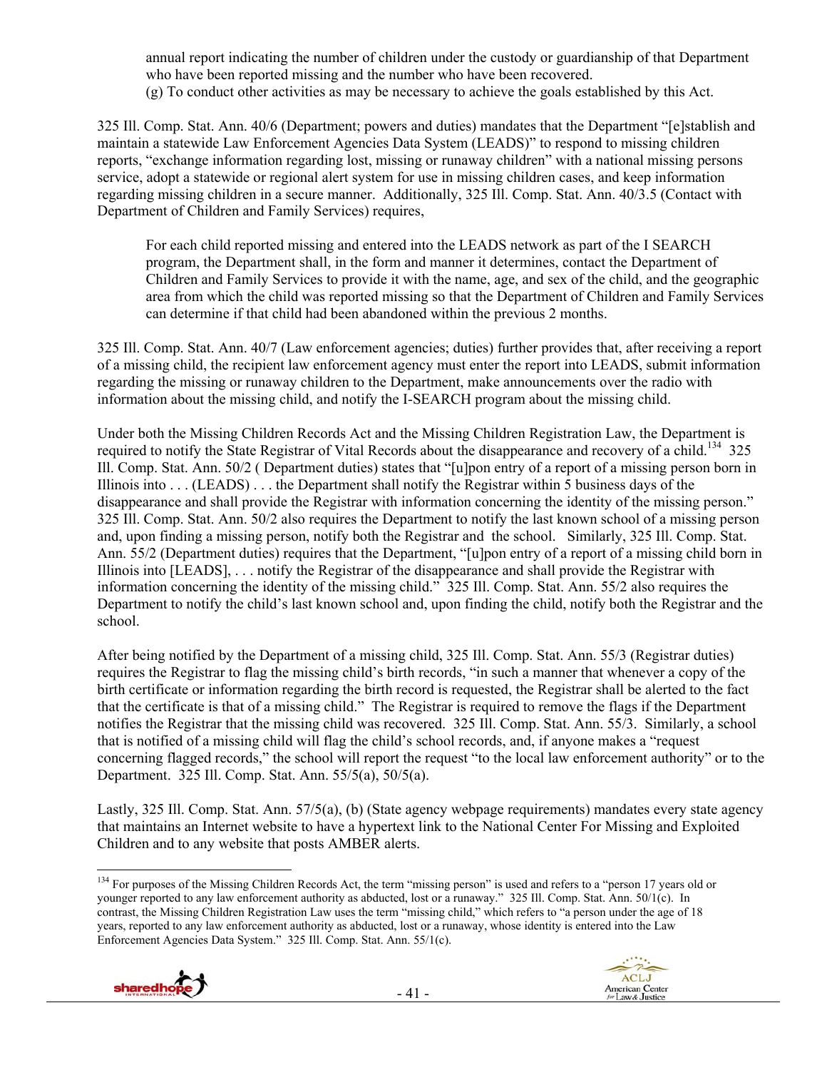annual report indicating the number of children under the custody or guardianship of that Department who have been reported missing and the number who have been recovered.

(g) To conduct other activities as may be necessary to achieve the goals established by this Act.

325 Ill. Comp. Stat. Ann. 40/6 (Department; powers and duties) mandates that the Department "[e]stablish and maintain a statewide Law Enforcement Agencies Data System (LEADS)" to respond to missing children reports, "exchange information regarding lost, missing or runaway children" with a national missing persons service, adopt a statewide or regional alert system for use in missing children cases, and keep information regarding missing children in a secure manner. Additionally, 325 Ill. Comp. Stat. Ann. 40/3.5 (Contact with Department of Children and Family Services) requires,

> For each child reported missing and entered into the LEADS network as part of the I SEARCH program, the Department shall, in the form and manner it determines, contact the Department of Children and Family Services to provide it with the name, age, and sex of the child, and the geographic area from which the child was reported missing so that the Department of Children and Family Services can determine if that child had been abandoned within the previous 2 months.

325 Ill. Comp. Stat. Ann. 40/7 (Law enforcement agencies; duties) further provides that, after receiving a report of a missing child, the recipient law enforcement agency must enter the report into LEADS, submit information regarding the missing or runaway children to the Department, make announcements over the radio with information about the missing child, and notify the I-SEARCH program about the missing child.

Under both the Missing Children Records Act and the Missing Children Registration Law, the Department is required to notify the State Registrar of Vital Records about the disappearance and recovery of a child.[134] 325 Ill. Comp. Stat. Ann. 50/2 ( Department duties) states that "[u]pon entry of a report of a missing person born in Illinois into . . . (LEADS) . . . the Department shall notify the Registrar within 5 business days of the disappearance and shall provide the Registrar with information concerning the identity of the missing person." 325 Ill. Comp. Stat. Ann. 50/2 also requires the Department to notify the last known school of a missing person and, upon finding a missing person, notify both the Registrar and the school. Similarly, 325 Ill. Comp. Stat. Ann. 55/2 (Department duties) requires that the Department, "[u]pon entry of a report of a missing child born in Illinois into [LEADS], . . . notify the Registrar of the disappearance and shall provide the Registrar with information concerning the identity of the missing child." 325 Ill. Comp. Stat. Ann. 55/2 also requires the Department to notify the child's last known school and, upon finding the child, notify both the Registrar and the school.

After being notified by the Department of a missing child, 325 Ill. Comp. Stat. Ann. 55/3 (Registrar duties) requires the Registrar to flag the missing child's birth records, "in such a manner that whenever a copy of the birth certificate or information regarding the birth record is requested, the Registrar shall be alerted to the fact that the certificate is that of a missing child." The Registrar is required to remove the flags if the Department notifies the Registrar that the missing child was recovered. 325 Ill. Comp. Stat. Ann. 55/3. Similarly, a school that is notified of a missing child will flag the child's school records, and, if anyone makes a "request concerning flagged records," the school will report the request "to the local law enforcement authority" or to the Department. 325 Ill. Comp. Stat. Ann. 55/5(a), 50/5(a).

Lastly, 325 Ill. Comp. Stat. Ann. 57/5(a), (b) (State agency webpage requirements) mandates every state agency that maintains an Internet website to have a hypertext link to the National Center For Missing and Exploited Children and to any website that posts AMBER alerts.

---

[134] For purposes of the Missing Children Records Act, the term "missing person" is used and refers to a "person 17 years old or younger reported to any law enforcement authority as abducted, lost or a runaway." 325 Ill. Comp. Stat. Ann. 50/1(c). In contrast, the Missing Children Registration Law uses the term "missing child," which refers to "a person under the age of 18 years, reported to any law enforcement authority as abducted, lost or a runaway, whose identity is entered into the Law Enforcement Agencies Data System." 325 Ill. Comp. Stat. Ann. 55/1(c).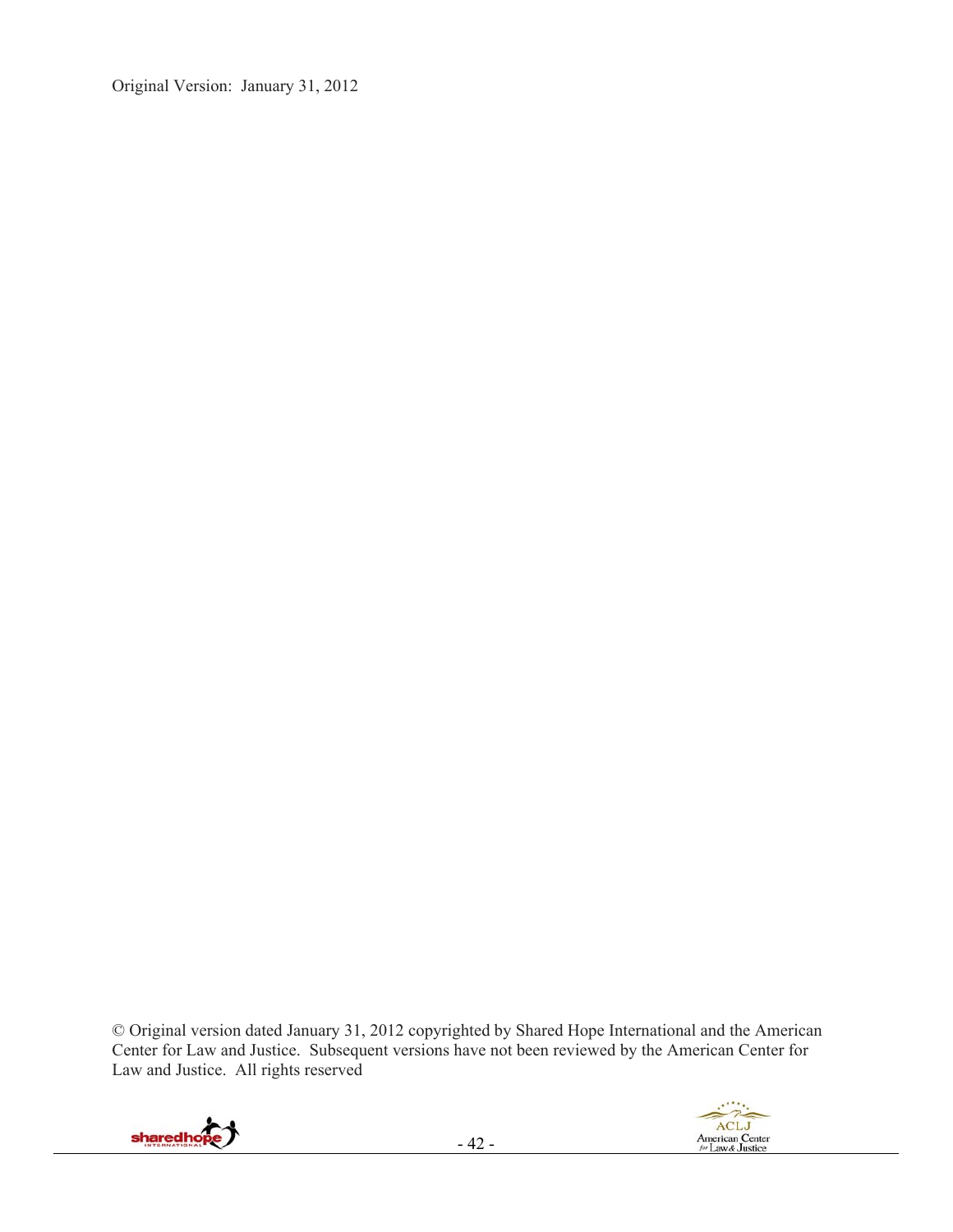Original Version: January 31, 2012

© Original version dated January 31, 2012 copyrighted by Shared Hope International and the American Center for Law and Justice. Subsequent versions have not been reviewed by the American Center for Law and Justice. All rights reserved